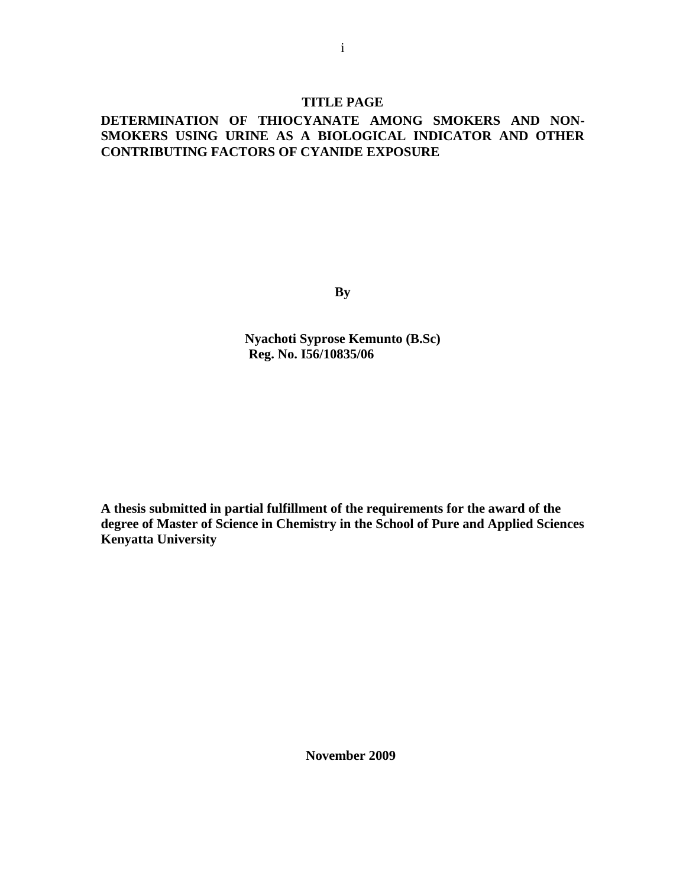**TITLE PAGE**

# DETERMINATION OF THIOCYANATE AMONG SMOKERS AND NON-SMOKERS USING URINE AS A BIOLOGICAL INDICATOR AND OTHER CONTRIBUTING FACTORS OF CYANIDE EXPOSURE

**By**

**Nyachoti Syprose Kemunto (B.Sc)**
**Reg. No. I56/10835/06**

**A thesis submitted in partial fulfillment of the requirements for the award of the degree of Master of Science in Chemistry in the School of Pure and Applied Sciences Kenyatta University**

**November 2009**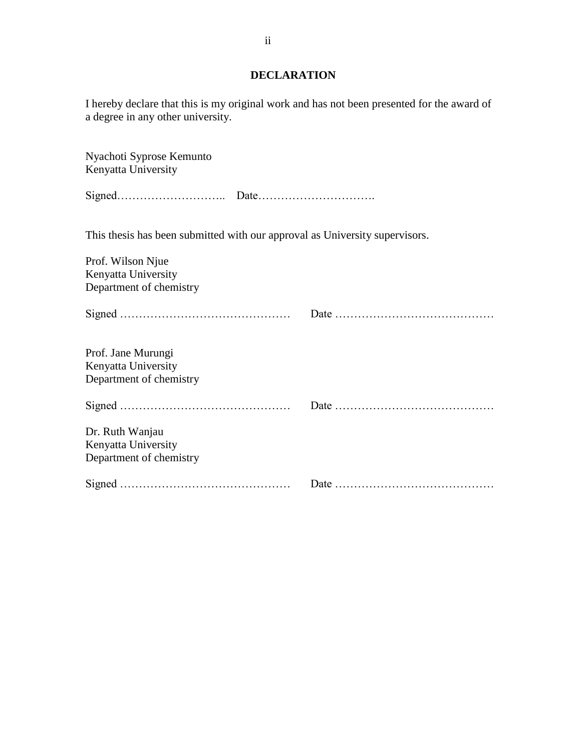## DECLARATION

I hereby declare that this is my original work and has not been presented for the award of a degree in any other university.

Nyachoti Syprose Kemunto
Kenyatta University

Signed……………………….. Date………………………….

This thesis has been submitted with our approval as University supervisors.

Prof. Wilson Njue
Kenyatta University
Department of chemistry

Signed ……………………………………… Date ……………………………………

Prof. Jane Murungi
Kenyatta University
Department of chemistry

Signed ……………………………………… Date ……………………………………

Dr. Ruth Wanjau
Kenyatta University
Department of chemistry

Signed ……………………………………… Date ……………………………………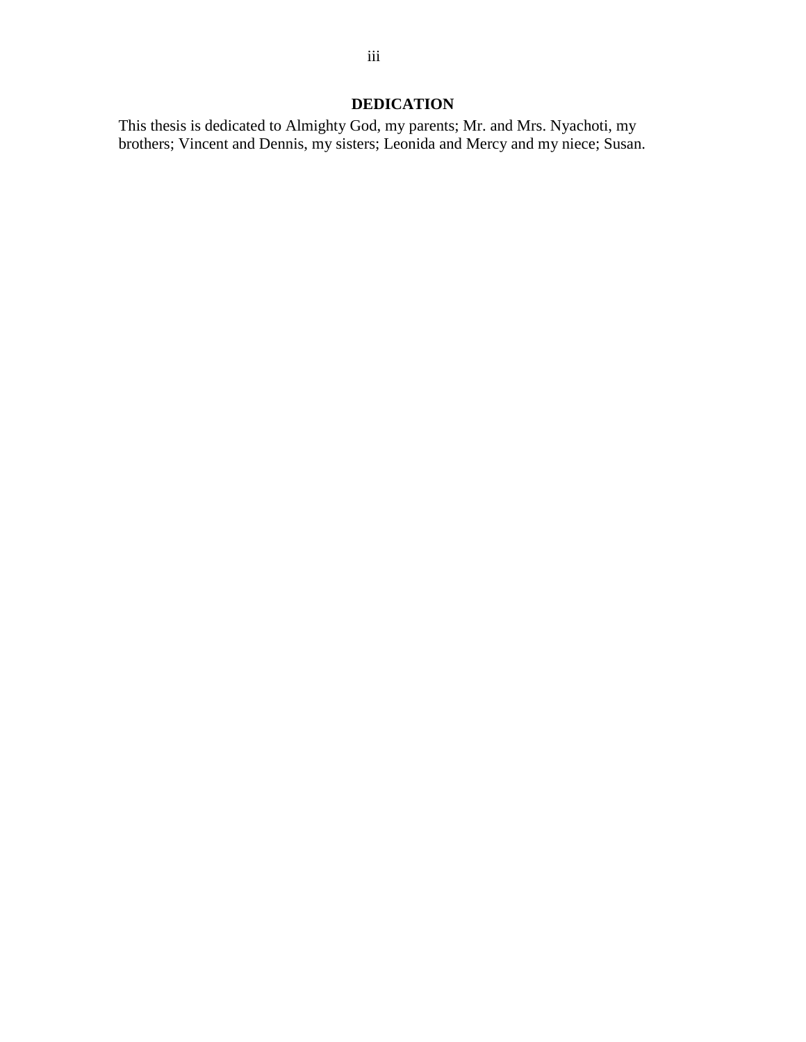# DEDICATION

This thesis is dedicated to Almighty God, my parents; Mr. and Mrs. Nyachoti, my brothers; Vincent and Dennis, my sisters; Leonida and Mercy and my niece; Susan.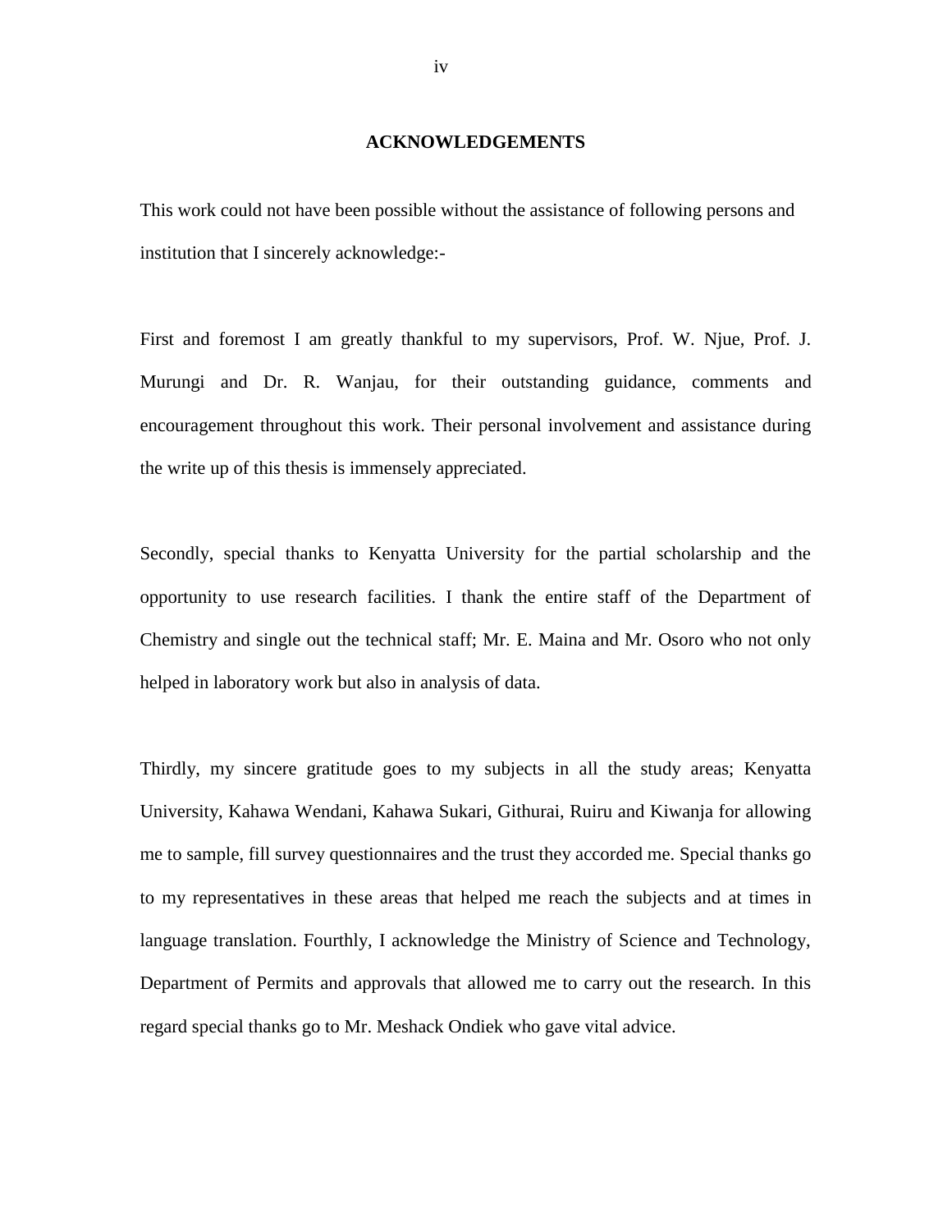## ACKNOWLEDGEMENTS

This work could not have been possible without the assistance of following persons and institution that I sincerely acknowledge:-

First and foremost I am greatly thankful to my supervisors, Prof. W. Njue, Prof. J. Murungi and Dr. R. Wanjau, for their outstanding guidance, comments and encouragement throughout this work. Their personal involvement and assistance during the write up of this thesis is immensely appreciated.

Secondly, special thanks to Kenyatta University for the partial scholarship and the opportunity to use research facilities. I thank the entire staff of the Department of Chemistry and single out the technical staff; Mr. E. Maina and Mr. Osoro who not only helped in laboratory work but also in analysis of data.

Thirdly, my sincere gratitude goes to my subjects in all the study areas; Kenyatta University, Kahawa Wendani, Kahawa Sukari, Githurai, Ruiru and Kiwanja for allowing me to sample, fill survey questionnaires and the trust they accorded me. Special thanks go to my representatives in these areas that helped me reach the subjects and at times in language translation. Fourthly, I acknowledge the Ministry of Science and Technology, Department of Permits and approvals that allowed me to carry out the research. In this regard special thanks go to Mr. Meshack Ondiek who gave vital advice.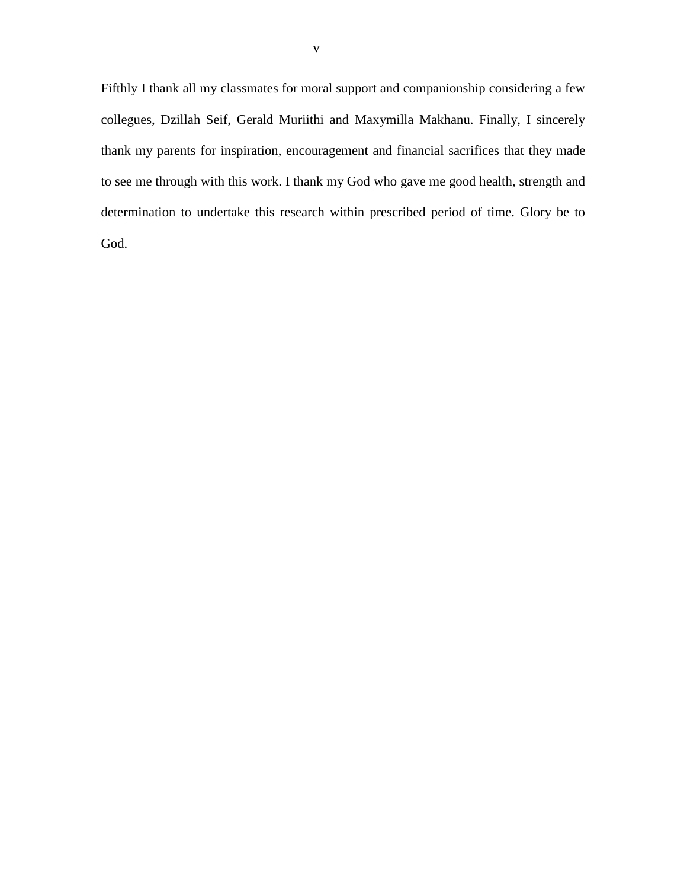Fifthly I thank all my classmates for moral support and companionship considering a few collegues, Dzillah Seif, Gerald Muriithi and Maxymilla Makhanu. Finally, I sincerely thank my parents for inspiration, encouragement and financial sacrifices that they made to see me through with this work. I thank my God who gave me good health, strength and determination to undertake this research within prescribed period of time. Glory be to God.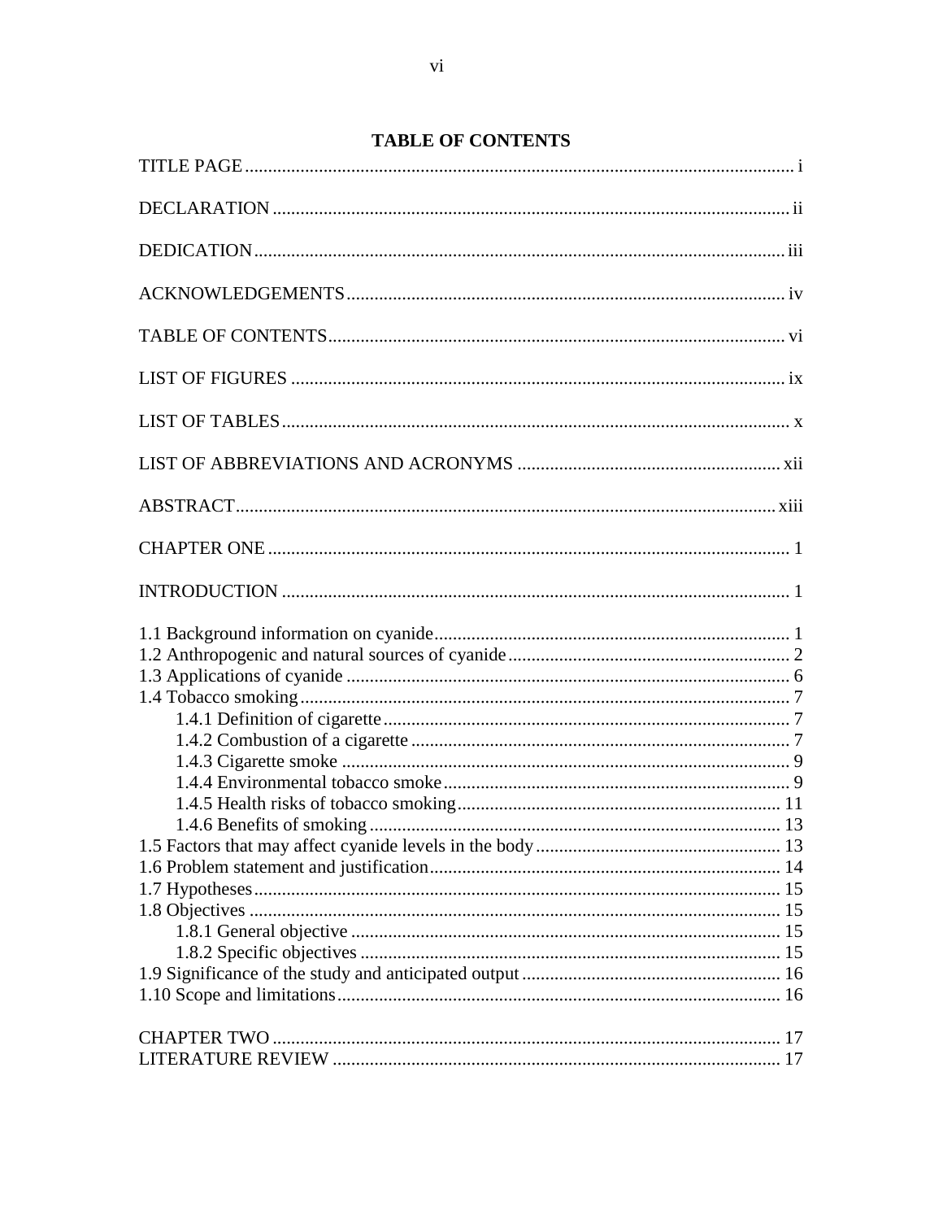## TABLE OF CONTENTS

TITLE PAGE ........ i

DECLARATION ........ ii

DEDICATION ........ iii

ACKNOWLEDGEMENTS ........ iv

TABLE OF CONTENTS ........ vi

LIST OF FIGURES ........ ix

LIST OF TABLES ........ x

LIST OF ABBREVIATIONS AND ACRONYMS ........ xii

ABSTRACT ........ xiii

CHAPTER ONE ........ 1

INTRODUCTION ........ 1

1.1 Background information on cyanide ........ 1
1.2 Anthropogenic and natural sources of cyanide ........ 2
1.3 Applications of cyanide ........ 6
1.4 Tobacco smoking ........ 7
    1.4.1 Definition of cigarette ........ 7
    1.4.2 Combustion of a cigarette ........ 7
    1.4.3 Cigarette smoke ........ 9
    1.4.4 Environmental tobacco smoke ........ 9
    1.4.5 Health risks of tobacco smoking ........ 11
    1.4.6 Benefits of smoking ........ 13
1.5 Factors that may affect cyanide levels in the body ........ 13
1.6 Problem statement and justification ........ 14
1.7 Hypotheses ........ 15
1.8 Objectives ........ 15
    1.8.1 General objective ........ 15
    1.8.2 Specific objectives ........ 15
1.9 Significance of the study and anticipated output ........ 16
1.10 Scope and limitations ........ 16

CHAPTER TWO ........ 17
LITERATURE REVIEW ........ 17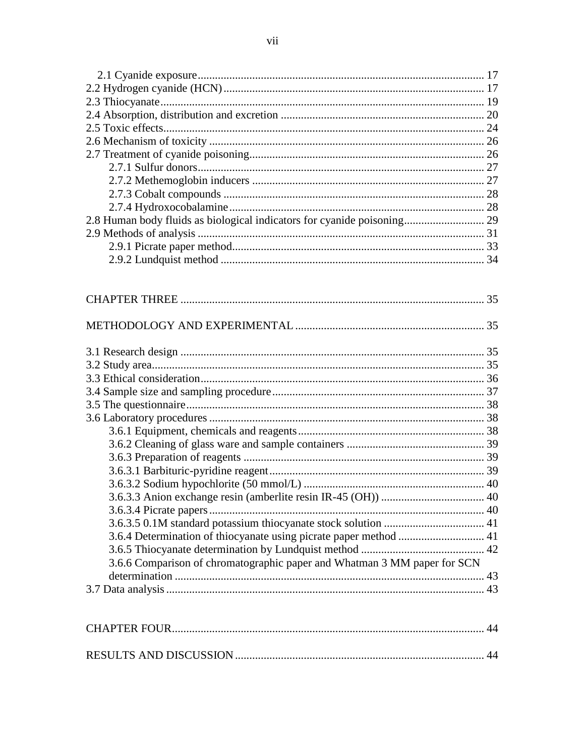2.1 Cyanide exposure ........................................................................................ 17
2.2 Hydrogen cyanide (HCN) ............................................................................ 17
2.3 Thiocyanate ................................................................................................. 19
2.4 Absorption, distribution and excretion ....................................................... 20
2.5 Toxic effects ................................................................................................ 24
2.6 Mechanism of toxicity ................................................................................ 26
2.7 Treatment of cyanide poisoning .................................................................. 26
    2.7.1 Sulfur donors ......................................................................................... 27
    2.7.2 Methemoglobin inducers ...................................................................... 27
    2.7.3 Cobalt compounds ................................................................................ 28
    2.7.4 Hydroxocobalamine .............................................................................. 28
2.8 Human body fluids as biological indicators for cyanide poisoning ............ 29
2.9 Methods of analysis .................................................................................... 31
    2.9.1 Picrate paper method ............................................................................ 33
    2.9.2 Lundquist method ................................................................................ 34

CHAPTER THREE ......................................................................................... 35

METHODOLOGY AND EXPERIMENTAL ................................................. 35

3.1 Research design ........................................................................................... 35
3.2 Study area .................................................................................................... 35
3.3 Ethical consideration ................................................................................... 36
3.4 Sample size and sampling procedure .......................................................... 37
3.5 The questionnaire ........................................................................................ 38
3.6 Laboratory procedures ................................................................................ 38
    3.6.1 Equipment, chemicals and reagents ..................................................... 38
    3.6.2 Cleaning of glass ware and sample containers .................................... 39
    3.6.3 Preparation of reagents ........................................................................ 39
    3.6.3.1 Barbituric-pyridine reagent ............................................................... 39
    3.6.3.2 Sodium hypochlorite (50 mmol/L) .................................................... 40
    3.6.3.3 Anion exchange resin (amberlite resin IR-45 (OH)) ......................... 40
    3.6.3.4 Picrate papers .................................................................................... 40
    3.6.3.5 0.1M standard potassium thiocyanate stock solution ....................... 41
    3.6.4 Determination of thiocyanate using picrate paper method .................. 41
    3.6.5 Thiocyanate determination by Lundquist method ............................... 42
    3.6.6 Comparison of chromatographic paper and Whatman 3 MM paper for SCN determination ........................................................................................ 43
3.7 Data analysis ............................................................................................... 43

CHAPTER FOUR ........................................................................................... 44

RESULTS AND DISCUSSION ...................................................................... 44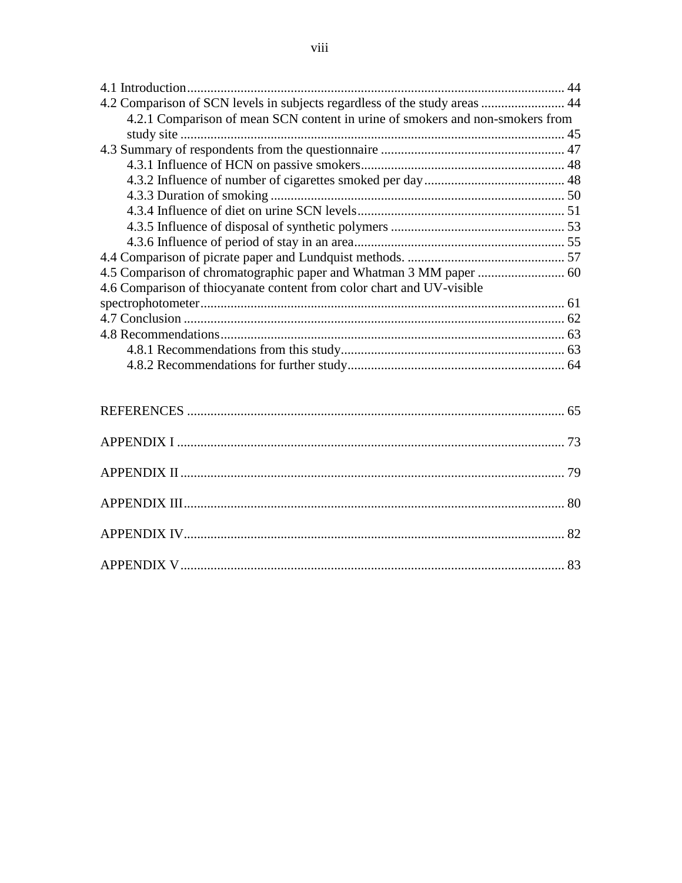4.1 Introduction ........................................................................................................ 44
4.2 Comparison of SCN levels in subjects regardless of the study areas ......................... 44
    4.2.1 Comparison of mean SCN content in urine of smokers and non-smokers from study site .................................................................................................. 45
4.3 Summary of respondents from the questionnaire ...................................................... 47
    4.3.1 Influence of HCN on passive smokers............................................................ 48
    4.3.2 Influence of number of cigarettes smoked per day.......................................... 48
    4.3.3 Duration of smoking ....................................................................................... 50
    4.3.4 Influence of diet on urine SCN levels............................................................. 51
    4.3.5 Influence of disposal of synthetic polymers .................................................... 53
    4.3.6 Influence of period of stay in an area.............................................................. 55
4.4 Comparison of picrate paper and Lundquist methods. ............................................... 57
4.5 Comparison of chromatographic paper and Whatman 3 MM paper .......................... 60
4.6 Comparison of thiocyanate content from color chart and UV-visible spectrophotometer.......................................................................................................... 61
4.7 Conclusion ................................................................................................................ 62
4.8 Recommendations...................................................................................................... 63
    4.8.1 Recommendations from this study.................................................................. 63
    4.8.2 Recommendations for further study................................................................ 64

REFERENCES ................................................................................................................ 65

APPENDIX I .................................................................................................................. 73

APPENDIX II ................................................................................................................. 79

APPENDIX III ................................................................................................................ 80

APPENDIX IV ................................................................................................................ 82

APPENDIX V ................................................................................................................. 83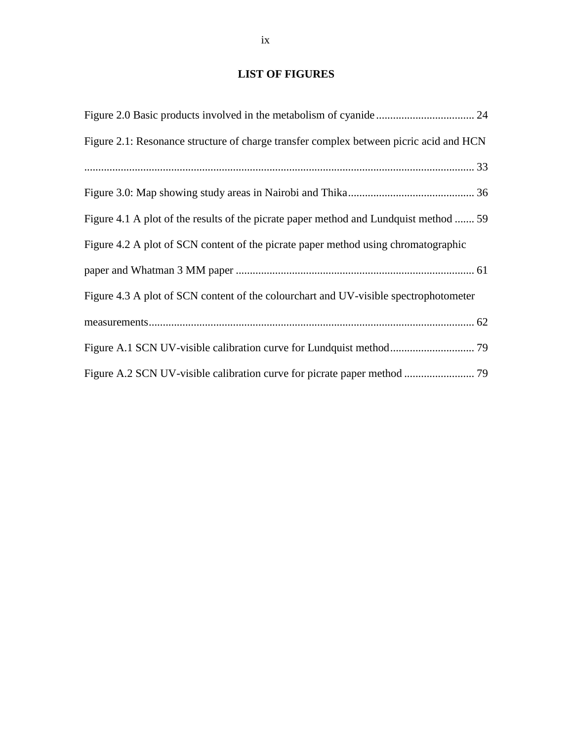# LIST OF FIGURES

Figure 2.0 Basic products involved in the metabolism of cyanide ................................... 24

Figure 2.1: Resonance structure of charge transfer complex between picric acid and HCN ........................................................................................................................... 33

Figure 3.0: Map showing study areas in Nairobi and Thika ............................................. 36

Figure 4.1 A plot of the results of the picrate paper method and Lundquist method ....... 59

Figure 4.2 A plot of SCN content of the picrate paper method using chromatographic paper and Whatman 3 MM paper ..................................................................................... 61

Figure 4.3 A plot of SCN content of the colourchart and UV-visible spectrophotometer measurements.................................................................................................................... 62

Figure A.1 SCN UV-visible calibration curve for Lundquist method .............................. 79

Figure A.2 SCN UV-visible calibration curve for picrate paper method ......................... 79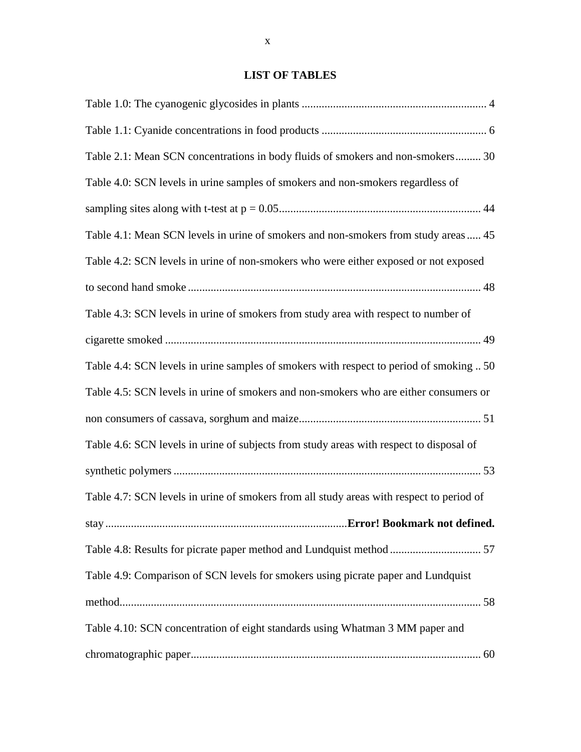# LIST OF TABLES

Table 1.0: The cyanogenic glycosides in plants ................................................................. 4

Table 1.1: Cyanide concentrations in food products ........................................................... 6

Table 2.1: Mean SCN concentrations in body fluids of smokers and non-smokers......... 30

Table 4.0: SCN levels in urine samples of smokers and non-smokers regardless of sampling sites along with t-test at p = 0.05...................................................................... 44

Table 4.1: Mean SCN levels in urine of smokers and non-smokers from study areas..... 45

Table 4.2: SCN levels in urine of non-smokers who were either exposed or not exposed to second hand smoke ...................................................................................................... 48

Table 4.3: SCN levels in urine of smokers from study area with respect to number of cigarette smoked .............................................................................................................. 49

Table 4.4: SCN levels in urine samples of smokers with respect to period of smoking .. 50

Table 4.5: SCN levels in urine of smokers and non-smokers who are either consumers or non consumers of cassava, sorghum and maize................................................................ 51

Table 4.6: SCN levels in urine of subjects from study areas with respect to disposal of synthetic polymers ........................................................................................................... 53

Table 4.7: SCN levels in urine of smokers from all study areas with respect to period of stay .....................................................................................**Error! Bookmark not defined.**

Table 4.8: Results for picrate paper method and Lundquist method ................................ 57

Table 4.9: Comparison of SCN levels for smokers using picrate paper and Lundquist method.............................................................................................................................. 58

Table 4.10: SCN concentration of eight standards using Whatman 3 MM paper and chromatographic paper..................................................................................................... 60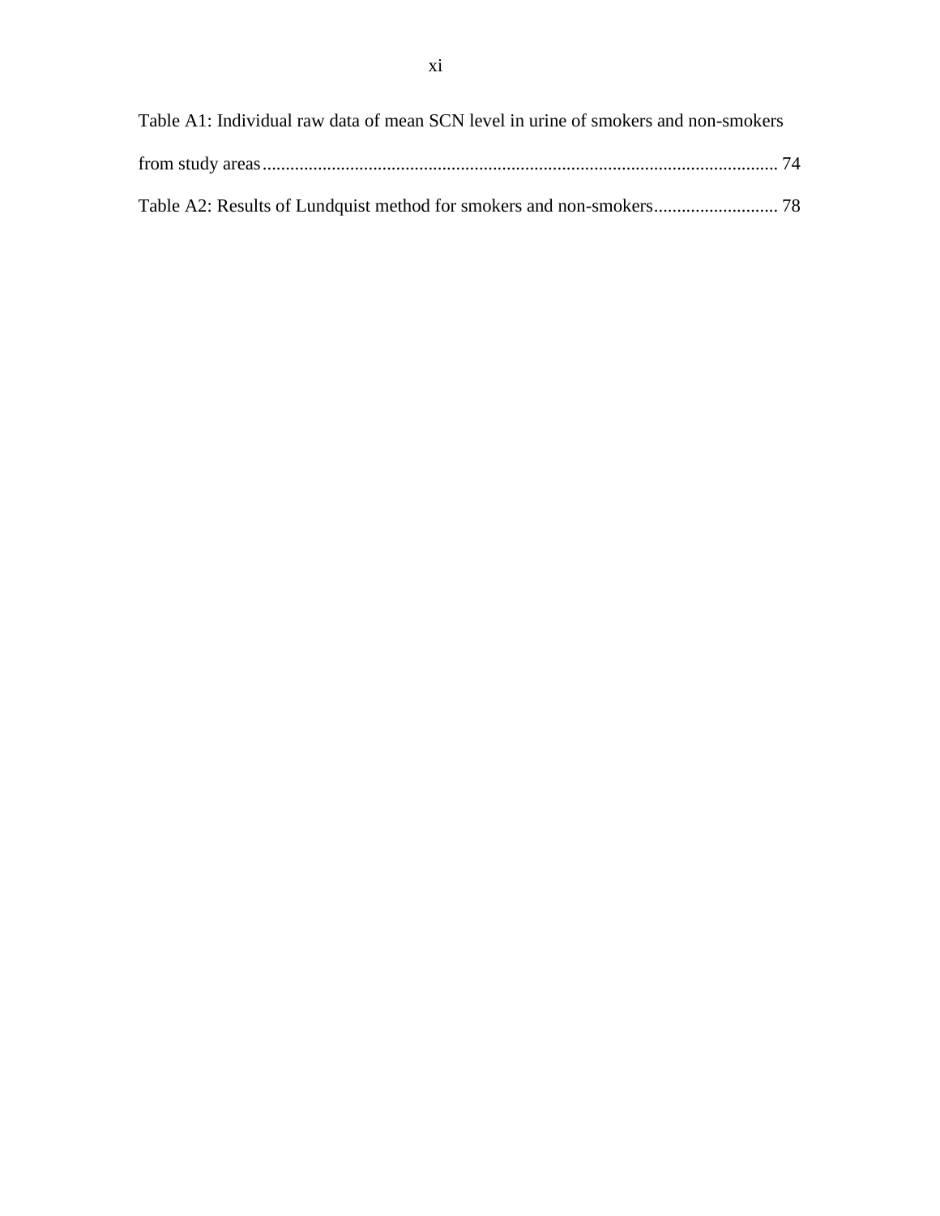Table A1: Individual raw data of mean SCN level in urine of smokers and non-smokers from study areas................................................................................................................ 74

Table A2: Results of Lundquist method for smokers and non-smokers........................... 78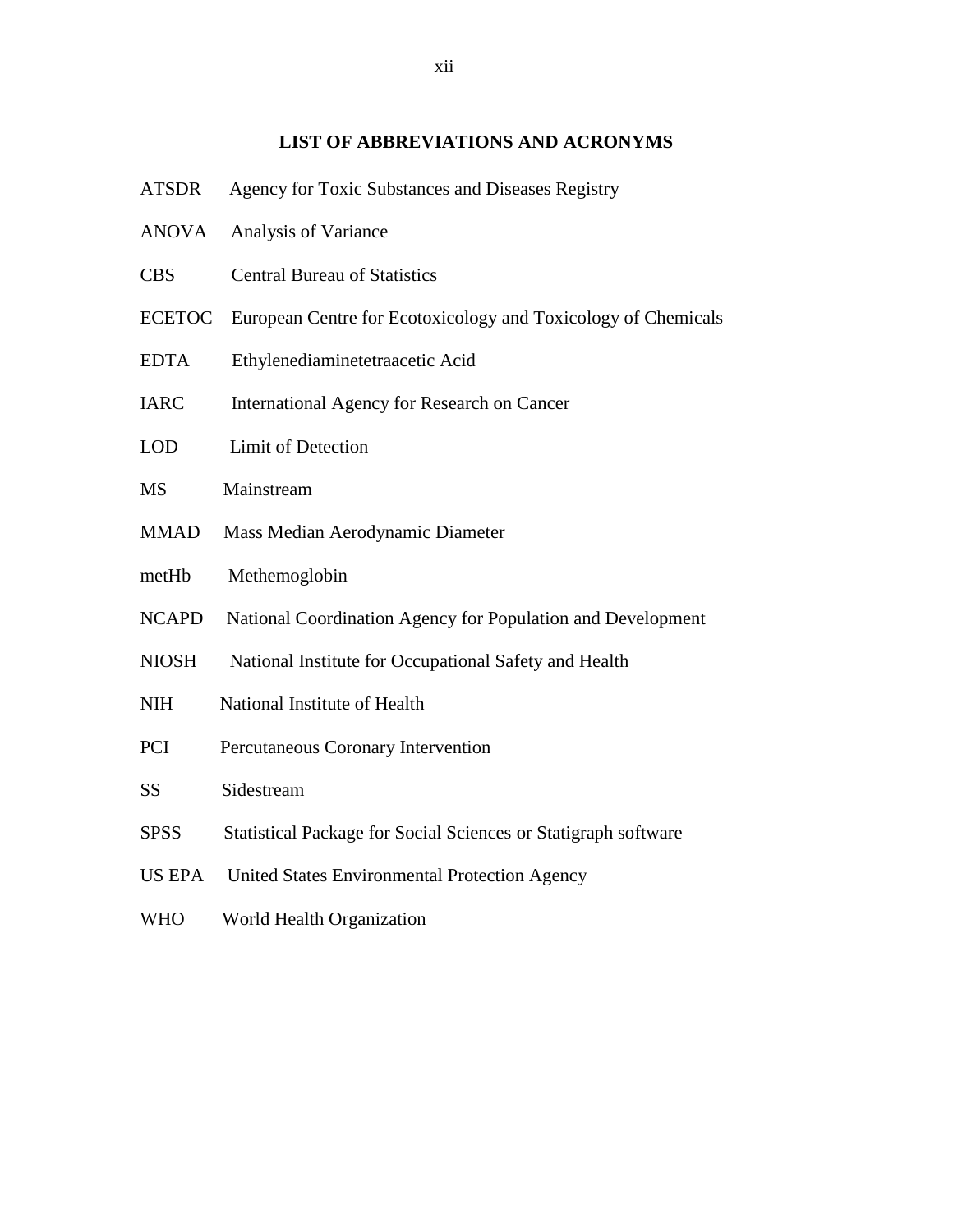## LIST OF ABBREVIATIONS AND ACRONYMS

ATSDR Agency for Toxic Substances and Diseases Registry

ANOVA Analysis of Variance

CBS Central Bureau of Statistics

ECETOC European Centre for Ecotoxicology and Toxicology of Chemicals

EDTA Ethylenediaminetetraacetic Acid

IARC International Agency for Research on Cancer

LOD Limit of Detection

MS Mainstream

MMAD Mass Median Aerodynamic Diameter

metHb Methemoglobin

NCAPD National Coordination Agency for Population and Development

NIOSH National Institute for Occupational Safety and Health

NIH National Institute of Health

PCI Percutaneous Coronary Intervention

SS Sidestream

SPSS Statistical Package for Social Sciences or Statigraph software

US EPA United States Environmental Protection Agency

WHO World Health Organization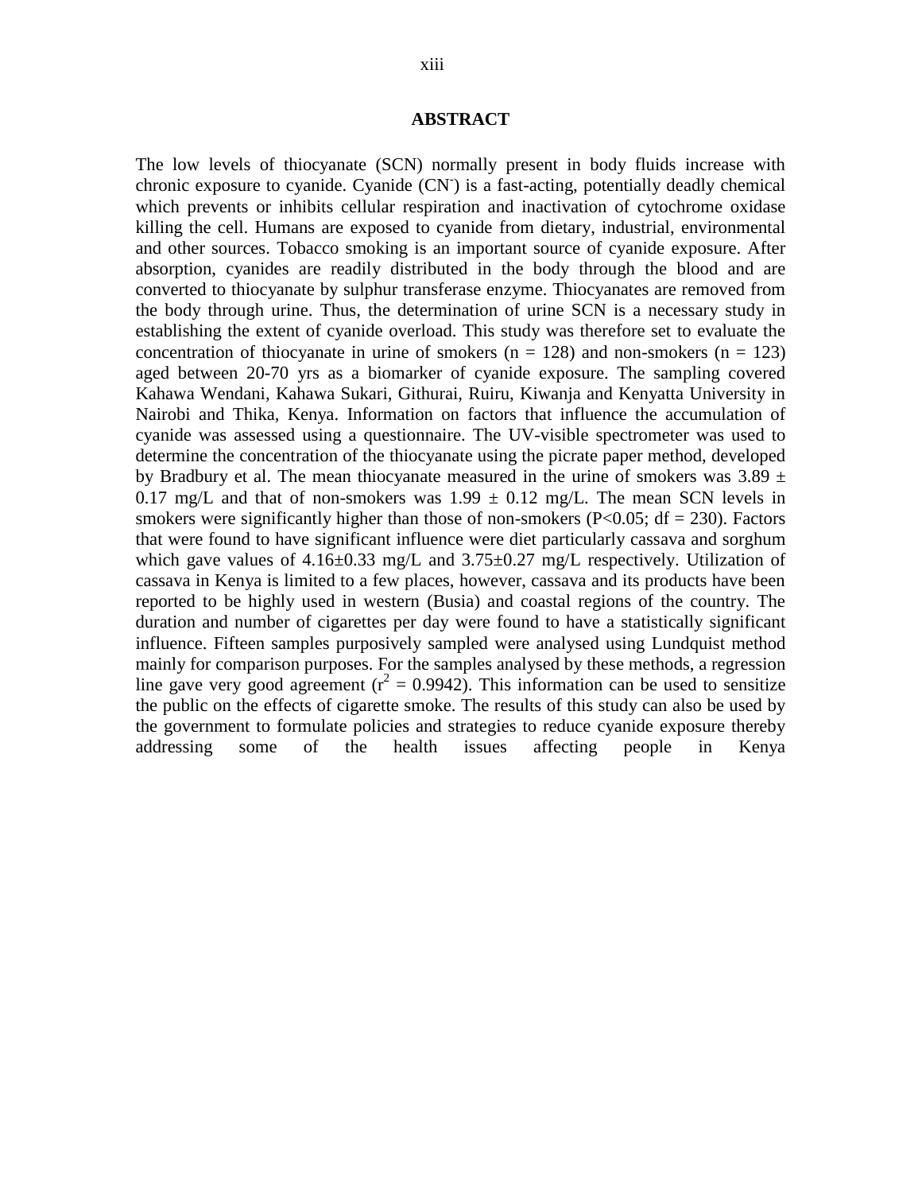# ABSTRACT

The low levels of thiocyanate (SCN) normally present in body fluids increase with chronic exposure to cyanide. Cyanide ($CN^-$) is a fast-acting, potentially deadly chemical which prevents or inhibits cellular respiration and inactivation of cytochrome oxidase killing the cell. Humans are exposed to cyanide from dietary, industrial, environmental and other sources. Tobacco smoking is an important source of cyanide exposure. After absorption, cyanides are readily distributed in the body through the blood and are converted to thiocyanate by sulphur transferase enzyme. Thiocyanates are removed from the body through urine. Thus, the determination of urine SCN is a necessary study in establishing the extent of cyanide overload. This study was therefore set to evaluate the concentration of thiocyanate in urine of smokers ($n = 128$) and non-smokers ($n = 123$) aged between 20-70 yrs as a biomarker of cyanide exposure. The sampling covered Kahawa Wendani, Kahawa Sukari, Githurai, Ruiru, Kiwanja and Kenyatta University in Nairobi and Thika, Kenya. Information on factors that influence the accumulation of cyanide was assessed using a questionnaire. The UV-visible spectrometer was used to determine the concentration of the thiocyanate using the picrate paper method, developed by Bradbury et al. The mean thiocyanate measured in the urine of smokers was $3.89 \pm 0.17$ mg/L and that of non-smokers was $1.99 \pm 0.12$ mg/L. The mean SCN levels in smokers were significantly higher than those of non-smokers ($P<0.05$; $df = 230$). Factors that were found to have significant influence were diet particularly cassava and sorghum which gave values of $4.16 \pm 0.33$ mg/L and $3.75 \pm 0.27$ mg/L respectively. Utilization of cassava in Kenya is limited to a few places, however, cassava and its products have been reported to be highly used in western (Busia) and coastal regions of the country. The duration and number of cigarettes per day were found to have a statistically significant influence. Fifteen samples purposively sampled were analysed using Lundquist method mainly for comparison purposes. For the samples analysed by these methods, a regression line gave very good agreement ($r^2 = 0.9942$). This information can be used to sensitize the public on the effects of cigarette smoke. The results of this study can also be used by the government to formulate policies and strategies to reduce cyanide exposure thereby addressing some of the health issues affecting people in Kenya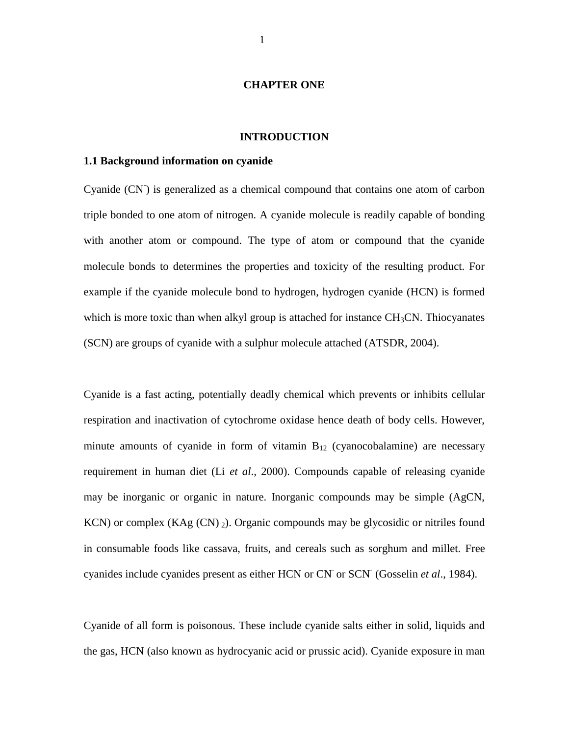# CHAPTER ONE

## INTRODUCTION

### 1.1 Background information on cyanide

Cyanide ($CN^-$) is generalized as a chemical compound that contains one atom of carbon triple bonded to one atom of nitrogen. A cyanide molecule is readily capable of bonding with another atom or compound. The type of atom or compound that the cyanide molecule bonds to determines the properties and toxicity of the resulting product. For example if the cyanide molecule bond to hydrogen, hydrogen cyanide (HCN) is formed which is more toxic than when alkyl group is attached for instance $CH_3CN$. Thiocyanates (SCN) are groups of cyanide with a sulphur molecule attached (ATSDR, 2004).

Cyanide is a fast acting, potentially deadly chemical which prevents or inhibits cellular respiration and inactivation of cytochrome oxidase hence death of body cells. However, minute amounts of cyanide in form of vitamin $B_{12}$ (cyanocobalamine) are necessary requirement in human diet (Li *et al*., 2000). Compounds capable of releasing cyanide may be inorganic or organic in nature. Inorganic compounds may be simple (AgCN, KCN) or complex ($KAg(CN)_2$). Organic compounds may be glycosidic or nitriles found in consumable foods like cassava, fruits, and cereals such as sorghum and millet. Free cyanides include cyanides present as either HCN or $CN^-$ or $SCN^-$ (Gosselin *et al*., 1984).

Cyanide of all form is poisonous. These include cyanide salts either in solid, liquids and the gas, HCN (also known as hydrocyanic acid or prussic acid). Cyanide exposure in man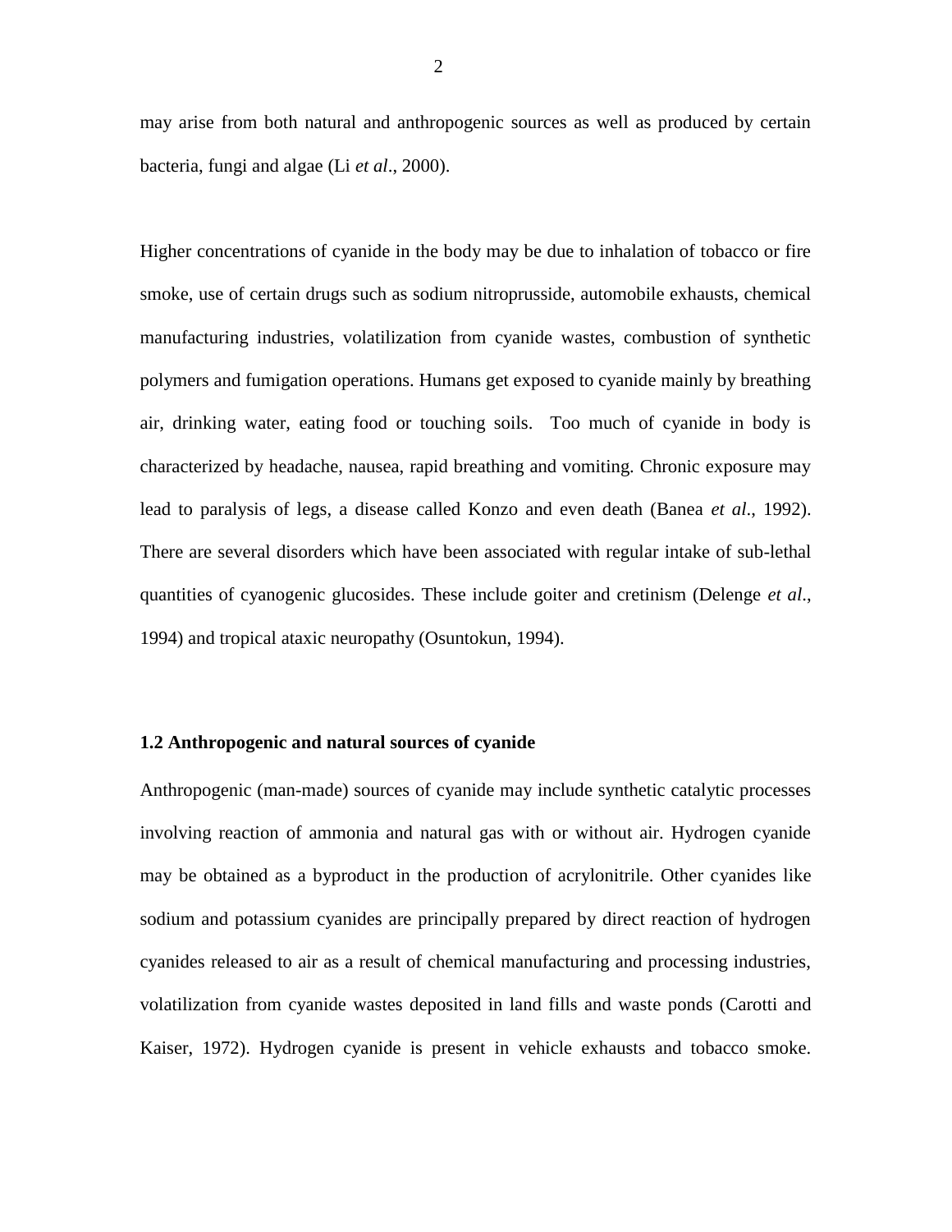may arise from both natural and anthropogenic sources as well as produced by certain bacteria, fungi and algae (Li *et al*., 2000).

Higher concentrations of cyanide in the body may be due to inhalation of tobacco or fire smoke, use of certain drugs such as sodium nitroprusside, automobile exhausts, chemical manufacturing industries, volatilization from cyanide wastes, combustion of synthetic polymers and fumigation operations. Humans get exposed to cyanide mainly by breathing air, drinking water, eating food or touching soils.  Too much of cyanide in body is characterized by headache, nausea, rapid breathing and vomiting. Chronic exposure may lead to paralysis of legs, a disease called Konzo and even death (Banea *et al*., 1992). There are several disorders which have been associated with regular intake of sub-lethal quantities of cyanogenic glucosides. These include goiter and cretinism (Delenge *et al*., 1994) and tropical ataxic neuropathy (Osuntokun, 1994).

### 1.2 Anthropogenic and natural sources of cyanide

Anthropogenic (man-made) sources of cyanide may include synthetic catalytic processes involving reaction of ammonia and natural gas with or without air. Hydrogen cyanide may be obtained as a byproduct in the production of acrylonitrile. Other cyanides like sodium and potassium cyanides are principally prepared by direct reaction of hydrogen cyanides released to air as a result of chemical manufacturing and processing industries, volatilization from cyanide wastes deposited in land fills and waste ponds (Carotti and Kaiser, 1972). Hydrogen cyanide is present in vehicle exhausts and tobacco smoke.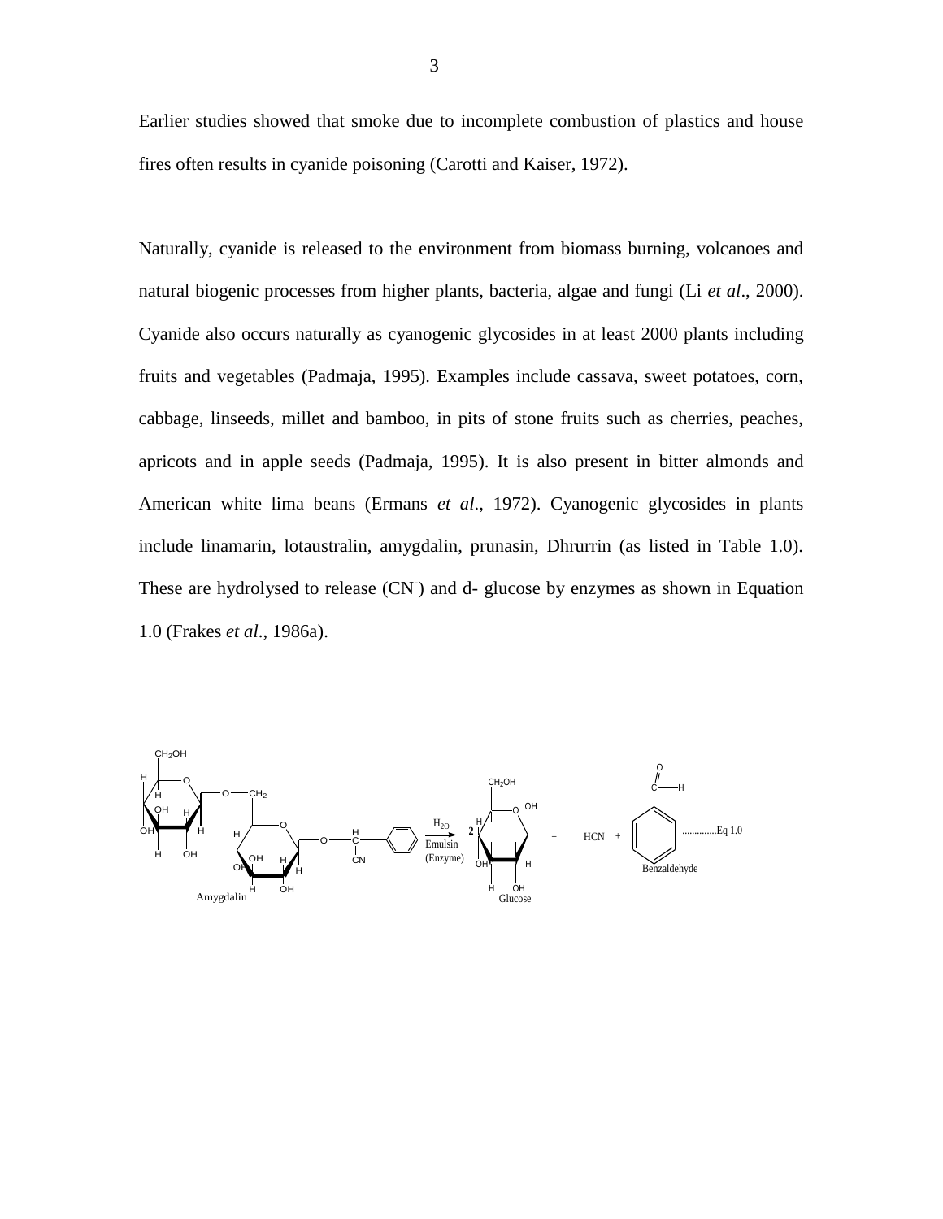Earlier studies showed that smoke due to incomplete combustion of plastics and house fires often results in cyanide poisoning (Carotti and Kaiser, 1972).

Naturally, cyanide is released to the environment from biomass burning, volcanoes and natural biogenic processes from higher plants, bacteria, algae and fungi (Li *et al*., 2000). Cyanide also occurs naturally as cyanogenic glycosides in at least 2000 plants including fruits and vegetables (Padmaja, 1995). Examples include cassava, sweet potatoes, corn, cabbage, linseeds, millet and bamboo, in pits of stone fruits such as cherries, peaches, apricots and in apple seeds (Padmaja, 1995). It is also present in bitter almonds and American white lima beans (Ermans *et al*., 1972). Cyanogenic glycosides in plants include linamarin, lotaustralin, amygdalin, prunasin, Dhrurrin (as listed in Table 1.0). These are hydrolysed to release ($CN^-$) and d- glucose by enzymes as shown in Equation 1.0 (Frakes *et al*., 1986a).

Amygdalin $\xrightarrow[\text{Emulsin (Enzyme)}]{H_2O}$ 2 Glucose + HCN + Benzaldehyde ..............Eq 1.0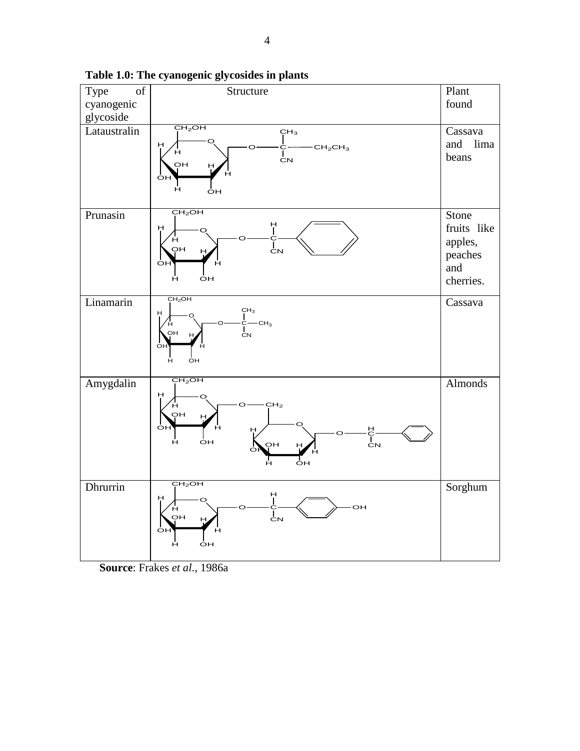**Table 1.0: The cyanogenic glycosides in plants**

| Type of cyanogenic glycoside | Structure | Plant found |
|---|---|---|
| Lataustralin | | Cassava and lima beans |
| Prunasin | | Stone fruits like apples, peaches and cherries. |
| Linamarin | | Cassava |
| Amygdalin | | Almonds |
| Dhrurrin | | Sorghum |

**Source**: Frakes *et al*., 1986a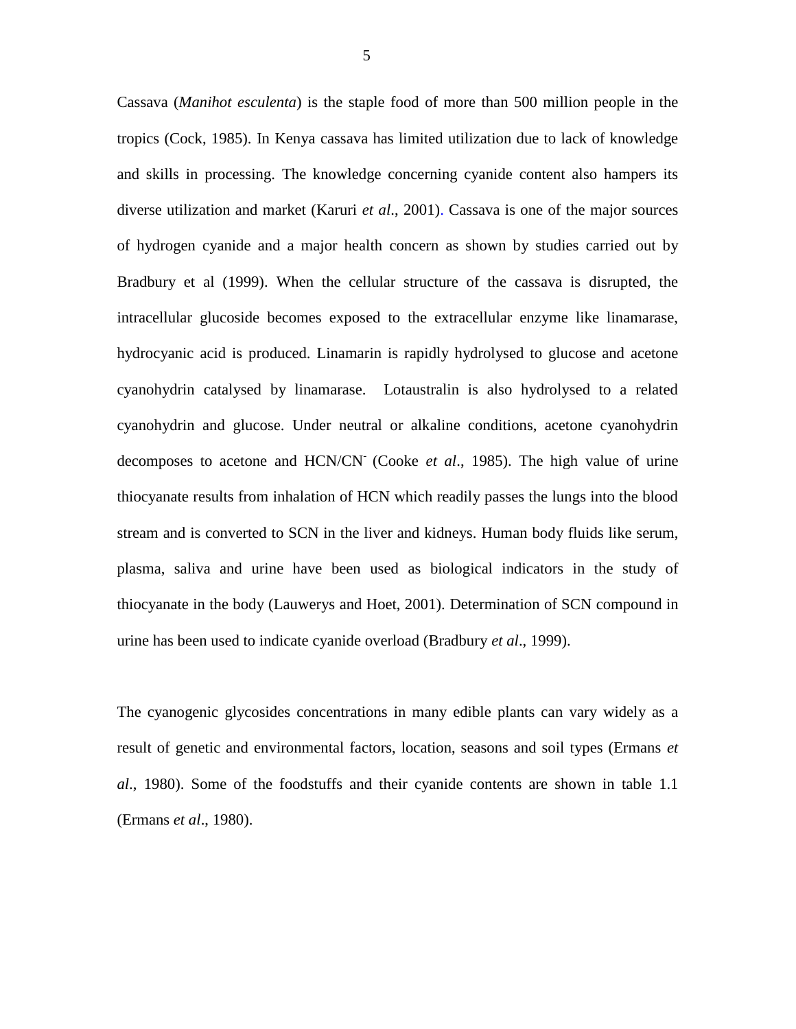Cassava (*Manihot esculenta*) is the staple food of more than 500 million people in the tropics (Cock, 1985). In Kenya cassava has limited utilization due to lack of knowledge and skills in processing. The knowledge concerning cyanide content also hampers its diverse utilization and market (Karuri *et al*., 2001). Cassava is one of the major sources of hydrogen cyanide and a major health concern as shown by studies carried out by Bradbury et al (1999). When the cellular structure of the cassava is disrupted, the intracellular glucoside becomes exposed to the extracellular enzyme like linamarase, hydrocyanic acid is produced. Linamarin is rapidly hydrolysed to glucose and acetone cyanohydrin catalysed by linamarase. Lotaustralin is also hydrolysed to a related cyanohydrin and glucose. Under neutral or alkaline conditions, acetone cyanohydrin decomposes to acetone and $HCN/CN^-$ (Cooke *et al*., 1985). The high value of urine thiocyanate results from inhalation of HCN which readily passes the lungs into the blood stream and is converted to SCN in the liver and kidneys. Human body fluids like serum, plasma, saliva and urine have been used as biological indicators in the study of thiocyanate in the body (Lauwerys and Hoet, 2001). Determination of SCN compound in urine has been used to indicate cyanide overload (Bradbury *et al*., 1999).

The cyanogenic glycosides concentrations in many edible plants can vary widely as a result of genetic and environmental factors, location, seasons and soil types (Ermans *et al*., 1980). Some of the foodstuffs and their cyanide contents are shown in table 1.1 (Ermans *et al*., 1980).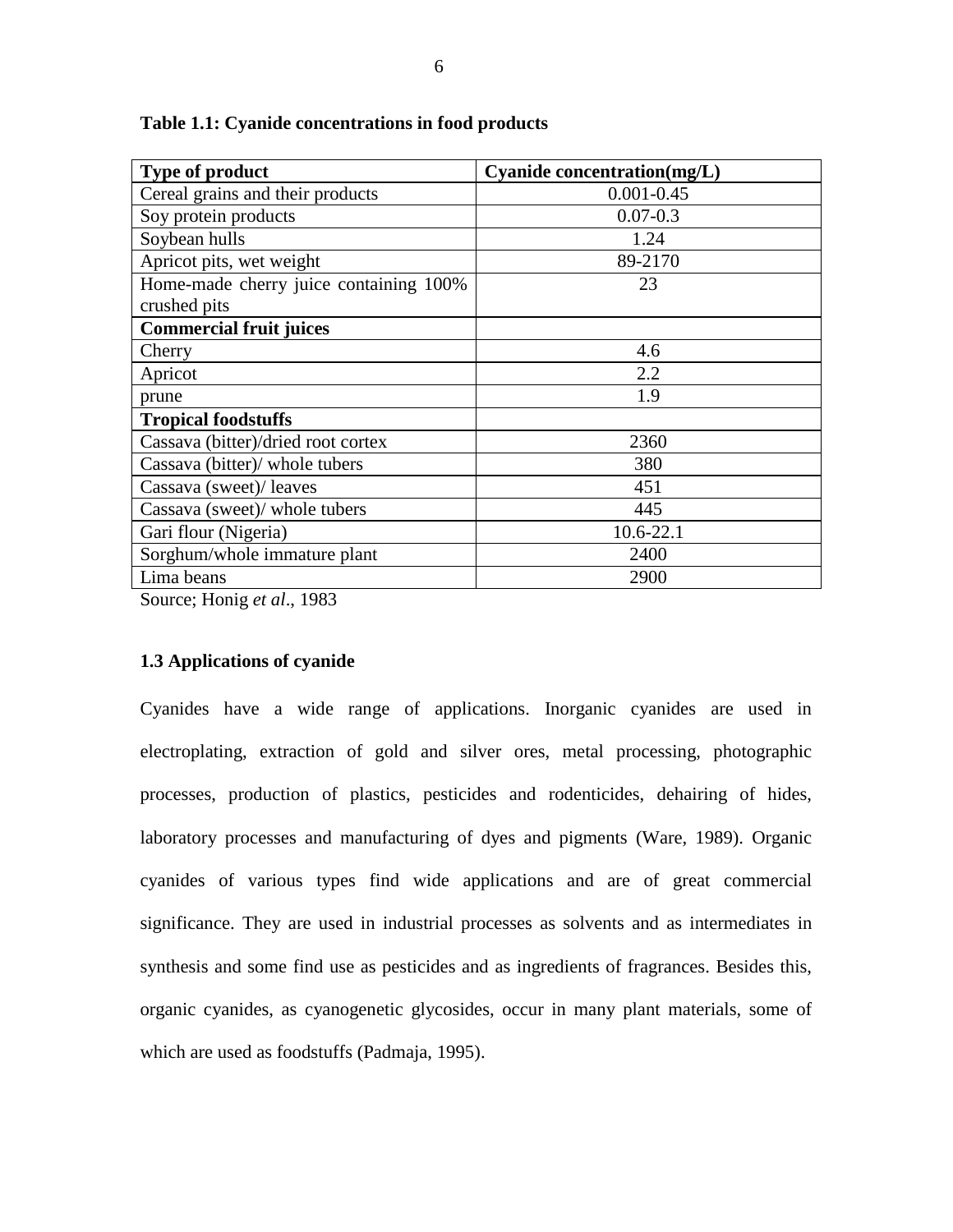**Table 1.1: Cyanide concentrations in food products**

| Type of product | Cyanide concentration(mg/L) |
|---|---|
| Cereal grains and their products | 0.001-0.45 |
| Soy protein products | 0.07-0.3 |
| Soybean hulls | 1.24 |
| Apricot pits, wet weight | 89-2170 |
| Home-made cherry juice containing 100% crushed pits | 23 |
| **Commercial fruit juices** | |
| Cherry | 4.6 |
| Apricot | 2.2 |
| prune | 1.9 |
| **Tropical foodstuffs** | |
| Cassava (bitter)/dried root cortex | 2360 |
| Cassava (bitter)/ whole tubers | 380 |
| Cassava (sweet)/ leaves | 451 |
| Cassava (sweet)/ whole tubers | 445 |
| Gari flour (Nigeria) | 10.6-22.1 |
| Sorghum/whole immature plant | 2400 |
| Lima beans | 2900 |

Source; Honig *et al*., 1983

### 1.3 Applications of cyanide

Cyanides have a wide range of applications. Inorganic cyanides are used in electroplating, extraction of gold and silver ores, metal processing, photographic processes, production of plastics, pesticides and rodenticides, dehairing of hides, laboratory processes and manufacturing of dyes and pigments (Ware, 1989). Organic cyanides of various types find wide applications and are of great commercial significance. They are used in industrial processes as solvents and as intermediates in synthesis and some find use as pesticides and as ingredients of fragrances. Besides this, organic cyanides, as cyanogenetic glycosides, occur in many plant materials, some of which are used as foodstuffs (Padmaja, 1995).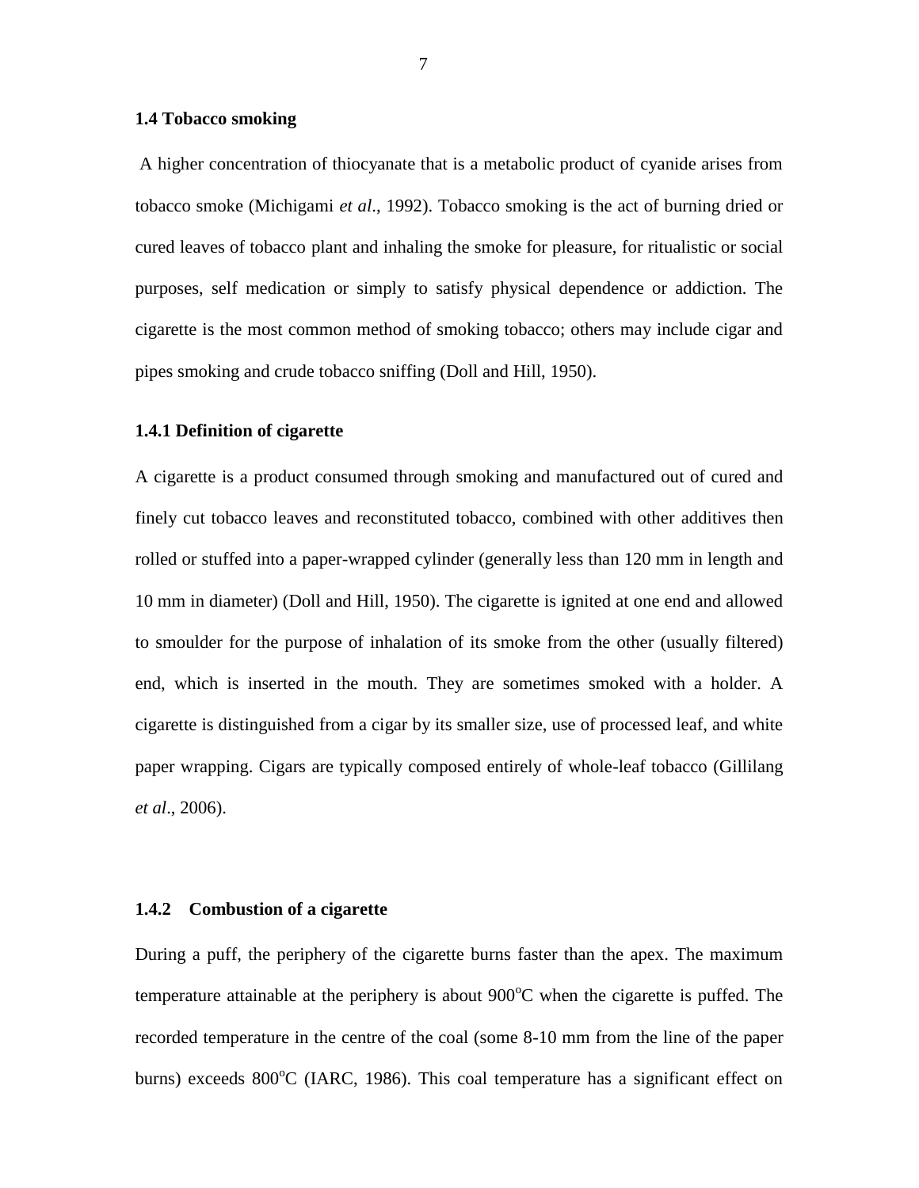### 1.4 Tobacco smoking

A higher concentration of thiocyanate that is a metabolic product of cyanide arises from tobacco smoke (Michigami *et al*., 1992). Tobacco smoking is the act of burning dried or cured leaves of tobacco plant and inhaling the smoke for pleasure, for ritualistic or social purposes, self medication or simply to satisfy physical dependence or addiction. The cigarette is the most common method of smoking tobacco; others may include cigar and pipes smoking and crude tobacco sniffing (Doll and Hill, 1950).

#### 1.4.1 Definition of cigarette

A cigarette is a product consumed through smoking and manufactured out of cured and finely cut tobacco leaves and reconstituted tobacco, combined with other additives then rolled or stuffed into a paper-wrapped cylinder (generally less than 120 mm in length and 10 mm in diameter) (Doll and Hill, 1950). The cigarette is ignited at one end and allowed to smoulder for the purpose of inhalation of its smoke from the other (usually filtered) end, which is inserted in the mouth. They are sometimes smoked with a holder. A cigarette is distinguished from a cigar by its smaller size, use of processed leaf, and white paper wrapping. Cigars are typically composed entirely of whole-leaf tobacco (Gillilang *et al*., 2006).

#### 1.4.2 Combustion of a cigarette

During a puff, the periphery of the cigarette burns faster than the apex. The maximum temperature attainable at the periphery is about 900$^{o}$C when the cigarette is puffed. The recorded temperature in the centre of the coal (some 8-10 mm from the line of the paper burns) exceeds 800$^{o}$C (IARC, 1986). This coal temperature has a significant effect on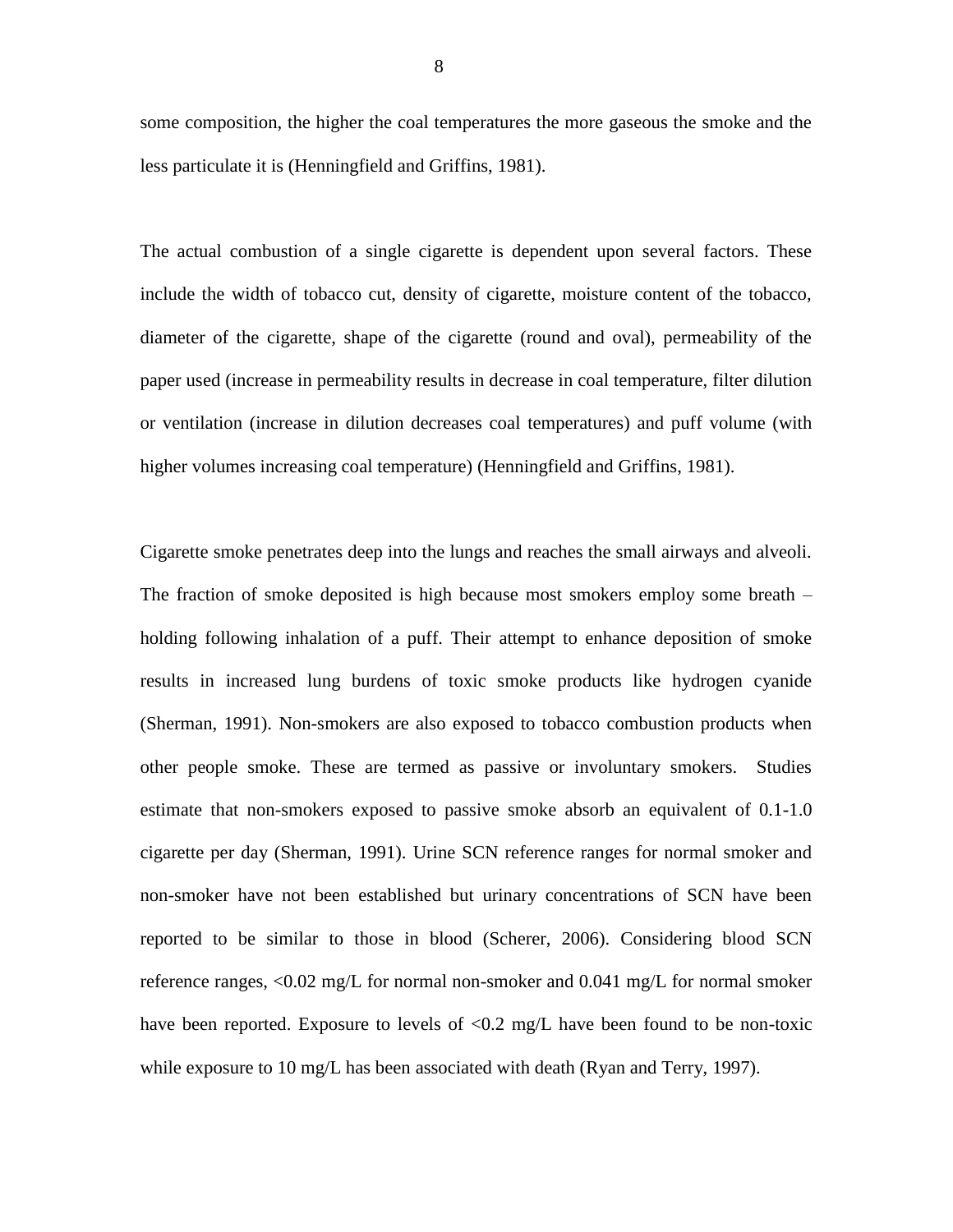some composition, the higher the coal temperatures the more gaseous the smoke and the less particulate it is (Henningfield and Griffins, 1981).

The actual combustion of a single cigarette is dependent upon several factors. These include the width of tobacco cut, density of cigarette, moisture content of the tobacco, diameter of the cigarette, shape of the cigarette (round and oval), permeability of the paper used (increase in permeability results in decrease in coal temperature, filter dilution or ventilation (increase in dilution decreases coal temperatures) and puff volume (with higher volumes increasing coal temperature) (Henningfield and Griffins, 1981).

Cigarette smoke penetrates deep into the lungs and reaches the small airways and alveoli. The fraction of smoke deposited is high because most smokers employ some breath – holding following inhalation of a puff. Their attempt to enhance deposition of smoke results in increased lung burdens of toxic smoke products like hydrogen cyanide (Sherman, 1991). Non-smokers are also exposed to tobacco combustion products when other people smoke. These are termed as passive or involuntary smokers. Studies estimate that non-smokers exposed to passive smoke absorb an equivalent of 0.1-1.0 cigarette per day (Sherman, 1991). Urine SCN reference ranges for normal smoker and non-smoker have not been established but urinary concentrations of SCN have been reported to be similar to those in blood (Scherer, 2006). Considering blood SCN reference ranges, <0.02 mg/L for normal non-smoker and 0.041 mg/L for normal smoker have been reported. Exposure to levels of <0.2 mg/L have been found to be non-toxic while exposure to 10 mg/L has been associated with death (Ryan and Terry, 1997).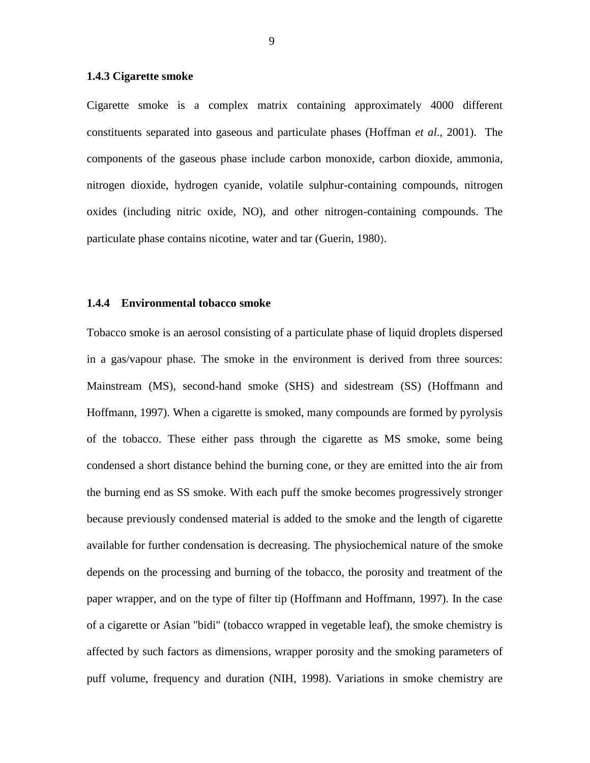### 1.4.3 Cigarette smoke

Cigarette smoke is a complex matrix containing approximately 4000 different constituents separated into gaseous and particulate phases (Hoffman *et al*., 2001). The components of the gaseous phase include carbon monoxide, carbon dioxide, ammonia, nitrogen dioxide, hydrogen cyanide, volatile sulphur-containing compounds, nitrogen oxides (including nitric oxide, NO), and other nitrogen-containing compounds. The particulate phase contains nicotine, water and tar (Guerin, 1980).

### 1.4.4 Environmental tobacco smoke

Tobacco smoke is an aerosol consisting of a particulate phase of liquid droplets dispersed in a gas/vapour phase. The smoke in the environment is derived from three sources: Mainstream (MS), second-hand smoke (SHS) and sidestream (SS) (Hoffmann and Hoffmann, 1997). When a cigarette is smoked, many compounds are formed by pyrolysis of the tobacco. These either pass through the cigarette as MS smoke, some being condensed a short distance behind the burning cone, or they are emitted into the air from the burning end as SS smoke. With each puff the smoke becomes progressively stronger because previously condensed material is added to the smoke and the length of cigarette available for further condensation is decreasing. The physiochemical nature of the smoke depends on the processing and burning of the tobacco, the porosity and treatment of the paper wrapper, and on the type of filter tip (Hoffmann and Hoffmann, 1997). In the case of a cigarette or Asian "bidi" (tobacco wrapped in vegetable leaf), the smoke chemistry is affected by such factors as dimensions, wrapper porosity and the smoking parameters of puff volume, frequency and duration (NIH, 1998). Variations in smoke chemistry are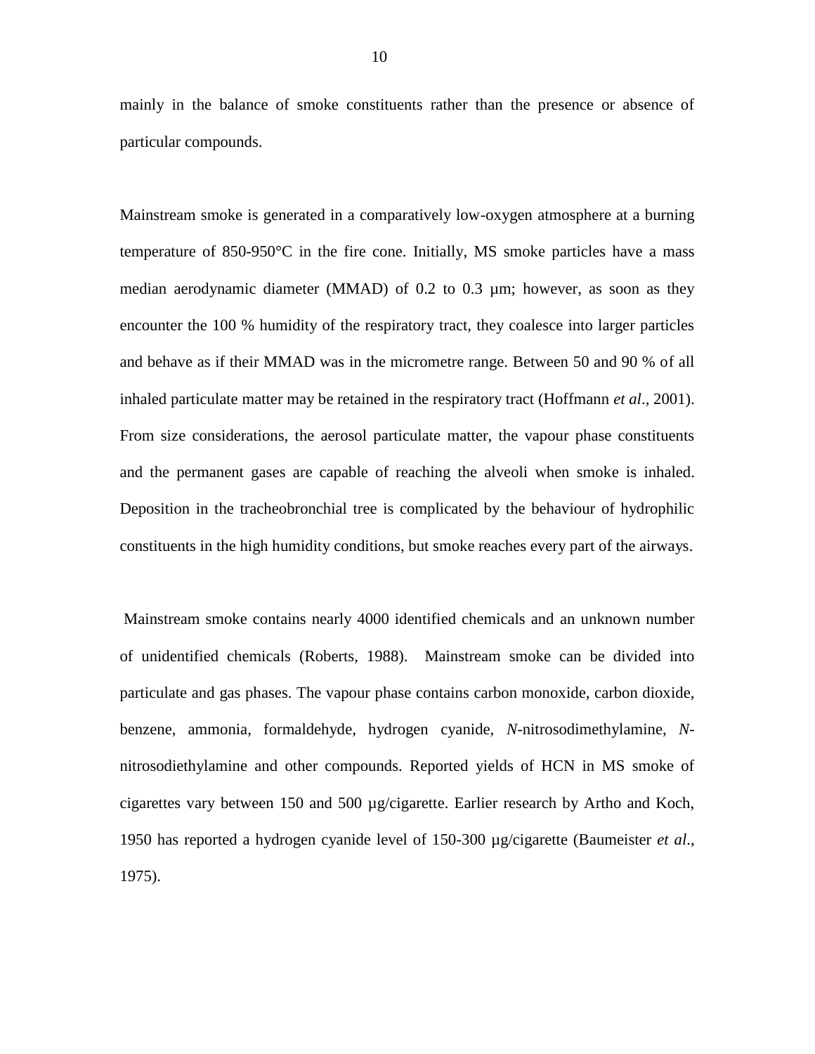mainly in the balance of smoke constituents rather than the presence or absence of particular compounds.

Mainstream smoke is generated in a comparatively low-oxygen atmosphere at a burning temperature of 850-950°C in the fire cone. Initially, MS smoke particles have a mass median aerodynamic diameter (MMAD) of 0.2 to 0.3 µm; however, as soon as they encounter the 100 % humidity of the respiratory tract, they coalesce into larger particles and behave as if their MMAD was in the micrometre range. Between 50 and 90 % of all inhaled particulate matter may be retained in the respiratory tract (Hoffmann *et al*., 2001). From size considerations, the aerosol particulate matter, the vapour phase constituents and the permanent gases are capable of reaching the alveoli when smoke is inhaled. Deposition in the tracheobronchial tree is complicated by the behaviour of hydrophilic constituents in the high humidity conditions, but smoke reaches every part of the airways.

Mainstream smoke contains nearly 4000 identified chemicals and an unknown number of unidentified chemicals (Roberts, 1988). Mainstream smoke can be divided into particulate and gas phases. The vapour phase contains carbon monoxide, carbon dioxide, benzene, ammonia, formaldehyde, hydrogen cyanide, *N*-nitrosodimethylamine, *N*-nitrosodiethylamine and other compounds. Reported yields of HCN in MS smoke of cigarettes vary between 150 and 500 µg/cigarette. Earlier research by Artho and Koch, 1950 has reported a hydrogen cyanide level of 150-300 µg/cigarette (Baumeister *et al*., 1975).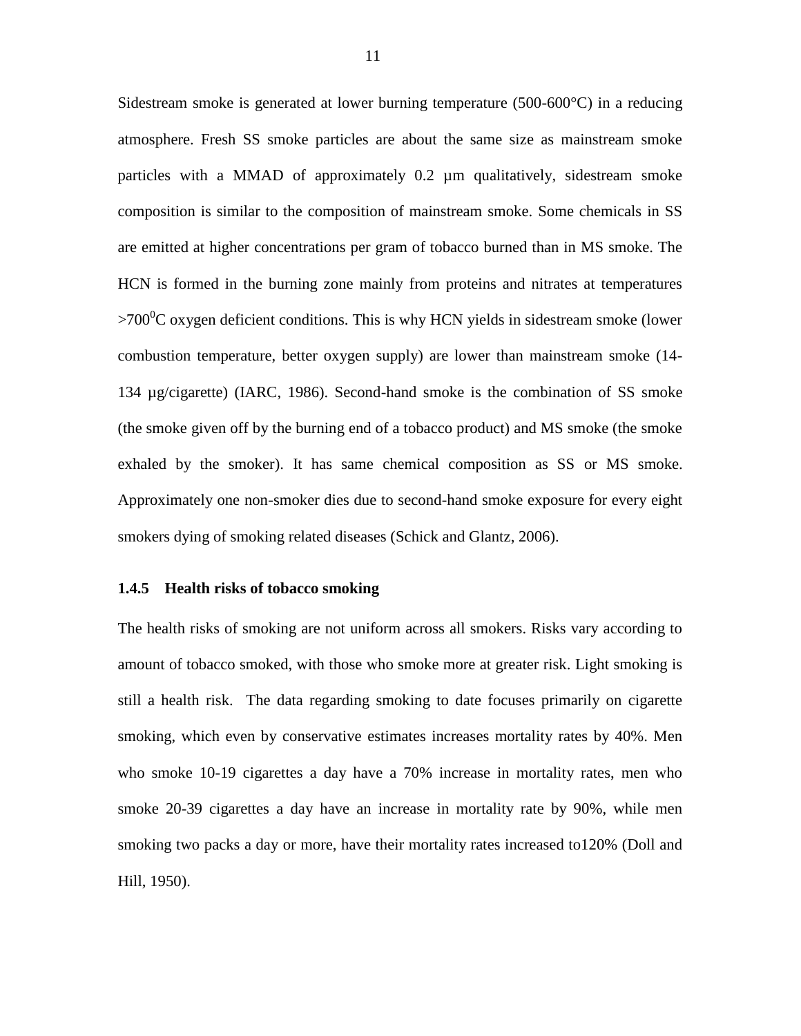Sidestream smoke is generated at lower burning temperature (500-600°C) in a reducing atmosphere. Fresh SS smoke particles are about the same size as mainstream smoke particles with a MMAD of approximately 0.2 µm qualitatively, sidestream smoke composition is similar to the composition of mainstream smoke. Some chemicals in SS are emitted at higher concentrations per gram of tobacco burned than in MS smoke. The HCN is formed in the burning zone mainly from proteins and nitrates at temperatures >$700^0$C oxygen deficient conditions. This is why HCN yields in sidestream smoke (lower combustion temperature, better oxygen supply) are lower than mainstream smoke (14-134 µg/cigarette) (IARC, 1986). Second-hand smoke is the combination of SS smoke (the smoke given off by the burning end of a tobacco product) and MS smoke (the smoke exhaled by the smoker). It has same chemical composition as SS or MS smoke. Approximately one non-smoker dies due to second-hand smoke exposure for every eight smokers dying of smoking related diseases (Schick and Glantz, 2006).

### 1.4.5 Health risks of tobacco smoking

The health risks of smoking are not uniform across all smokers. Risks vary according to amount of tobacco smoked, with those who smoke more at greater risk. Light smoking is still a health risk. The data regarding smoking to date focuses primarily on cigarette smoking, which even by conservative estimates increases mortality rates by 40%. Men who smoke 10-19 cigarettes a day have a 70% increase in mortality rates, men who smoke 20-39 cigarettes a day have an increase in mortality rate by 90%, while men smoking two packs a day or more, have their mortality rates increased to120% (Doll and Hill, 1950).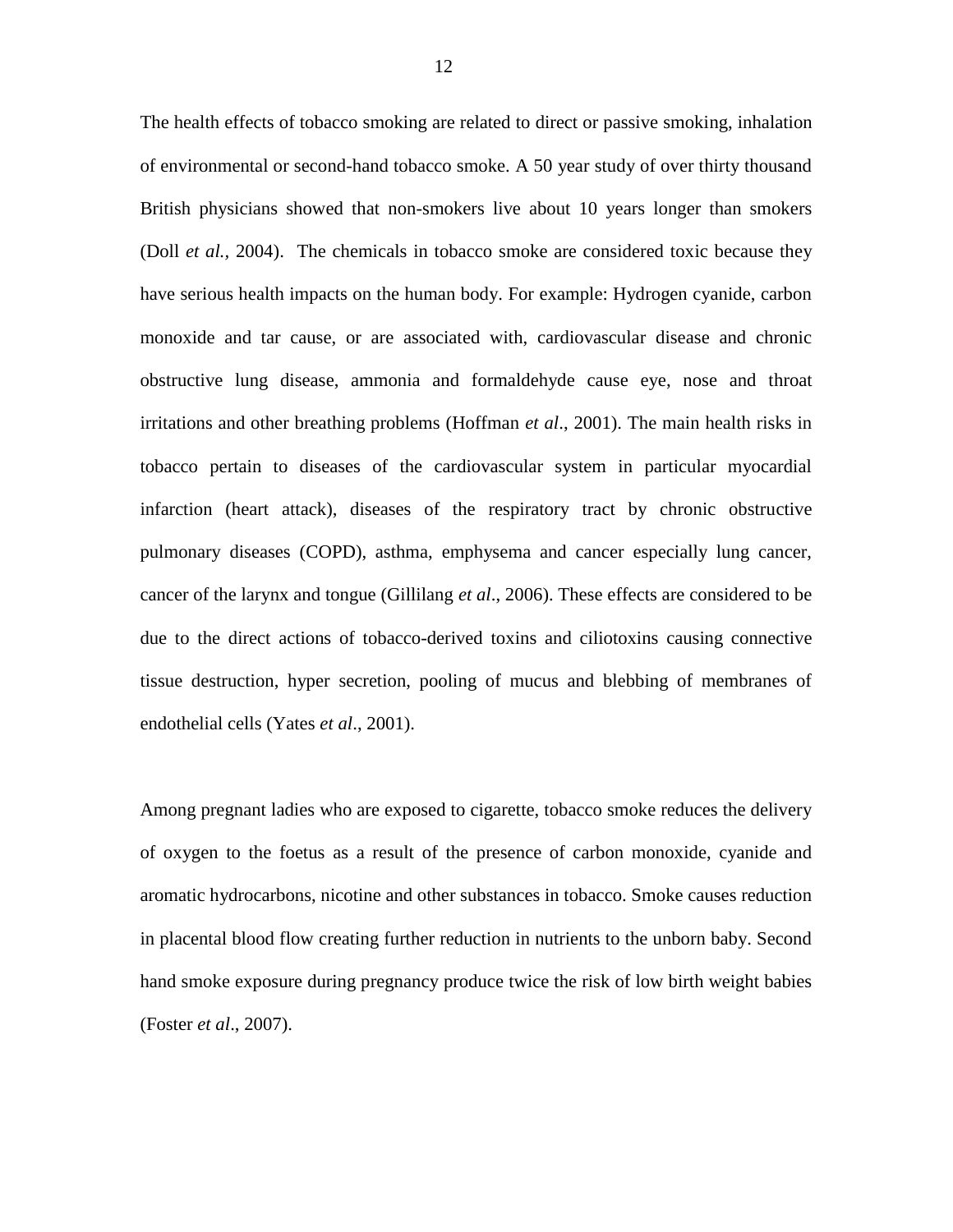The health effects of tobacco smoking are related to direct or passive smoking, inhalation of environmental or second-hand tobacco smoke. A 50 year study of over thirty thousand British physicians showed that non-smokers live about 10 years longer than smokers (Doll *et al.,* 2004). The chemicals in tobacco smoke are considered toxic because they have serious health impacts on the human body. For example: Hydrogen cyanide, carbon monoxide and tar cause, or are associated with, cardiovascular disease and chronic obstructive lung disease, ammonia and formaldehyde cause eye, nose and throat irritations and other breathing problems (Hoffman *et al*., 2001). The main health risks in tobacco pertain to diseases of the cardiovascular system in particular myocardial infarction (heart attack), diseases of the respiratory tract by chronic obstructive pulmonary diseases (COPD), asthma, emphysema and cancer especially lung cancer, cancer of the larynx and tongue (Gillilang *et al*., 2006). These effects are considered to be due to the direct actions of tobacco-derived toxins and ciliotoxins causing connective tissue destruction, hyper secretion, pooling of mucus and blebbing of membranes of endothelial cells (Yates *et al*., 2001).

Among pregnant ladies who are exposed to cigarette, tobacco smoke reduces the delivery of oxygen to the foetus as a result of the presence of carbon monoxide, cyanide and aromatic hydrocarbons, nicotine and other substances in tobacco. Smoke causes reduction in placental blood flow creating further reduction in nutrients to the unborn baby. Second hand smoke exposure during pregnancy produce twice the risk of low birth weight babies (Foster *et al*., 2007).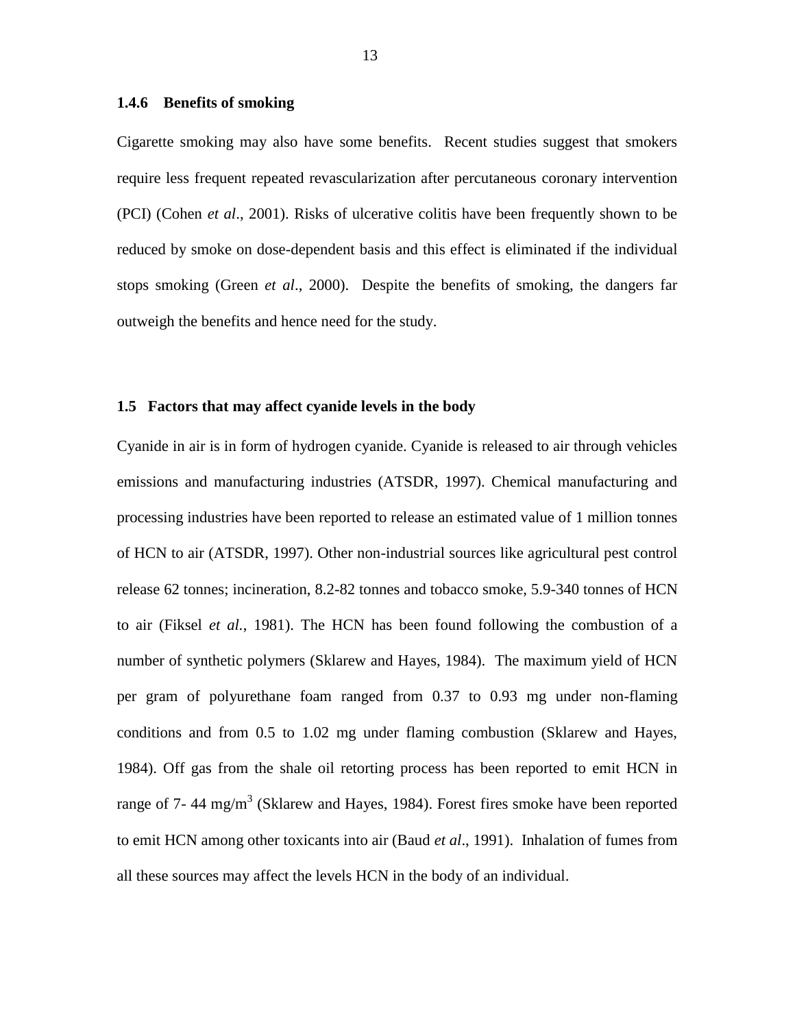### 1.4.6 Benefits of smoking

Cigarette smoking may also have some benefits. Recent studies suggest that smokers require less frequent repeated revascularization after percutaneous coronary intervention (PCI) (Cohen *et al*., 2001). Risks of ulcerative colitis have been frequently shown to be reduced by smoke on dose-dependent basis and this effect is eliminated if the individual stops smoking (Green *et al*., 2000). Despite the benefits of smoking, the dangers far outweigh the benefits and hence need for the study.

## 1.5 Factors that may affect cyanide levels in the body

Cyanide in air is in form of hydrogen cyanide. Cyanide is released to air through vehicles emissions and manufacturing industries (ATSDR, 1997). Chemical manufacturing and processing industries have been reported to release an estimated value of 1 million tonnes of HCN to air (ATSDR, 1997). Other non-industrial sources like agricultural pest control release 62 tonnes; incineration, 8.2-82 tonnes and tobacco smoke, 5.9-340 tonnes of HCN to air (Fiksel *et al.*, 1981). The HCN has been found following the combustion of a number of synthetic polymers (Sklarew and Hayes, 1984). The maximum yield of HCN per gram of polyurethane foam ranged from 0.37 to 0.93 mg under non-flaming conditions and from 0.5 to 1.02 mg under flaming combustion (Sklarew and Hayes, 1984). Off gas from the shale oil retorting process has been reported to emit HCN in range of 7- 44 $mg/m^3$ (Sklarew and Hayes, 1984). Forest fires smoke have been reported to emit HCN among other toxicants into air (Baud *et al*., 1991). Inhalation of fumes from all these sources may affect the levels HCN in the body of an individual.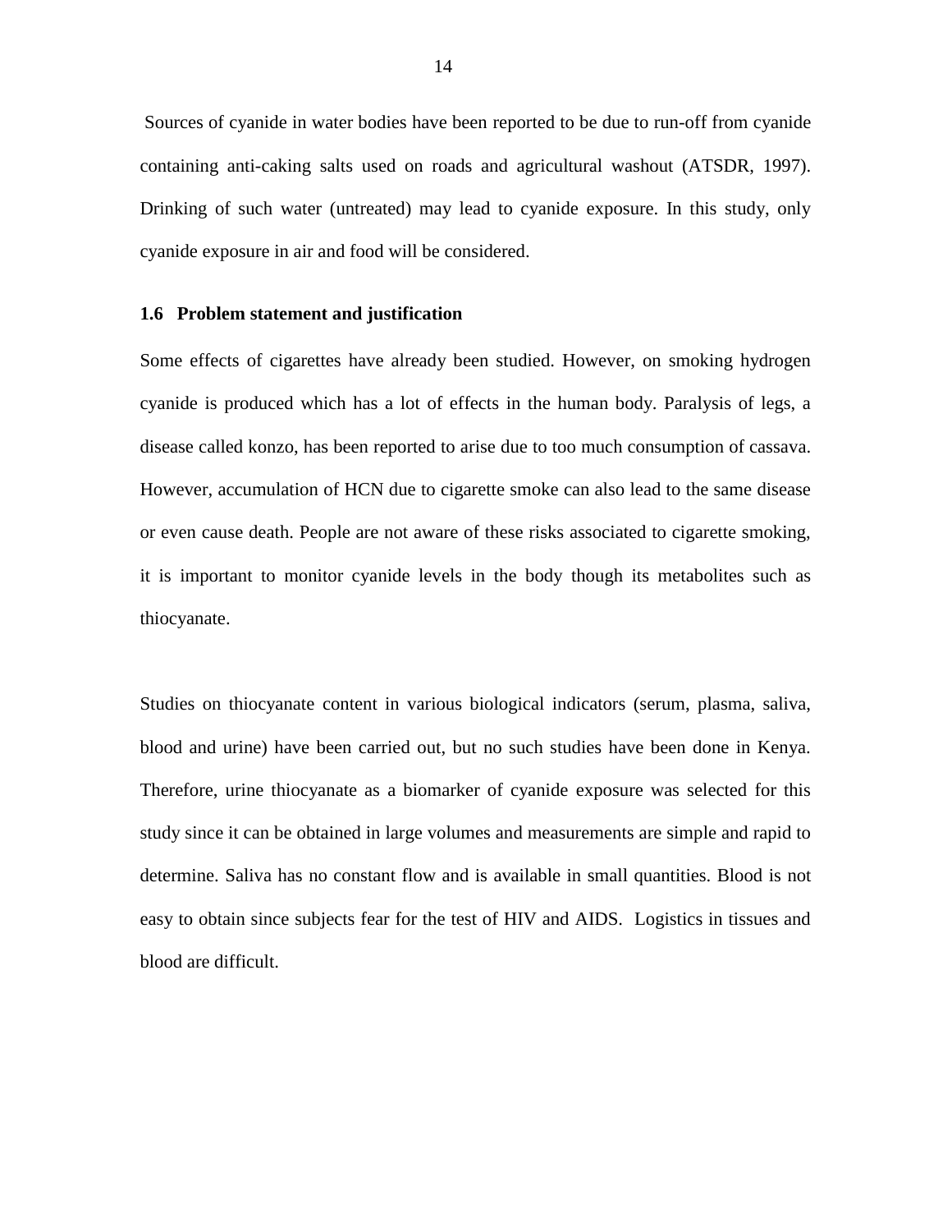Sources of cyanide in water bodies have been reported to be due to run-off from cyanide containing anti-caking salts used on roads and agricultural washout (ATSDR, 1997). Drinking of such water (untreated) may lead to cyanide exposure. In this study, only cyanide exposure in air and food will be considered.

## 1.6 Problem statement and justification

Some effects of cigarettes have already been studied. However, on smoking hydrogen cyanide is produced which has a lot of effects in the human body. Paralysis of legs, a disease called konzo, has been reported to arise due to too much consumption of cassava. However, accumulation of HCN due to cigarette smoke can also lead to the same disease or even cause death. People are not aware of these risks associated to cigarette smoking, it is important to monitor cyanide levels in the body though its metabolites such as thiocyanate.

Studies on thiocyanate content in various biological indicators (serum, plasma, saliva, blood and urine) have been carried out, but no such studies have been done in Kenya. Therefore, urine thiocyanate as a biomarker of cyanide exposure was selected for this study since it can be obtained in large volumes and measurements are simple and rapid to determine. Saliva has no constant flow and is available in small quantities. Blood is not easy to obtain since subjects fear for the test of HIV and AIDS. Logistics in tissues and blood are difficult.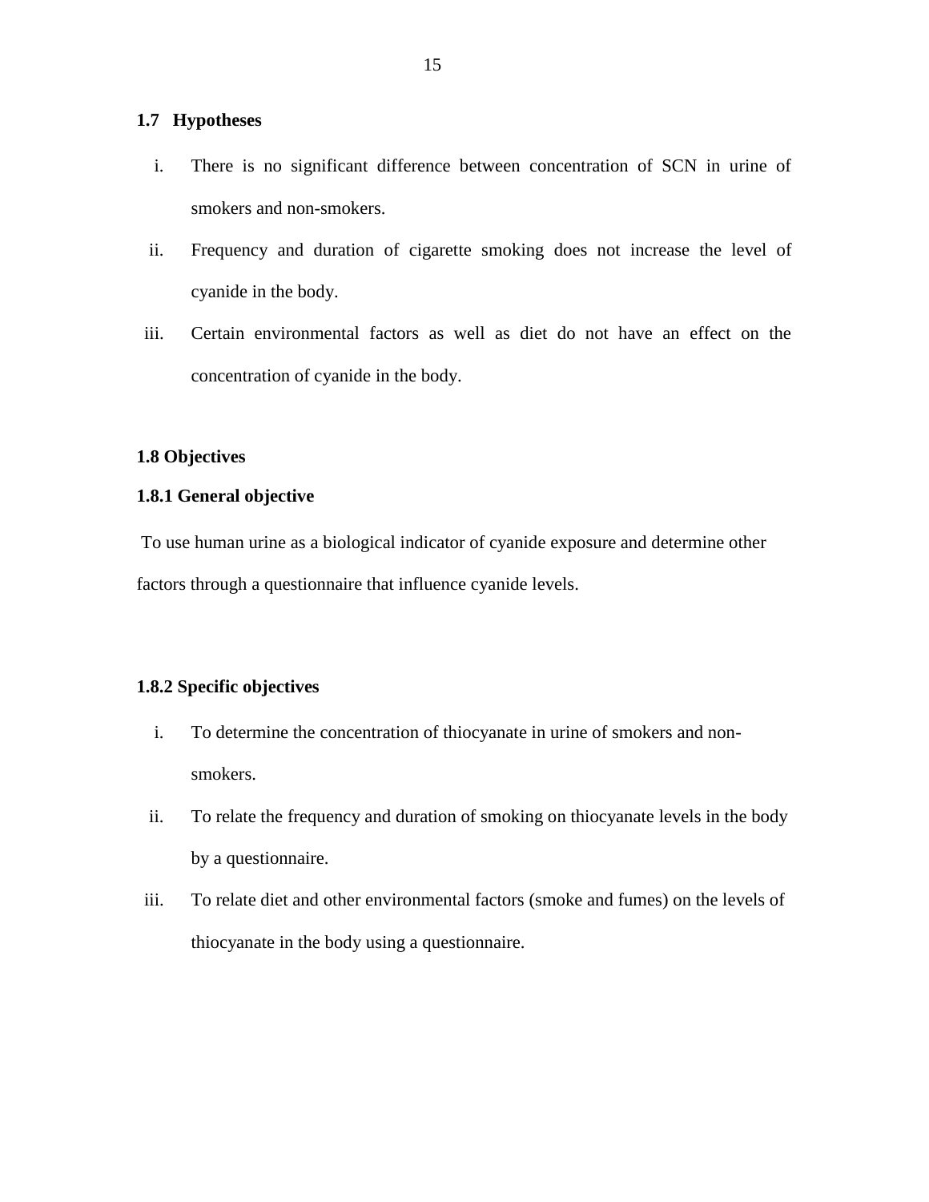## 1.7 Hypotheses

i. There is no significant difference between concentration of SCN in urine of smokers and non-smokers.

ii. Frequency and duration of cigarette smoking does not increase the level of cyanide in the body.

iii. Certain environmental factors as well as diet do not have an effect on the concentration of cyanide in the body.

## 1.8 Objectives

### 1.8.1 General objective

To use human urine as a biological indicator of cyanide exposure and determine other factors through a questionnaire that influence cyanide levels.

### 1.8.2 Specific objectives

i. To determine the concentration of thiocyanate in urine of smokers and non-smokers.

ii. To relate the frequency and duration of smoking on thiocyanate levels in the body by a questionnaire.

iii. To relate diet and other environmental factors (smoke and fumes) on the levels of thiocyanate in the body using a questionnaire.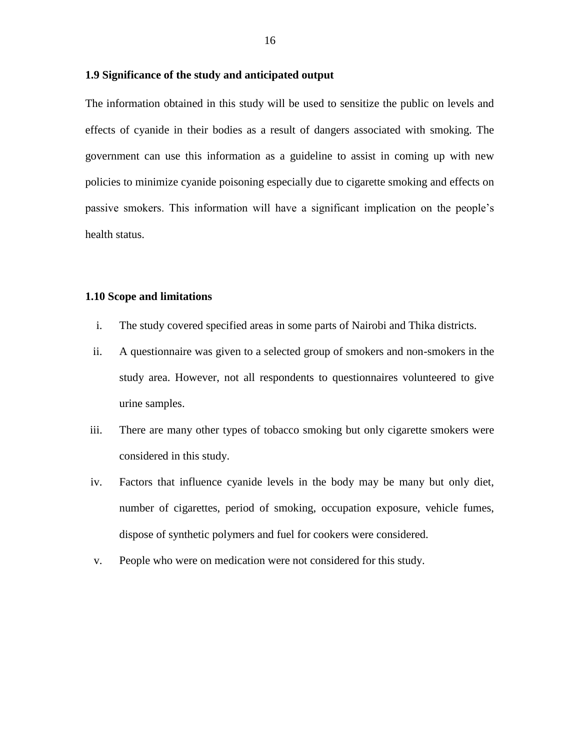### 1.9 Significance of the study and anticipated output

The information obtained in this study will be used to sensitize the public on levels and effects of cyanide in their bodies as a result of dangers associated with smoking. The government can use this information as a guideline to assist in coming up with new policies to minimize cyanide poisoning especially due to cigarette smoking and effects on passive smokers. This information will have a significant implication on the people's health status.

### 1.10 Scope and limitations

i. The study covered specified areas in some parts of Nairobi and Thika districts.

ii. A questionnaire was given to a selected group of smokers and non-smokers in the study area. However, not all respondents to questionnaires volunteered to give urine samples.

iii. There are many other types of tobacco smoking but only cigarette smokers were considered in this study.

iv. Factors that influence cyanide levels in the body may be many but only diet, number of cigarettes, period of smoking, occupation exposure, vehicle fumes, dispose of synthetic polymers and fuel for cookers were considered.

v. People who were on medication were not considered for this study.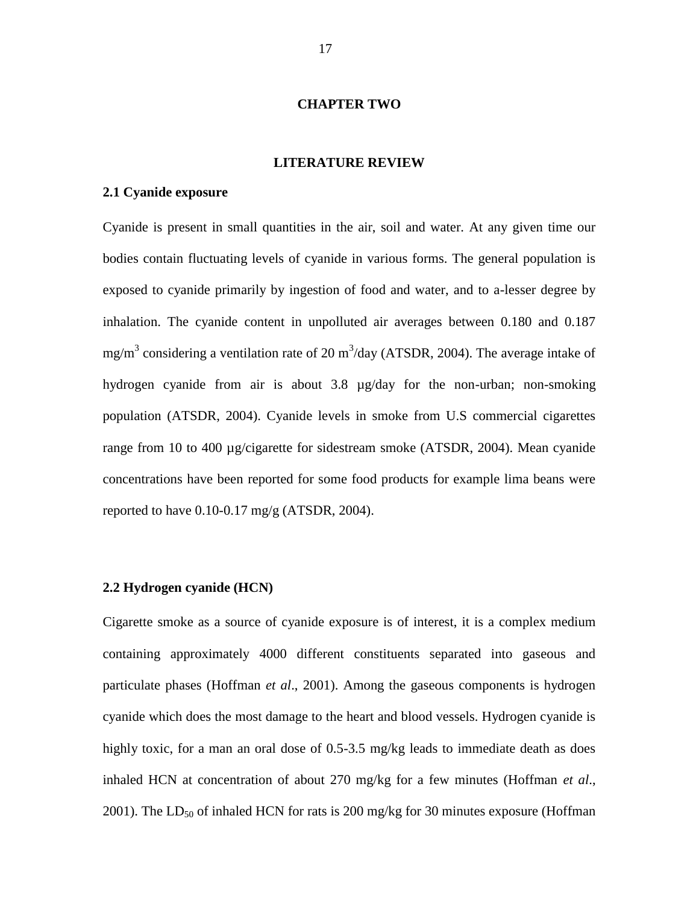# CHAPTER TWO

# LITERATURE REVIEW

## 2.1 Cyanide exposure

Cyanide is present in small quantities in the air, soil and water. At any given time our bodies contain fluctuating levels of cyanide in various forms. The general population is exposed to cyanide primarily by ingestion of food and water, and to a-lesser degree by inhalation. The cyanide content in unpolluted air averages between 0.180 and 0.187 $mg/m^3$ considering a ventilation rate of 20 $m^3$/day (ATSDR, 2004). The average intake of hydrogen cyanide from air is about 3.8 µg/day for the non-urban; non-smoking population (ATSDR, 2004). Cyanide levels in smoke from U.S commercial cigarettes range from 10 to 400 µg/cigarette for sidestream smoke (ATSDR, 2004). Mean cyanide concentrations have been reported for some food products for example lima beans were reported to have 0.10-0.17 mg/g (ATSDR, 2004).

## 2.2 Hydrogen cyanide (HCN)

Cigarette smoke as a source of cyanide exposure is of interest, it is a complex medium containing approximately 4000 different constituents separated into gaseous and particulate phases (Hoffman *et al*., 2001). Among the gaseous components is hydrogen cyanide which does the most damage to the heart and blood vessels. Hydrogen cyanide is highly toxic, for a man an oral dose of 0.5-3.5 mg/kg leads to immediate death as does inhaled HCN at concentration of about 270 mg/kg for a few minutes (Hoffman *et al*., 2001). The $LD_{50}$ of inhaled HCN for rats is 200 mg/kg for 30 minutes exposure (Hoffman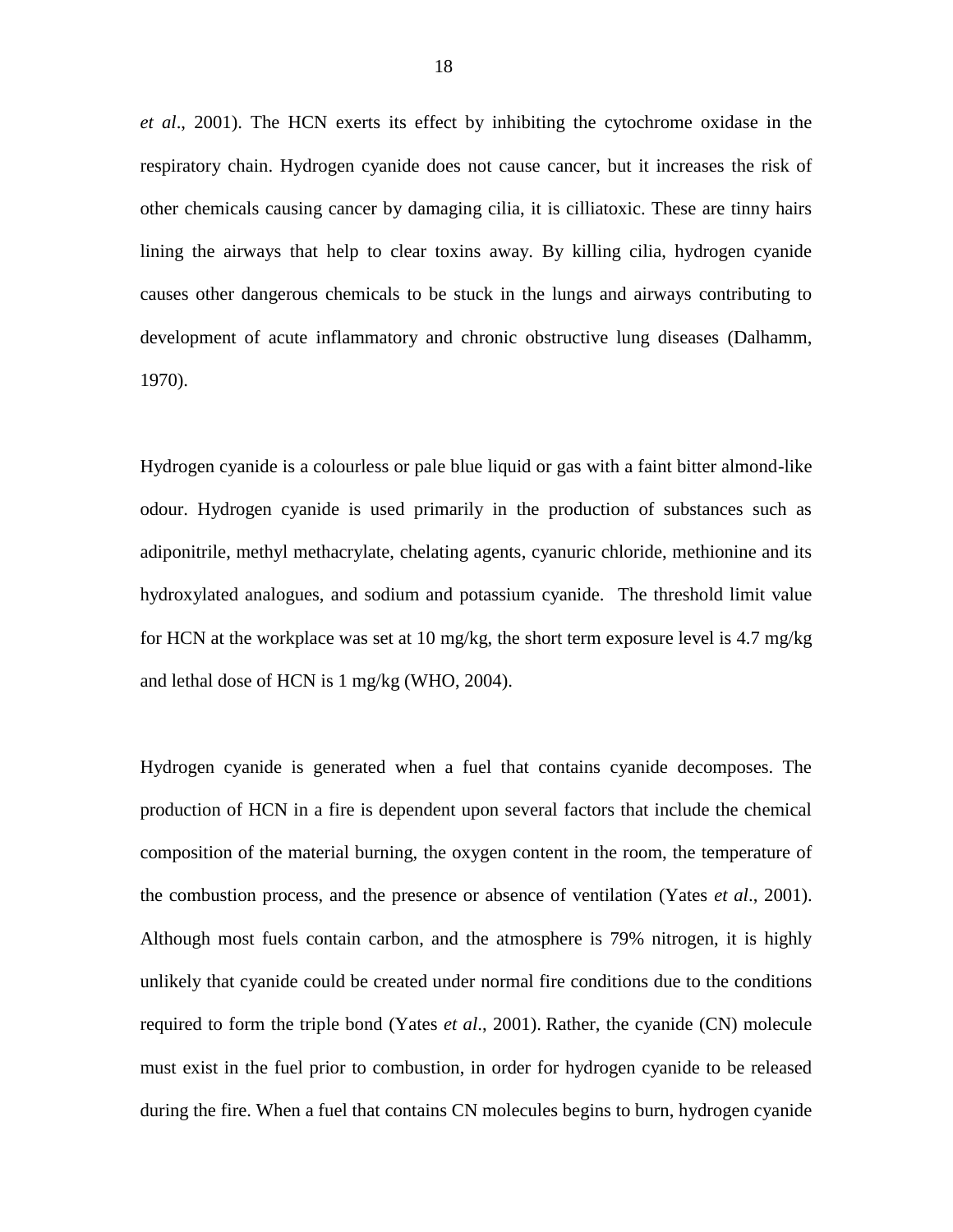*et al*., 2001). The HCN exerts its effect by inhibiting the cytochrome oxidase in the respiratory chain. Hydrogen cyanide does not cause cancer, but it increases the risk of other chemicals causing cancer by damaging cilia, it is cilliatoxic. These are tinny hairs lining the airways that help to clear toxins away. By killing cilia, hydrogen cyanide causes other dangerous chemicals to be stuck in the lungs and airways contributing to development of acute inflammatory and chronic obstructive lung diseases (Dalhamm, 1970).

Hydrogen cyanide is a colourless or pale blue liquid or gas with a faint bitter almond-like odour. Hydrogen cyanide is used primarily in the production of substances such as adiponitrile, methyl methacrylate, chelating agents, cyanuric chloride, methionine and its hydroxylated analogues, and sodium and potassium cyanide. The threshold limit value for HCN at the workplace was set at 10 mg/kg, the short term exposure level is 4.7 mg/kg and lethal dose of HCN is 1 mg/kg (WHO, 2004).

Hydrogen cyanide is generated when a fuel that contains cyanide decomposes. The production of HCN in a fire is dependent upon several factors that include the chemical composition of the material burning, the oxygen content in the room, the temperature of the combustion process, and the presence or absence of ventilation (Yates *et al*., 2001). Although most fuels contain carbon, and the atmosphere is 79% nitrogen, it is highly unlikely that cyanide could be created under normal fire conditions due to the conditions required to form the triple bond (Yates *et al*., 2001). Rather, the cyanide (CN) molecule must exist in the fuel prior to combustion, in order for hydrogen cyanide to be released during the fire. When a fuel that contains CN molecules begins to burn, hydrogen cyanide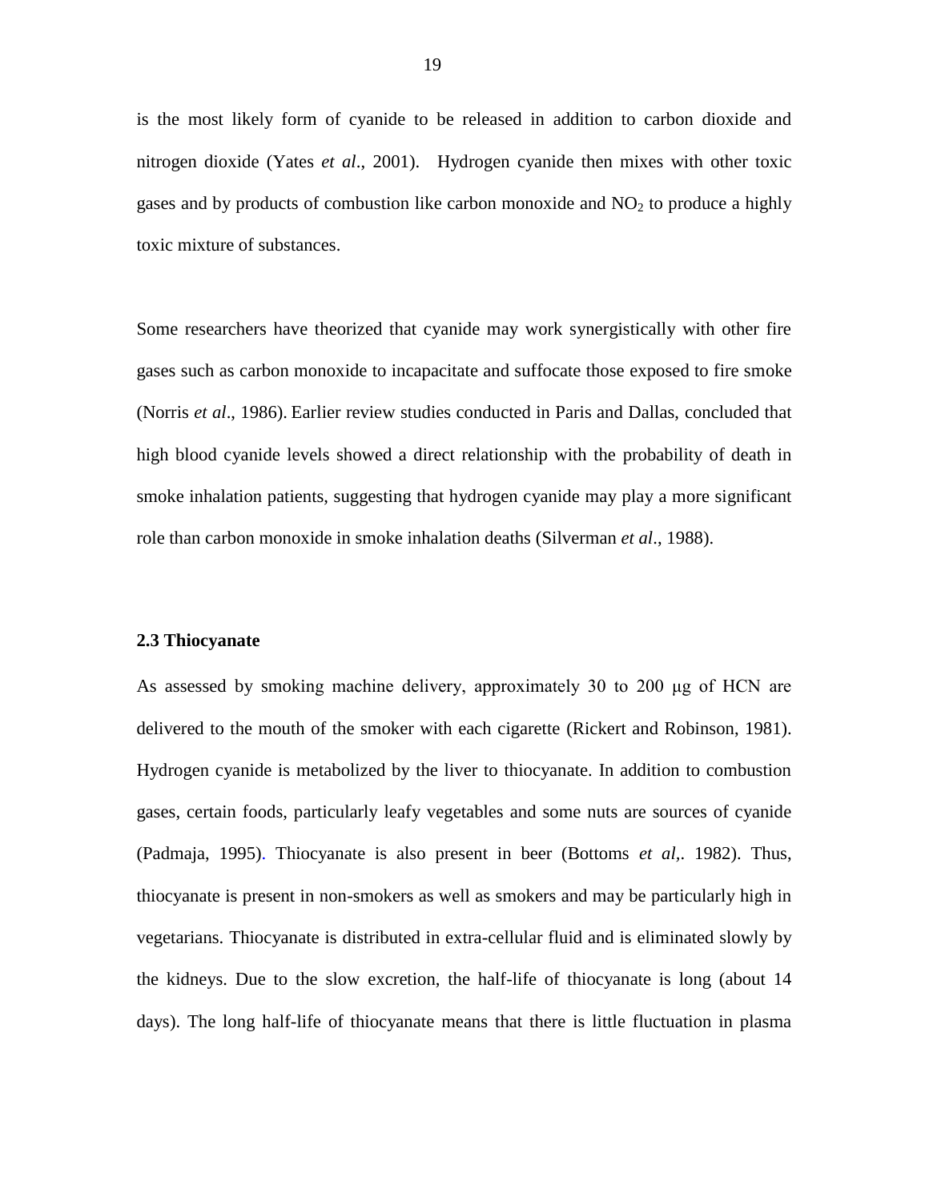is the most likely form of cyanide to be released in addition to carbon dioxide and nitrogen dioxide (Yates *et al*., 2001). Hydrogen cyanide then mixes with other toxic gases and by products of combustion like carbon monoxide and $NO_2$ to produce a highly toxic mixture of substances.

Some researchers have theorized that cyanide may work synergistically with other fire gases such as carbon monoxide to incapacitate and suffocate those exposed to fire smoke (Norris *et al*., 1986). Earlier review studies conducted in Paris and Dallas, concluded that high blood cyanide levels showed a direct relationship with the probability of death in smoke inhalation patients, suggesting that hydrogen cyanide may play a more significant role than carbon monoxide in smoke inhalation deaths (Silverman *et al*., 1988).

### 2.3 Thiocyanate

As assessed by smoking machine delivery, approximately 30 to 200 μg of HCN are delivered to the mouth of the smoker with each cigarette (Rickert and Robinson, 1981). Hydrogen cyanide is metabolized by the liver to thiocyanate. In addition to combustion gases, certain foods, particularly leafy vegetables and some nuts are sources of cyanide (Padmaja, 1995). Thiocyanate is also present in beer (Bottoms *et al*,. 1982). Thus, thiocyanate is present in non-smokers as well as smokers and may be particularly high in vegetarians. Thiocyanate is distributed in extra-cellular fluid and is eliminated slowly by the kidneys. Due to the slow excretion, the half-life of thiocyanate is long (about 14 days). The long half-life of thiocyanate means that there is little fluctuation in plasma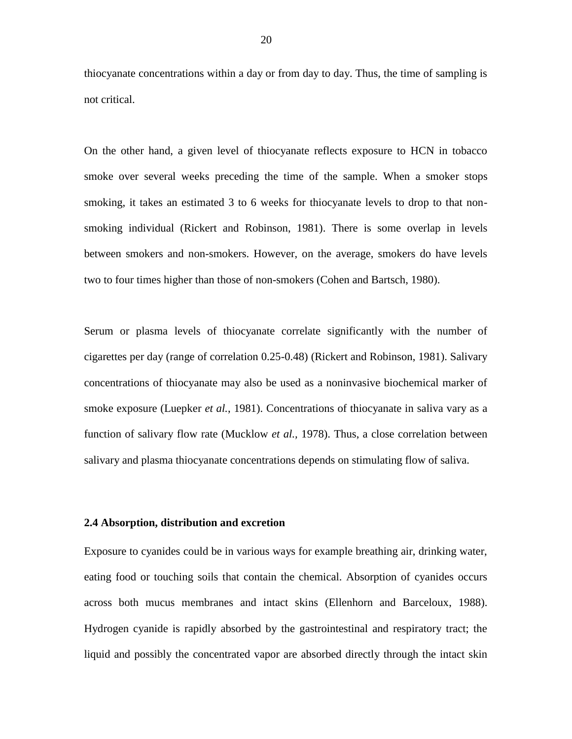thiocyanate concentrations within a day or from day to day. Thus, the time of sampling is not critical.

On the other hand, a given level of thiocyanate reflects exposure to HCN in tobacco smoke over several weeks preceding the time of the sample. When a smoker stops smoking, it takes an estimated 3 to 6 weeks for thiocyanate levels to drop to that non-smoking individual (Rickert and Robinson, 1981). There is some overlap in levels between smokers and non-smokers. However, on the average, smokers do have levels two to four times higher than those of non-smokers (Cohen and Bartsch, 1980).

Serum or plasma levels of thiocyanate correlate significantly with the number of cigarettes per day (range of correlation 0.25-0.48) (Rickert and Robinson, 1981). Salivary concentrations of thiocyanate may also be used as a noninvasive biochemical marker of smoke exposure (Luepker *et al.*, 1981). Concentrations of thiocyanate in saliva vary as a function of salivary flow rate (Mucklow *et al.*, 1978). Thus, a close correlation between salivary and plasma thiocyanate concentrations depends on stimulating flow of saliva.

### 2.4 Absorption, distribution and excretion

Exposure to cyanides could be in various ways for example breathing air, drinking water, eating food or touching soils that contain the chemical. Absorption of cyanides occurs across both mucus membranes and intact skins (Ellenhorn and Barceloux, 1988). Hydrogen cyanide is rapidly absorbed by the gastrointestinal and respiratory tract; the liquid and possibly the concentrated vapor are absorbed directly through the intact skin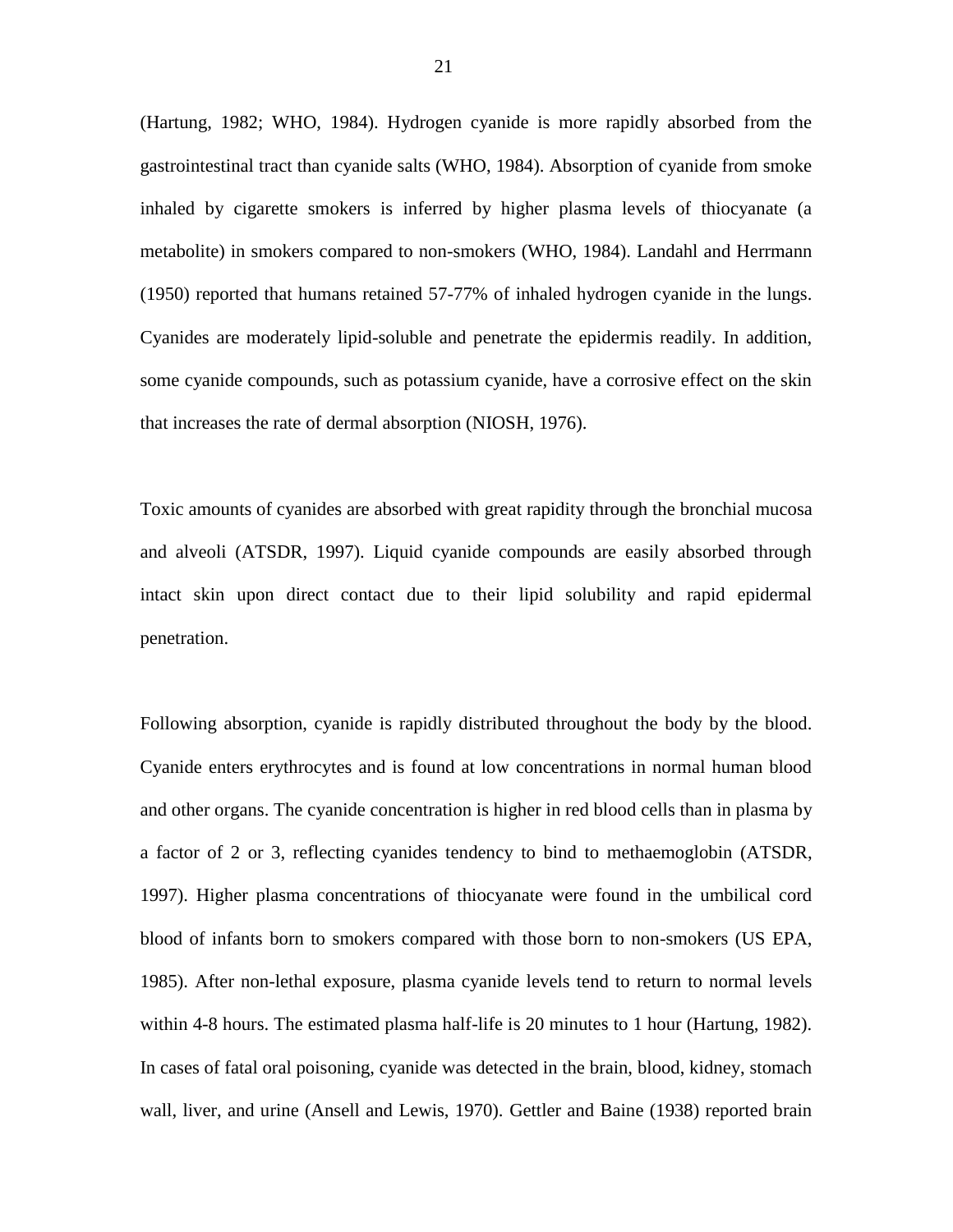(Hartung, 1982; WHO, 1984). Hydrogen cyanide is more rapidly absorbed from the gastrointestinal tract than cyanide salts (WHO, 1984). Absorption of cyanide from smoke inhaled by cigarette smokers is inferred by higher plasma levels of thiocyanate (a metabolite) in smokers compared to non-smokers (WHO, 1984). Landahl and Herrmann (1950) reported that humans retained 57-77% of inhaled hydrogen cyanide in the lungs. Cyanides are moderately lipid-soluble and penetrate the epidermis readily. In addition, some cyanide compounds, such as potassium cyanide, have a corrosive effect on the skin that increases the rate of dermal absorption (NIOSH, 1976).

Toxic amounts of cyanides are absorbed with great rapidity through the bronchial mucosa and alveoli (ATSDR, 1997). Liquid cyanide compounds are easily absorbed through intact skin upon direct contact due to their lipid solubility and rapid epidermal penetration.

Following absorption, cyanide is rapidly distributed throughout the body by the blood. Cyanide enters erythrocytes and is found at low concentrations in normal human blood and other organs. The cyanide concentration is higher in red blood cells than in plasma by a factor of 2 or 3, reflecting cyanides tendency to bind to methaemoglobin (ATSDR, 1997). Higher plasma concentrations of thiocyanate were found in the umbilical cord blood of infants born to smokers compared with those born to non-smokers (US EPA, 1985). After non-lethal exposure, plasma cyanide levels tend to return to normal levels within 4-8 hours. The estimated plasma half-life is 20 minutes to 1 hour (Hartung, 1982). In cases of fatal oral poisoning, cyanide was detected in the brain, blood, kidney, stomach wall, liver, and urine (Ansell and Lewis, 1970). Gettler and Baine (1938) reported brain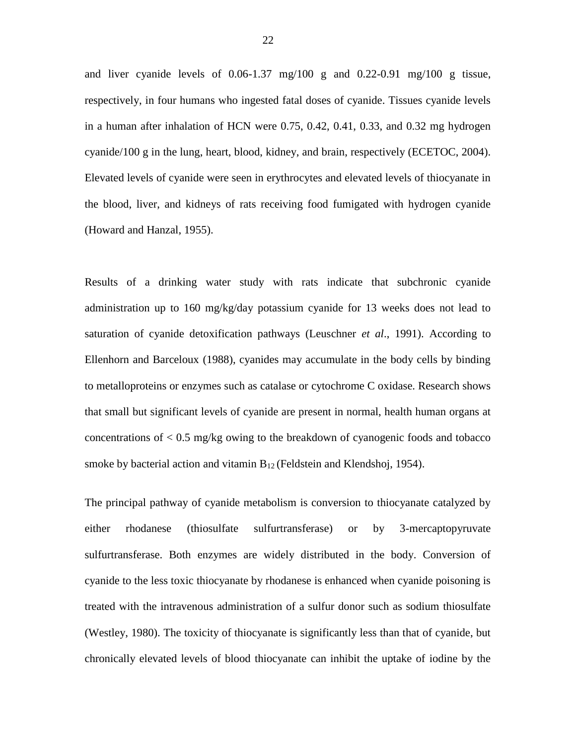and liver cyanide levels of 0.06-1.37 mg/100 g and 0.22-0.91 mg/100 g tissue, respectively, in four humans who ingested fatal doses of cyanide. Tissues cyanide levels in a human after inhalation of HCN were 0.75, 0.42, 0.41, 0.33, and 0.32 mg hydrogen cyanide/100 g in the lung, heart, blood, kidney, and brain, respectively (ECETOC, 2004). Elevated levels of cyanide were seen in erythrocytes and elevated levels of thiocyanate in the blood, liver, and kidneys of rats receiving food fumigated with hydrogen cyanide (Howard and Hanzal, 1955).

Results of a drinking water study with rats indicate that subchronic cyanide administration up to 160 mg/kg/day potassium cyanide for 13 weeks does not lead to saturation of cyanide detoxification pathways (Leuschner *et al*., 1991). According to Ellenhorn and Barceloux (1988), cyanides may accumulate in the body cells by binding to metalloproteins or enzymes such as catalase or cytochrome C oxidase. Research shows that small but significant levels of cyanide are present in normal, health human organs at concentrations of < 0.5 mg/kg owing to the breakdown of cyanogenic foods and tobacco smoke by bacterial action and vitamin $B_{12}$ (Feldstein and Klendshoj, 1954).

The principal pathway of cyanide metabolism is conversion to thiocyanate catalyzed by either rhodanese (thiosulfate sulfurtransferase) or by 3-mercaptopyruvate sulfurtransferase. Both enzymes are widely distributed in the body. Conversion of cyanide to the less toxic thiocyanate by rhodanese is enhanced when cyanide poisoning is treated with the intravenous administration of a sulfur donor such as sodium thiosulfate (Westley, 1980). The toxicity of thiocyanate is significantly less than that of cyanide, but chronically elevated levels of blood thiocyanate can inhibit the uptake of iodine by the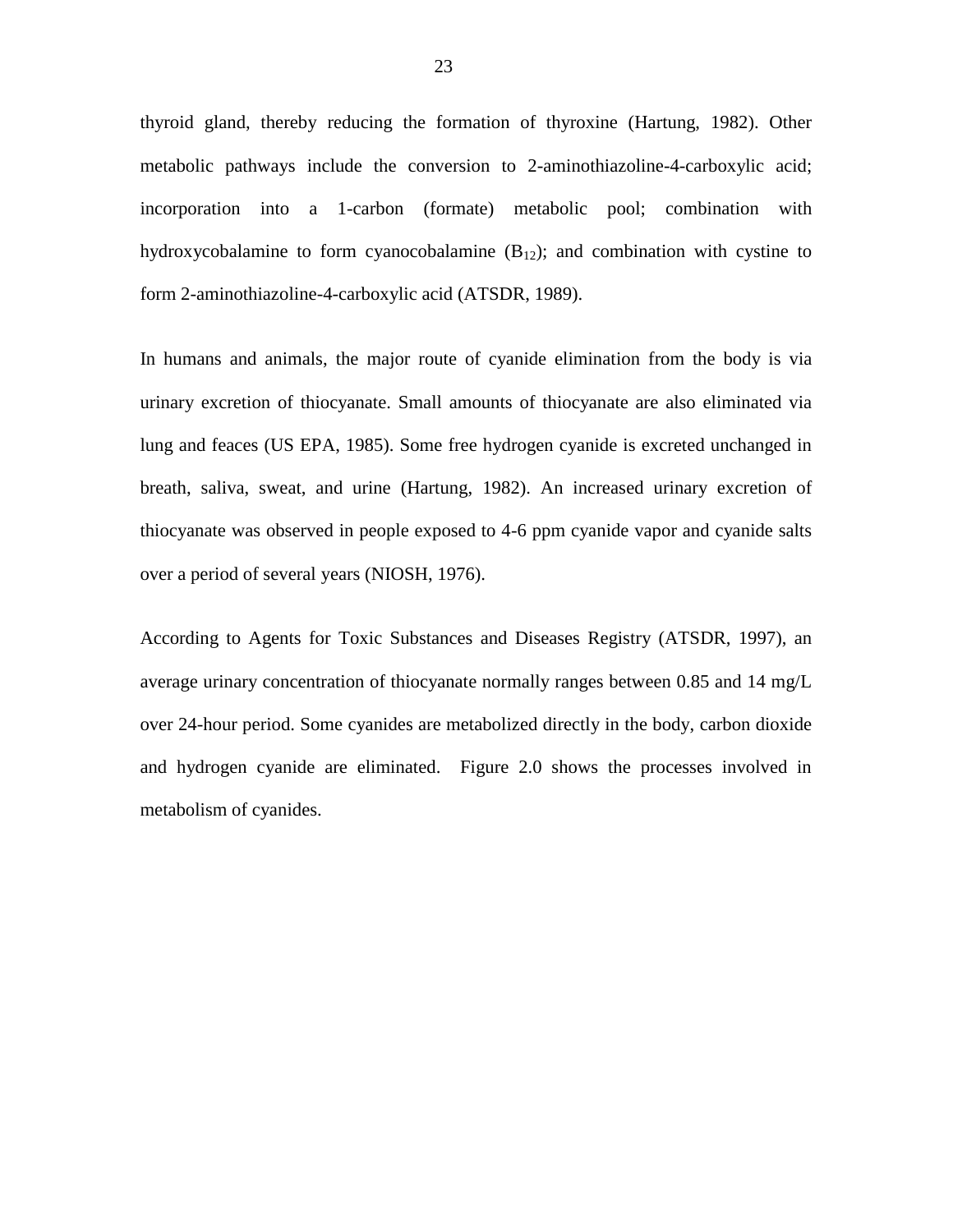thyroid gland, thereby reducing the formation of thyroxine (Hartung, 1982). Other metabolic pathways include the conversion to 2-aminothiazoline-4-carboxylic acid; incorporation into a 1-carbon (formate) metabolic pool; combination with hydroxycobalamine to form cyanocobalamine ($B_{12}$); and combination with cystine to form 2-aminothiazoline-4-carboxylic acid (ATSDR, 1989).

In humans and animals, the major route of cyanide elimination from the body is via urinary excretion of thiocyanate. Small amounts of thiocyanate are also eliminated via lung and feaces (US EPA, 1985). Some free hydrogen cyanide is excreted unchanged in breath, saliva, sweat, and urine (Hartung, 1982). An increased urinary excretion of thiocyanate was observed in people exposed to 4-6 ppm cyanide vapor and cyanide salts over a period of several years (NIOSH, 1976).

According to Agents for Toxic Substances and Diseases Registry (ATSDR, 1997), an average urinary concentration of thiocyanate normally ranges between 0.85 and 14 mg/L over 24-hour period. Some cyanides are metabolized directly in the body, carbon dioxide and hydrogen cyanide are eliminated. Figure 2.0 shows the processes involved in metabolism of cyanides.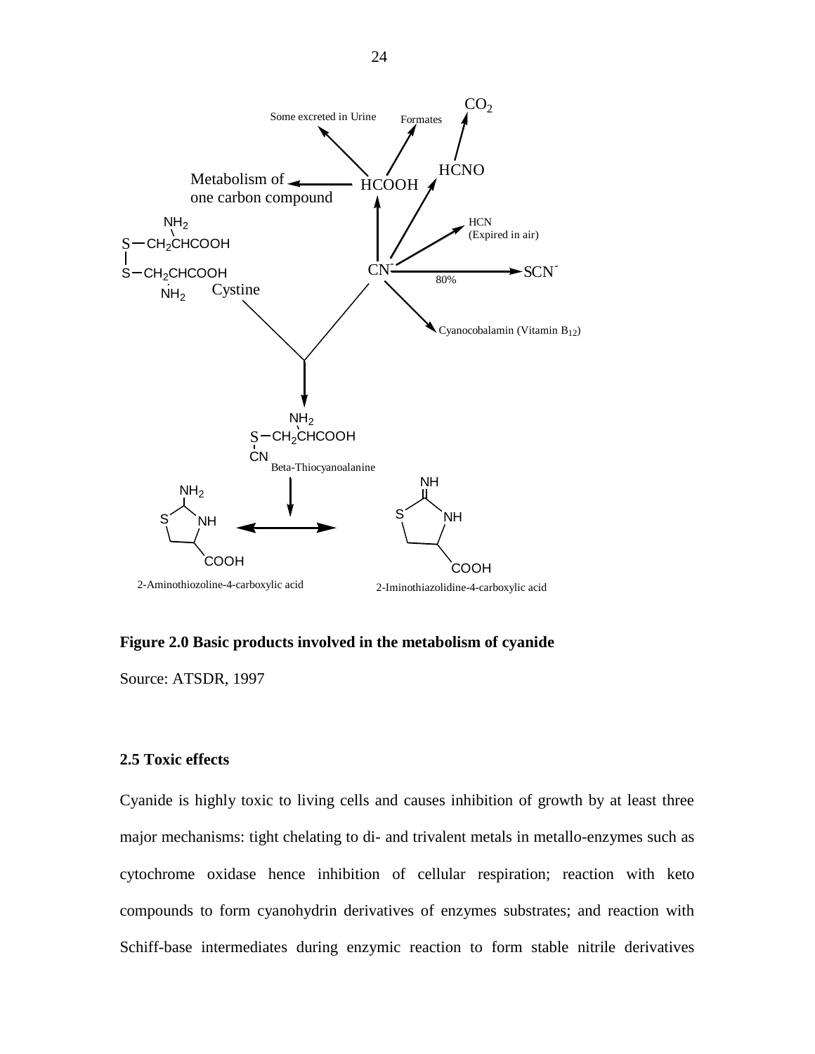Some excreted in Urine

Formates

$CO_2$

HCNO

Metabolism of one carbon compound

HCOOH

HCN (Expired in air)

$CN^-$

80%

$SCN^-$

Cyanocobalamin (Vitamin $B_{12}$)

Cystine

Beta-Thiocyanoalanine

2-Aminothiozoline-4-carboxylic acid

2-Iminothiazolidine-4-carboxylic acid

**Figure 2.0 Basic products involved in the metabolism of cyanide**

Source: ATSDR, 1997

### 2.5 Toxic effects

Cyanide is highly toxic to living cells and causes inhibition of growth by at least three major mechanisms: tight chelating to di- and trivalent metals in metallo-enzymes such as cytochrome oxidase hence inhibition of cellular respiration; reaction with keto compounds to form cyanohydrin derivatives of enzymes substrates; and reaction with Schiff-base intermediates during enzymic reaction to form stable nitrile derivatives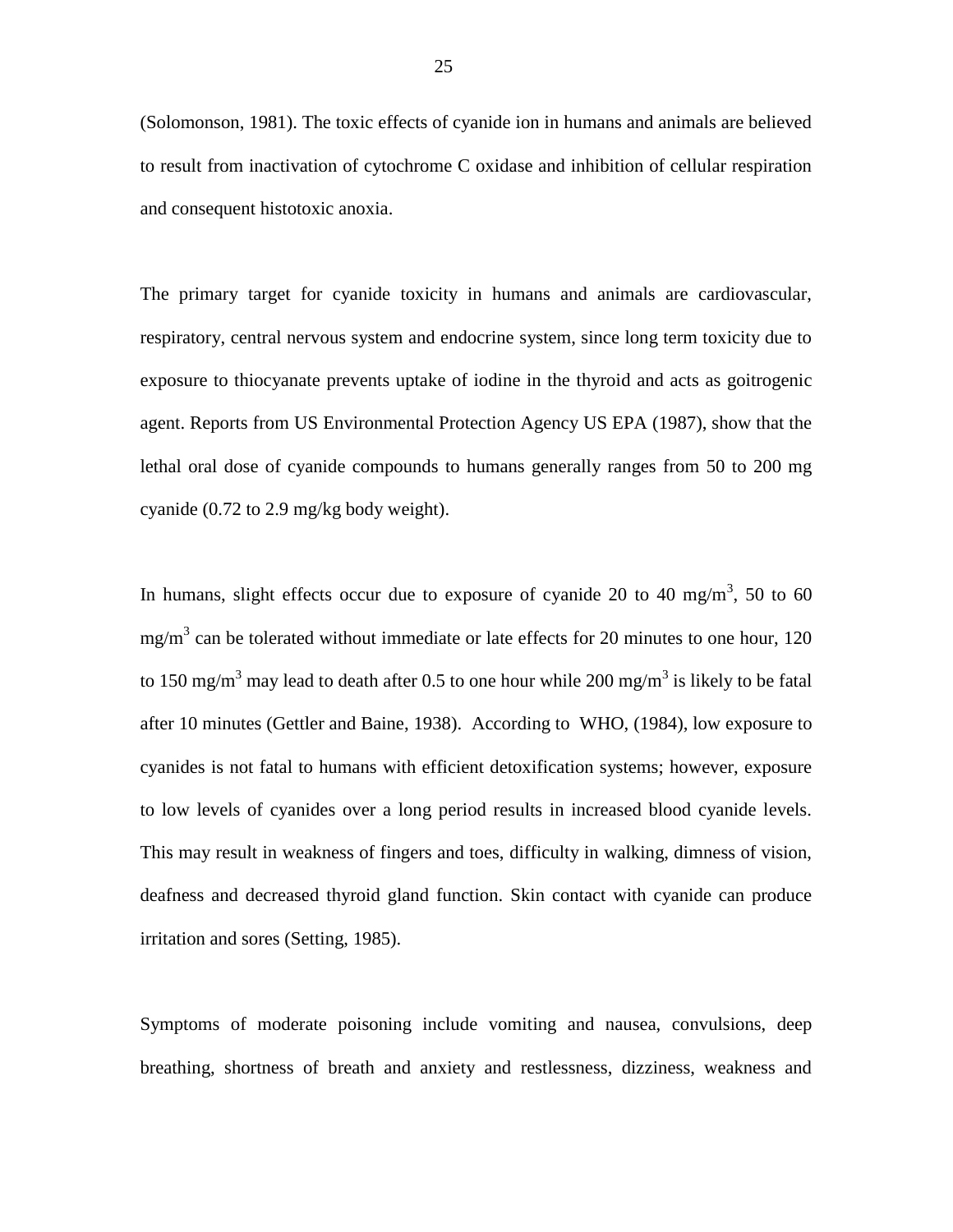(Solomonson, 1981). The toxic effects of cyanide ion in humans and animals are believed to result from inactivation of cytochrome C oxidase and inhibition of cellular respiration and consequent histotoxic anoxia.

The primary target for cyanide toxicity in humans and animals are cardiovascular, respiratory, central nervous system and endocrine system, since long term toxicity due to exposure to thiocyanate prevents uptake of iodine in the thyroid and acts as goitrogenic agent. Reports from US Environmental Protection Agency US EPA (1987), show that the lethal oral dose of cyanide compounds to humans generally ranges from 50 to 200 mg cyanide (0.72 to 2.9 mg/kg body weight).

In humans, slight effects occur due to exposure of cyanide 20 to 40 $mg/m^3$, 50 to 60 $mg/m^3$ can be tolerated without immediate or late effects for 20 minutes to one hour, 120 to 150 $mg/m^3$ may lead to death after 0.5 to one hour while 200 $mg/m^3$ is likely to be fatal after 10 minutes (Gettler and Baine, 1938). According to WHO, (1984), low exposure to cyanides is not fatal to humans with efficient detoxification systems; however, exposure to low levels of cyanides over a long period results in increased blood cyanide levels. This may result in weakness of fingers and toes, difficulty in walking, dimness of vision, deafness and decreased thyroid gland function. Skin contact with cyanide can produce irritation and sores (Setting, 1985).

Symptoms of moderate poisoning include vomiting and nausea, convulsions, deep breathing, shortness of breath and anxiety and restlessness, dizziness, weakness and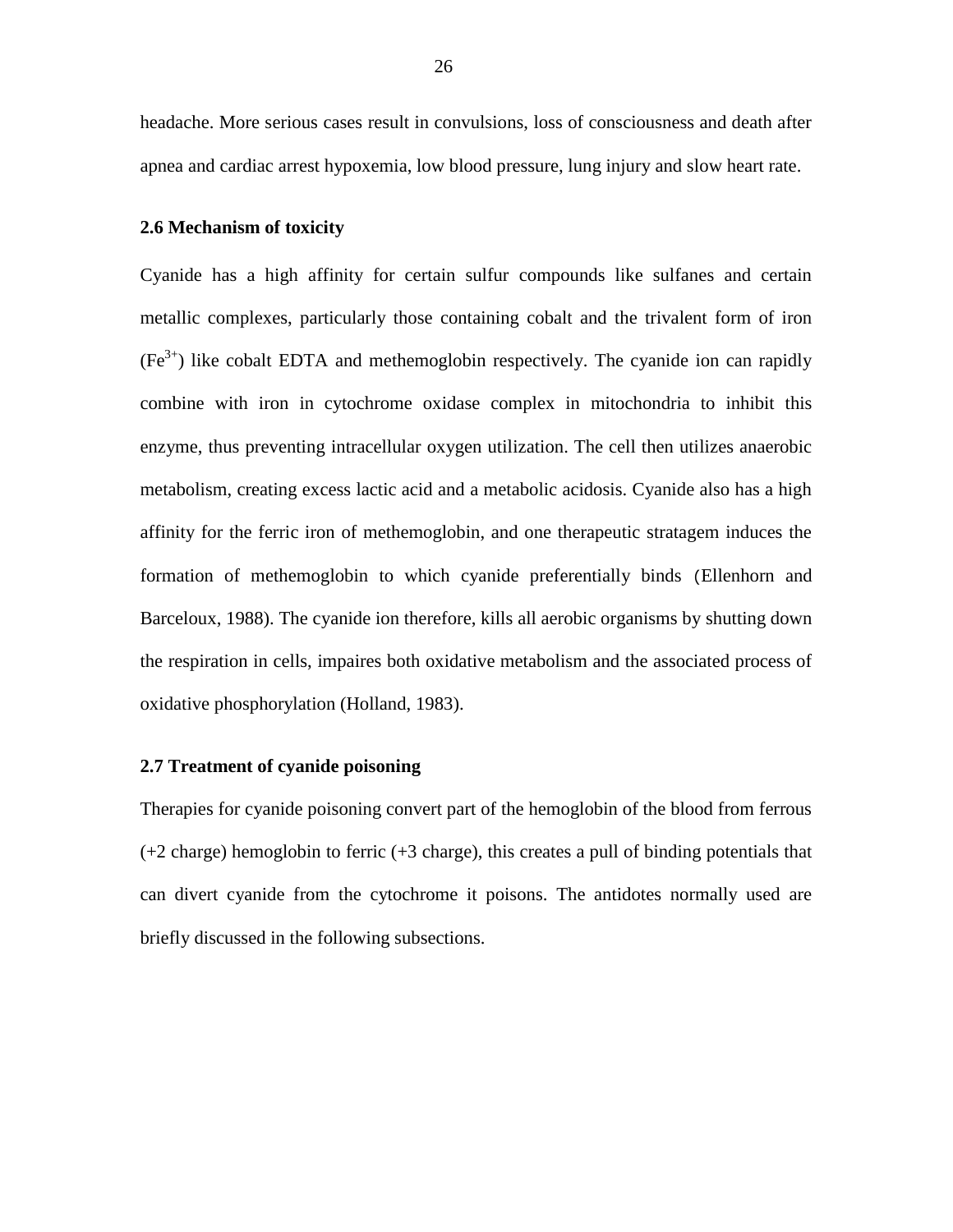headache. More serious cases result in convulsions, loss of consciousness and death after apnea and cardiac arrest hypoxemia, low blood pressure, lung injury and slow heart rate.

### 2.6 Mechanism of toxicity

Cyanide has a high affinity for certain sulfur compounds like sulfanes and certain metallic complexes, particularly those containing cobalt and the trivalent form of iron ($Fe^{3+}$) like cobalt EDTA and methemoglobin respectively. The cyanide ion can rapidly combine with iron in cytochrome oxidase complex in mitochondria to inhibit this enzyme, thus preventing intracellular oxygen utilization. The cell then utilizes anaerobic metabolism, creating excess lactic acid and a metabolic acidosis. Cyanide also has a high affinity for the ferric iron of methemoglobin, and one therapeutic stratagem induces the formation of methemoglobin to which cyanide preferentially binds (Ellenhorn and Barceloux, 1988). The cyanide ion therefore, kills all aerobic organisms by shutting down the respiration in cells, impaires both oxidative metabolism and the associated process of oxidative phosphorylation (Holland, 1983).

### 2.7 Treatment of cyanide poisoning

Therapies for cyanide poisoning convert part of the hemoglobin of the blood from ferrous (+2 charge) hemoglobin to ferric (+3 charge), this creates a pull of binding potentials that can divert cyanide from the cytochrome it poisons. The antidotes normally used are briefly discussed in the following subsections.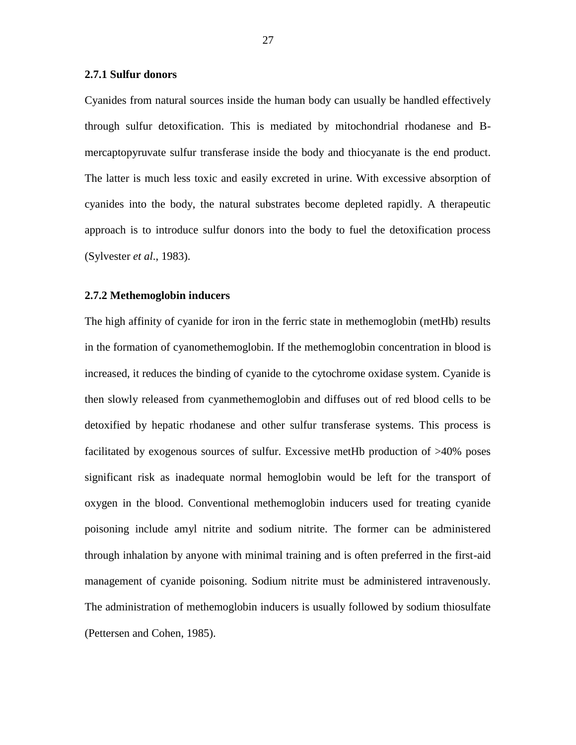### 2.7.1 Sulfur donors

Cyanides from natural sources inside the human body can usually be handled effectively through sulfur detoxification. This is mediated by mitochondrial rhodanese and B-mercaptopyruvate sulfur transferase inside the body and thiocyanate is the end product. The latter is much less toxic and easily excreted in urine. With excessive absorption of cyanides into the body, the natural substrates become depleted rapidly. A therapeutic approach is to introduce sulfur donors into the body to fuel the detoxification process (Sylvester *et al*., 1983).

### 2.7.2 Methemoglobin inducers

The high affinity of cyanide for iron in the ferric state in methemoglobin (metHb) results in the formation of cyanomethemoglobin. If the methemoglobin concentration in blood is increased, it reduces the binding of cyanide to the cytochrome oxidase system. Cyanide is then slowly released from cyanmethemoglobin and diffuses out of red blood cells to be detoxified by hepatic rhodanese and other sulfur transferase systems. This process is facilitated by exogenous sources of sulfur. Excessive metHb production of >40% poses significant risk as inadequate normal hemoglobin would be left for the transport of oxygen in the blood. Conventional methemoglobin inducers used for treating cyanide poisoning include amyl nitrite and sodium nitrite. The former can be administered through inhalation by anyone with minimal training and is often preferred in the first-aid management of cyanide poisoning. Sodium nitrite must be administered intravenously. The administration of methemoglobin inducers is usually followed by sodium thiosulfate (Pettersen and Cohen, 1985).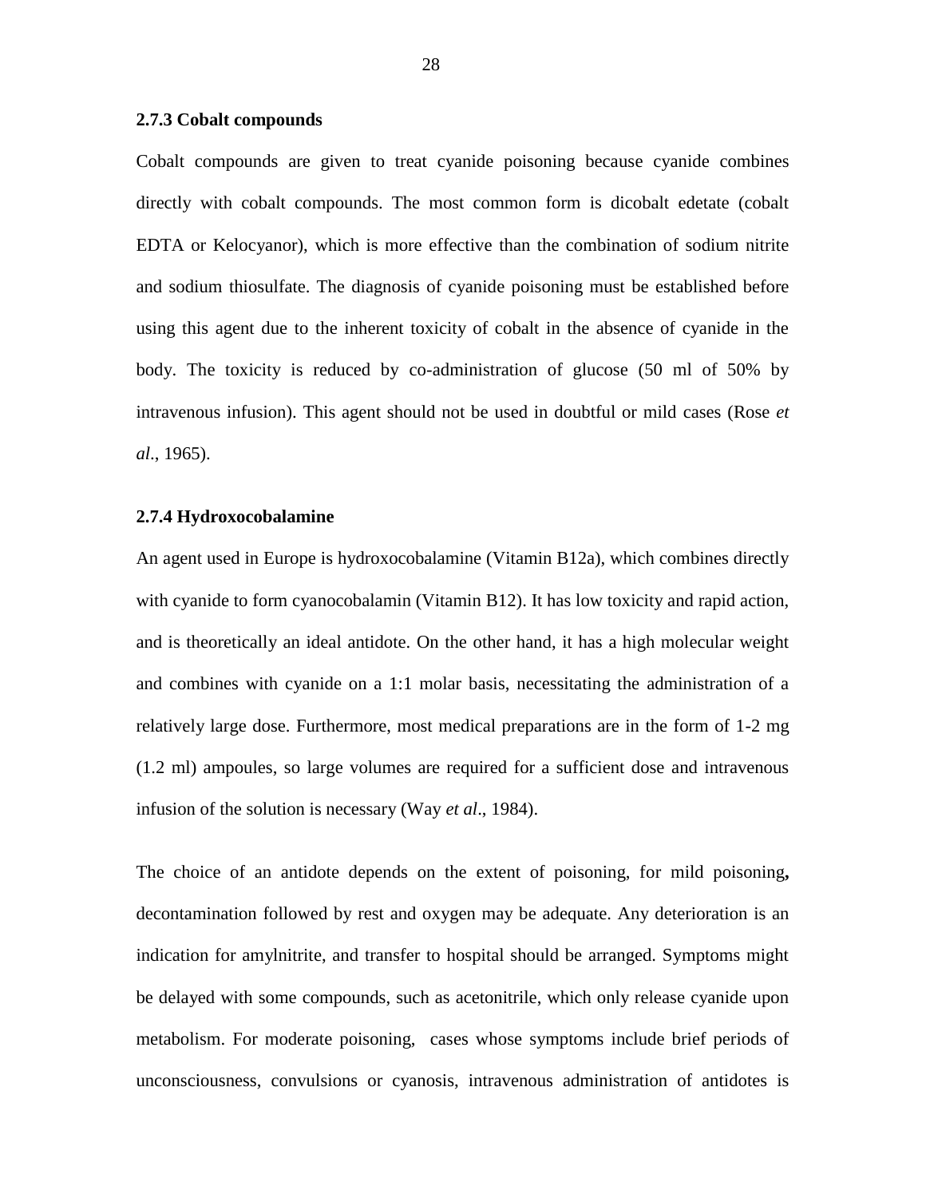### 2.7.3 Cobalt compounds

Cobalt compounds are given to treat cyanide poisoning because cyanide combines directly with cobalt compounds. The most common form is dicobalt edetate (cobalt EDTA or Kelocyanor), which is more effective than the combination of sodium nitrite and sodium thiosulfate. The diagnosis of cyanide poisoning must be established before using this agent due to the inherent toxicity of cobalt in the absence of cyanide in the body. The toxicity is reduced by co-administration of glucose (50 ml of 50% by intravenous infusion). This agent should not be used in doubtful or mild cases (Rose *et al*., 1965).

### 2.7.4 Hydroxocobalamine

An agent used in Europe is hydroxocobalamine (Vitamin B12a), which combines directly with cyanide to form cyanocobalamin (Vitamin B12). It has low toxicity and rapid action, and is theoretically an ideal antidote. On the other hand, it has a high molecular weight and combines with cyanide on a 1:1 molar basis, necessitating the administration of a relatively large dose. Furthermore, most medical preparations are in the form of 1-2 mg (1.2 ml) ampoules, so large volumes are required for a sufficient dose and intravenous infusion of the solution is necessary (Way *et al*., 1984).

The choice of an antidote depends on the extent of poisoning, for mild poisoning**,** decontamination followed by rest and oxygen may be adequate. Any deterioration is an indication for amylnitrite, and transfer to hospital should be arranged. Symptoms might be delayed with some compounds, such as acetonitrile, which only release cyanide upon metabolism. For moderate poisoning, cases whose symptoms include brief periods of unconsciousness, convulsions or cyanosis, intravenous administration of antidotes is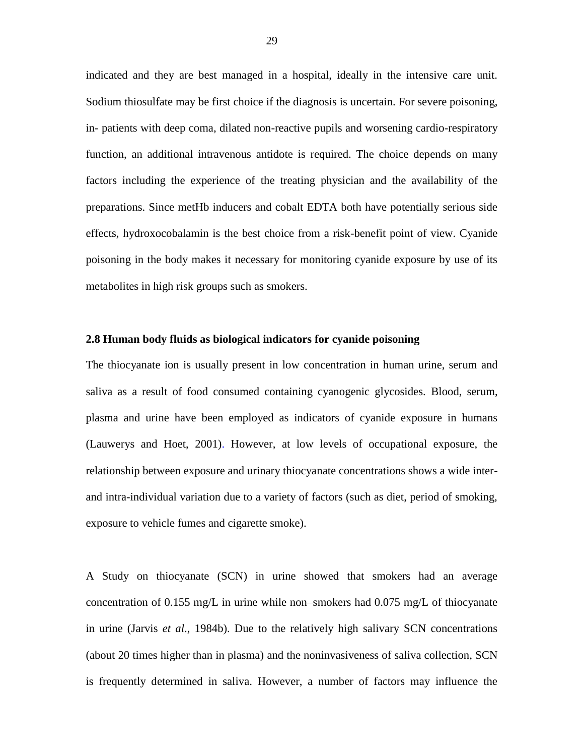indicated and they are best managed in a hospital, ideally in the intensive care unit. Sodium thiosulfate may be first choice if the diagnosis is uncertain. For severe poisoning, in- patients with deep coma, dilated non-reactive pupils and worsening cardio-respiratory function, an additional intravenous antidote is required. The choice depends on many factors including the experience of the treating physician and the availability of the preparations. Since metHb inducers and cobalt EDTA both have potentially serious side effects, hydroxocobalamin is the best choice from a risk-benefit point of view. Cyanide poisoning in the body makes it necessary for monitoring cyanide exposure by use of its metabolites in high risk groups such as smokers.

### 2.8 Human body fluids as biological indicators for cyanide poisoning

The thiocyanate ion is usually present in low concentration in human urine, serum and saliva as a result of food consumed containing cyanogenic glycosides. Blood, serum, plasma and urine have been employed as indicators of cyanide exposure in humans (Lauwerys and Hoet, 2001). However, at low levels of occupational exposure, the relationship between exposure and urinary thiocyanate concentrations shows a wide inter- and intra-individual variation due to a variety of factors (such as diet, period of smoking, exposure to vehicle fumes and cigarette smoke).

A Study on thiocyanate (SCN) in urine showed that smokers had an average concentration of 0.155 mg/L in urine while non–smokers had 0.075 mg/L of thiocyanate in urine (Jarvis *et al*., 1984b). Due to the relatively high salivary SCN concentrations (about 20 times higher than in plasma) and the noninvasiveness of saliva collection, SCN is frequently determined in saliva. However, a number of factors may influence the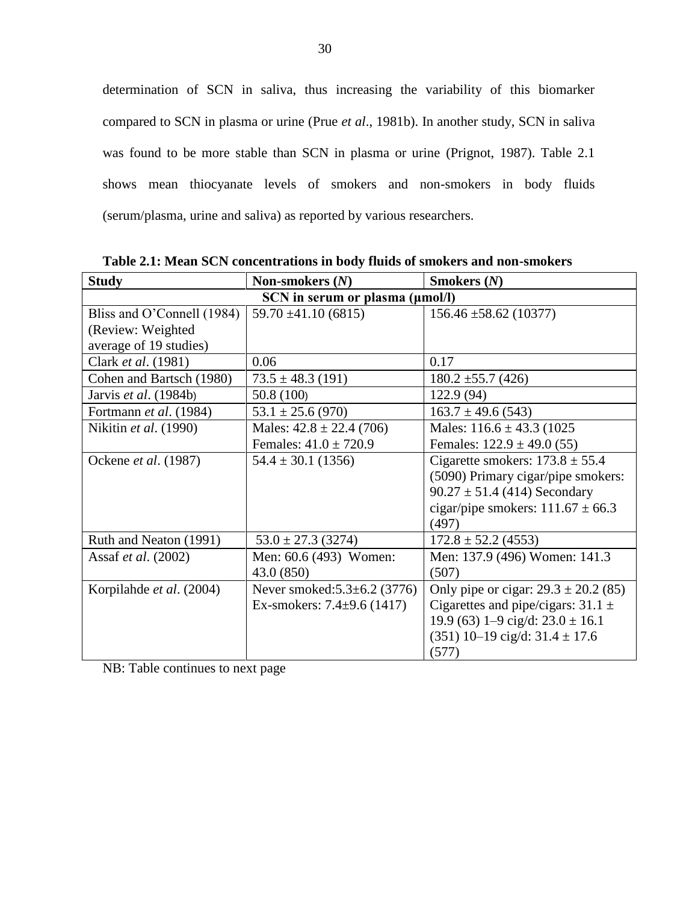determination of SCN in saliva, thus increasing the variability of this biomarker compared to SCN in plasma or urine (Prue *et al*., 1981b). In another study, SCN in saliva was found to be more stable than SCN in plasma or urine (Prignot, 1987). Table 2.1 shows mean thiocyanate levels of smokers and non-smokers in body fluids (serum/plasma, urine and saliva) as reported by various researchers.

**Table 2.1: Mean SCN concentrations in body fluids of smokers and non-smokers**

| **Study** | **Non-smokers (*N*)** | **Smokers (*N*)** |
|---|---|---|
| **SCN in serum or plasma (µmol/l)** | | |
| Bliss and O'Connell (1984) (Review: Weighted average of 19 studies) | 59.70 ±41.10 (6815) | 156.46 ±58.62 (10377) |
| Clark *et al*. (1981) | 0.06 | 0.17 |
| Cohen and Bartsch (1980) | 73.5 ± 48.3 (191) | 180.2 ±55.7 (426) |
| Jarvis *et al*. (1984b) | 50.8 (100) | 122.9 (94) |
| Fortmann *et al*. (1984) | 53.1 ± 25.6 (970) | 163.7 ± 49.6 (543) |
| Nikitin *et al*. (1990) | Males: 42.8 ± 22.4 (706) Females: 41.0 ± 720.9 | Males: 116.6 ± 43.3 (1025 Females: 122.9 ± 49.0 (55) |
| Ockene *et al*. (1987) | 54.4 ± 30.1 (1356) | Cigarette smokers: 173.8 ± 55.4 (5090) Primary cigar/pipe smokers: 90.27 ± 51.4 (414) Secondary cigar/pipe smokers: 111.67 ± 66.3 (497) |
| Ruth and Neaton (1991) | 53.0 ± 27.3 (3274) | 172.8 ± 52.2 (4553) |
| Assaf *et al*. (2002) | Men: 60.6 (493) Women: 43.0 (850) | Men: 137.9 (496) Women: 141.3 (507) |
| Korpilahde *et al*. (2004) | Never smoked:5.3±6.2 (3776) Ex-smokers: 7.4±9.6 (1417) | Only pipe or cigar: 29.3 ± 20.2 (85) Cigarettes and pipe/cigars: 31.1 ± 19.9 (63) 1–9 cig/d: 23.0 ± 16.1 (351) 10–19 cig/d: 31.4 ± 17.6 (577) |

NB: Table continues to next page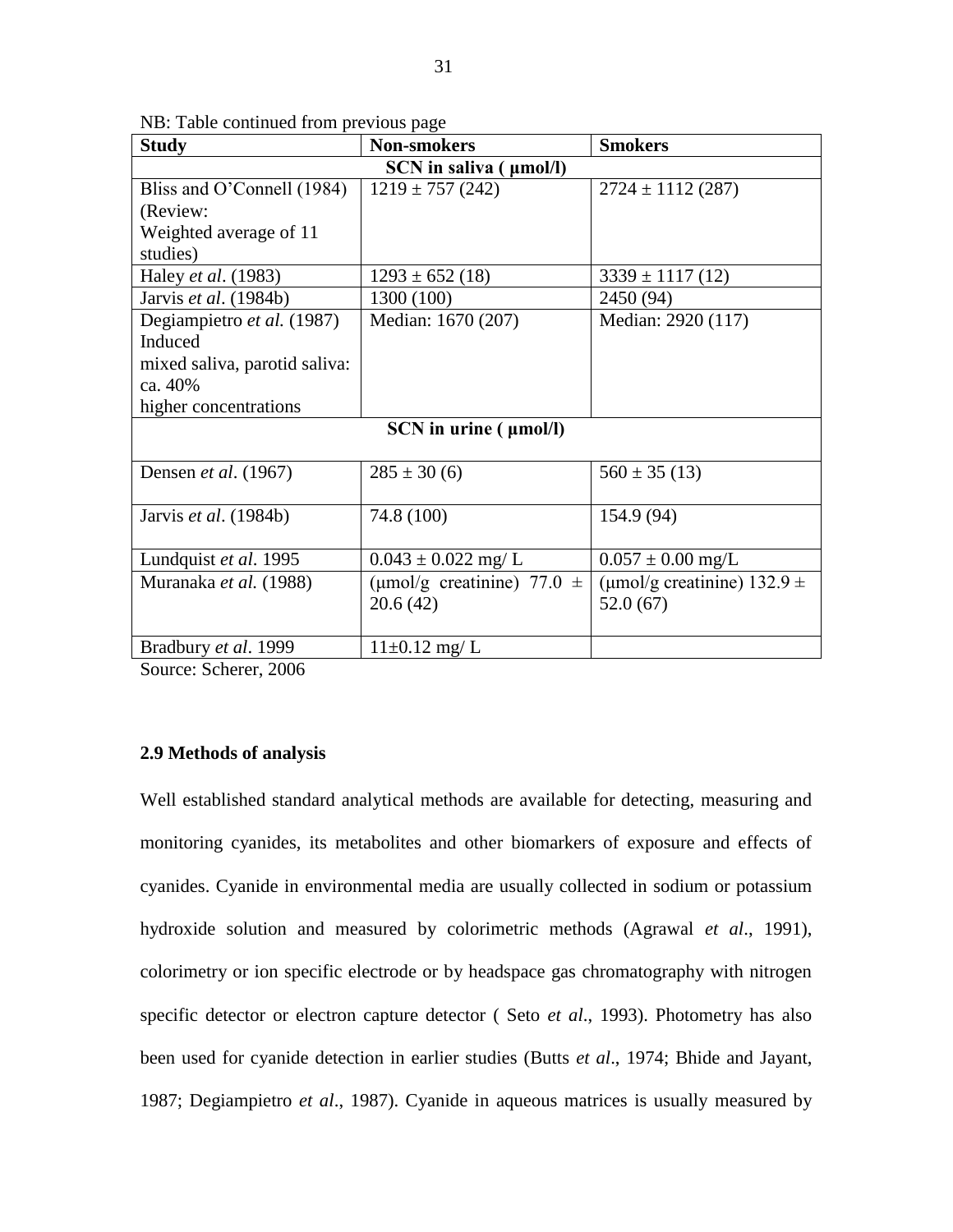NB: Table continued from previous page

| Study | Non-smokers | Smokers |
|---|---|---|
| **SCN in saliva ( μmol/l)** | | |
| Bliss and O'Connell (1984) (Review: Weighted average of 11 studies) | 1219 ± 757 (242) | 2724 ± 1112 (287) |
| Haley *et al*. (1983) | 1293 ± 652 (18) | 3339 ± 1117 (12) |
| Jarvis *et al*. (1984b) | 1300 (100) | 2450 (94) |
| Degiampietro *et al.* (1987) Induced mixed saliva, parotid saliva: ca. 40% higher concentrations | Median: 1670 (207) | Median: 2920 (117) |
| **SCN in urine ( μmol/l)** | | |
| Densen *et al*. (1967) | 285 ± 30 (6) | 560 ± 35 (13) |
| Jarvis *et al*. (1984b) | 74.8 (100) | 154.9 (94) |
| Lundquist *et al*. 1995 | 0.043 ± 0.022 mg/ L | 0.057 ± 0.00 mg/L |
| Muranaka *et al.* (1988) | (μmol/g creatinine) 77.0 ± 20.6 (42) | (μmol/g creatinine) 132.9 ± 52.0 (67) |
| Bradbury *et al*. 1999 | 11±0.12 mg/ L | |

Source: Scherer, 2006

**2.9 Methods of analysis**

Well established standard analytical methods are available for detecting, measuring and monitoring cyanides, its metabolites and other biomarkers of exposure and effects of cyanides. Cyanide in environmental media are usually collected in sodium or potassium hydroxide solution and measured by colorimetric methods (Agrawal *et al*., 1991), colorimetry or ion specific electrode or by headspace gas chromatography with nitrogen specific detector or electron capture detector ( Seto *et al*., 1993). Photometry has also been used for cyanide detection in earlier studies (Butts *et al*., 1974; Bhide and Jayant, 1987; Degiampietro *et al*., 1987). Cyanide in aqueous matrices is usually measured by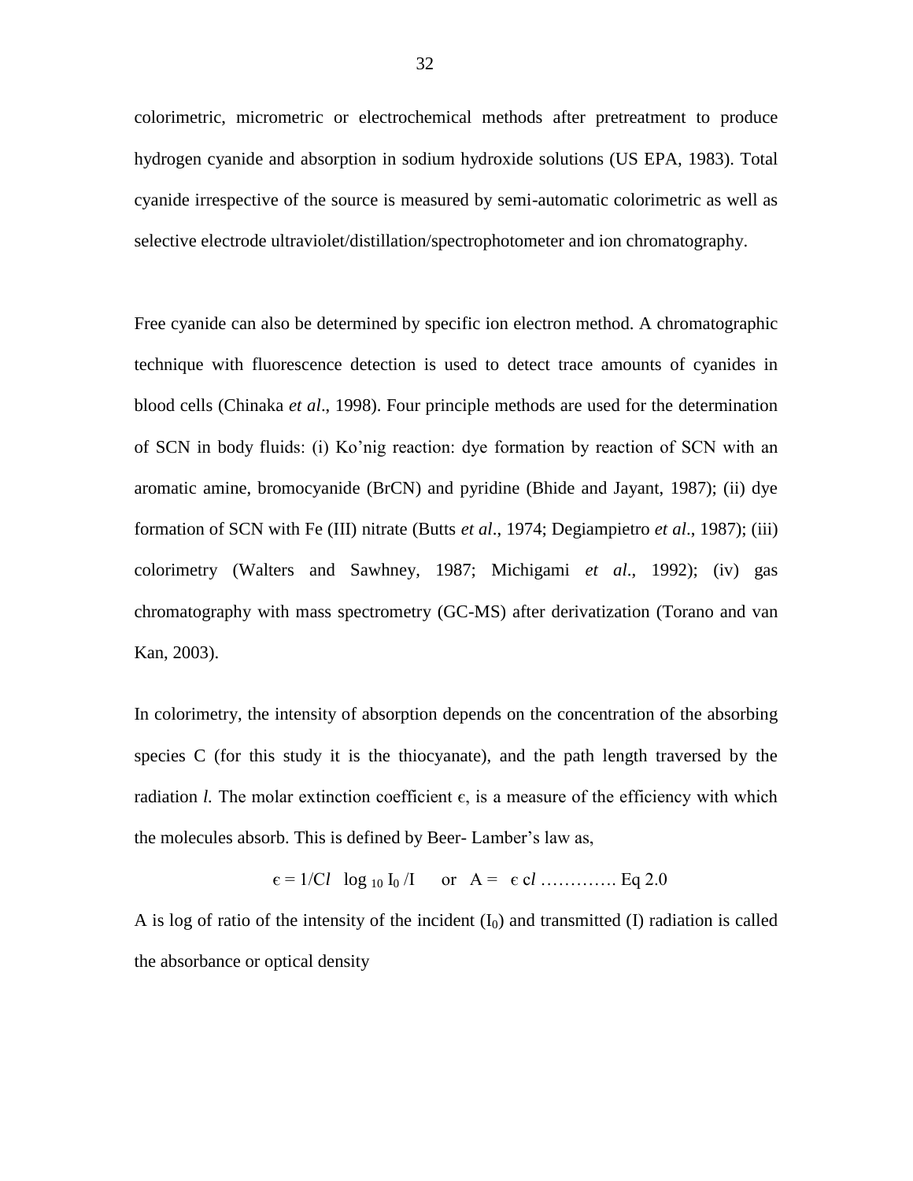colorimetric, micrometric or electrochemical methods after pretreatment to produce hydrogen cyanide and absorption in sodium hydroxide solutions (US EPA, 1983). Total cyanide irrespective of the source is measured by semi-automatic colorimetric as well as selective electrode ultraviolet/distillation/spectrophotometer and ion chromatography.

Free cyanide can also be determined by specific ion electron method. A chromatographic technique with fluorescence detection is used to detect trace amounts of cyanides in blood cells (Chinaka *et al*., 1998). Four principle methods are used for the determination of SCN in body fluids: (i) Ko'nig reaction: dye formation by reaction of SCN with an aromatic amine, bromocyanide (BrCN) and pyridine (Bhide and Jayant, 1987); (ii) dye formation of SCN with Fe (III) nitrate (Butts *et al*., 1974; Degiampietro *et al*., 1987); (iii) colorimetry (Walters and Sawhney, 1987; Michigami *et al*., 1992); (iv) gas chromatography with mass spectrometry (GC-MS) after derivatization (Torano and van Kan, 2003).

In colorimetry, the intensity of absorption depends on the concentration of the absorbing species C (for this study it is the thiocyanate), and the path length traversed by the radiation *l.* The molar extinction coefficient ϵ, is a measure of the efficiency with which the molecules absorb. This is defined by Beer- Lamber's law as,

$$\epsilon = 1/Cl \ \ \log_{10} I_0 / I \quad \text{or} \quad A = \epsilon c l \ \ \ldots\ldots\ldots\ldots \text{Eq 2.0}$$

A is log of ratio of the intensity of the incident ($I_0$) and transmitted (I) radiation is called the absorbance or optical density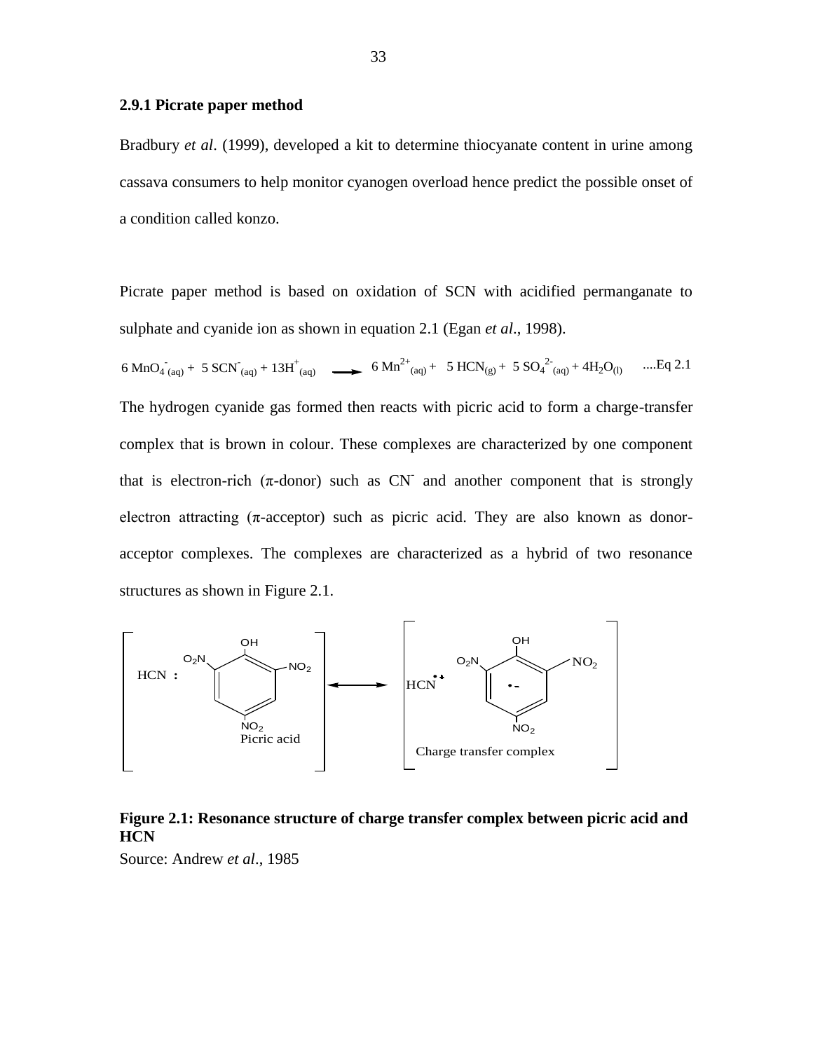### 2.9.1 Picrate paper method

Bradbury *et al*. (1999), developed a kit to determine thiocyanate content in urine among cassava consumers to help monitor cyanogen overload hence predict the possible onset of a condition called konzo.

Picrate paper method is based on oxidation of SCN with acidified permanganate to sulphate and cyanide ion as shown in equation 2.1 (Egan *et al*., 1998).

$$6\ MnO_4^-{}_{(aq)} + 5\ SCN^-{}_{(aq)} + 13H^+{}_{(aq)} \longrightarrow 6\ Mn^{2+}{}_{(aq)} + 5\ HCN_{(g)} + 5\ SO_4^{2-}{}_{(aq)} + 4H_2O_{(l)} \quad ....Eq\ 2.1$$

The hydrogen cyanide gas formed then reacts with picric acid to form a charge-transfer complex that is brown in colour. These complexes are characterized by one component that is electron-rich (π-donor) such as $CN^-$ and another component that is strongly electron attracting (π-acceptor) such as picric acid. They are also known as donor-acceptor complexes. The complexes are characterized as a hybrid of two resonance structures as shown in Figure 2.1.

HCN :

OH

$O_2N$

$NO_2$

$NO_2$

Picric acid

HCN

OH

$O_2N$

$NO_2$

$NO_2$

Charge transfer complex

**Figure 2.1: Resonance structure of charge transfer complex between picric acid and HCN**

Source: Andrew *et al*., 1985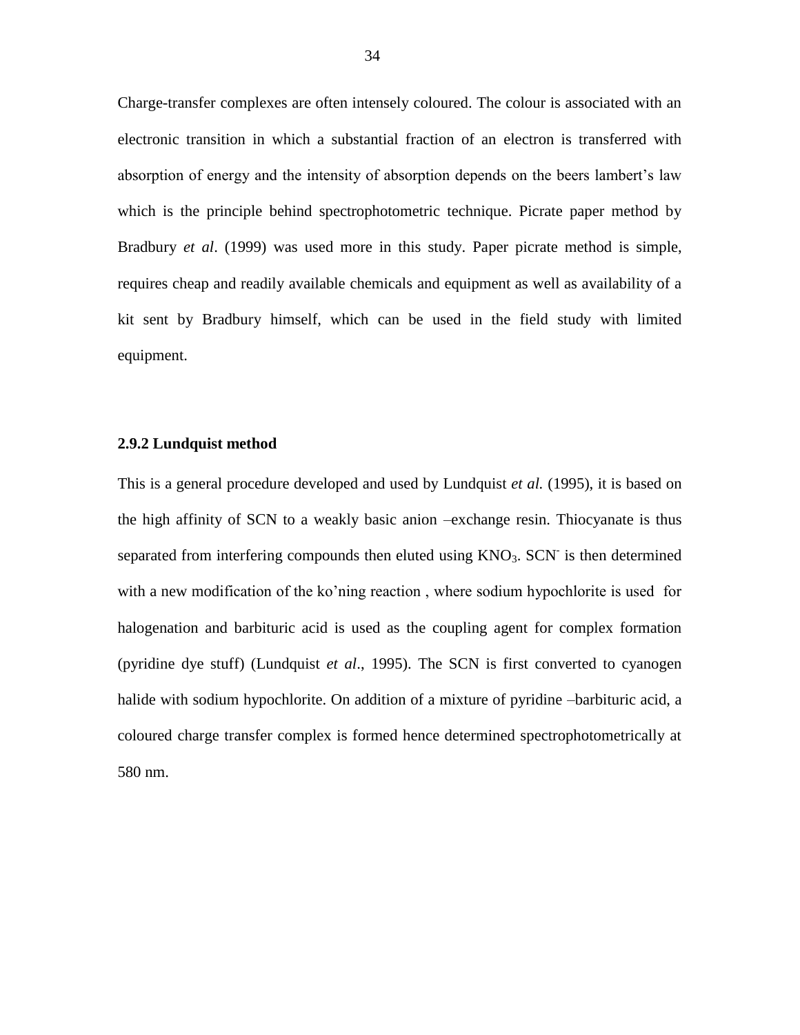Charge-transfer complexes are often intensely coloured. The colour is associated with an electronic transition in which a substantial fraction of an electron is transferred with absorption of energy and the intensity of absorption depends on the beers lambert's law which is the principle behind spectrophotometric technique. Picrate paper method by Bradbury *et al*. (1999) was used more in this study. Paper picrate method is simple, requires cheap and readily available chemicals and equipment as well as availability of a kit sent by Bradbury himself, which can be used in the field study with limited equipment.

### 2.9.2 Lundquist method

This is a general procedure developed and used by Lundquist *et al.* (1995), it is based on the high affinity of SCN to a weakly basic anion –exchange resin. Thiocyanate is thus separated from interfering compounds then eluted using $KNO_3$. $SCN^-$ is then determined with a new modification of the ko'ning reaction , where sodium hypochlorite is used for halogenation and barbituric acid is used as the coupling agent for complex formation (pyridine dye stuff) (Lundquist *et al*., 1995). The SCN is first converted to cyanogen halide with sodium hypochlorite. On addition of a mixture of pyridine –barbituric acid, a coloured charge transfer complex is formed hence determined spectrophotometrically at 580 nm.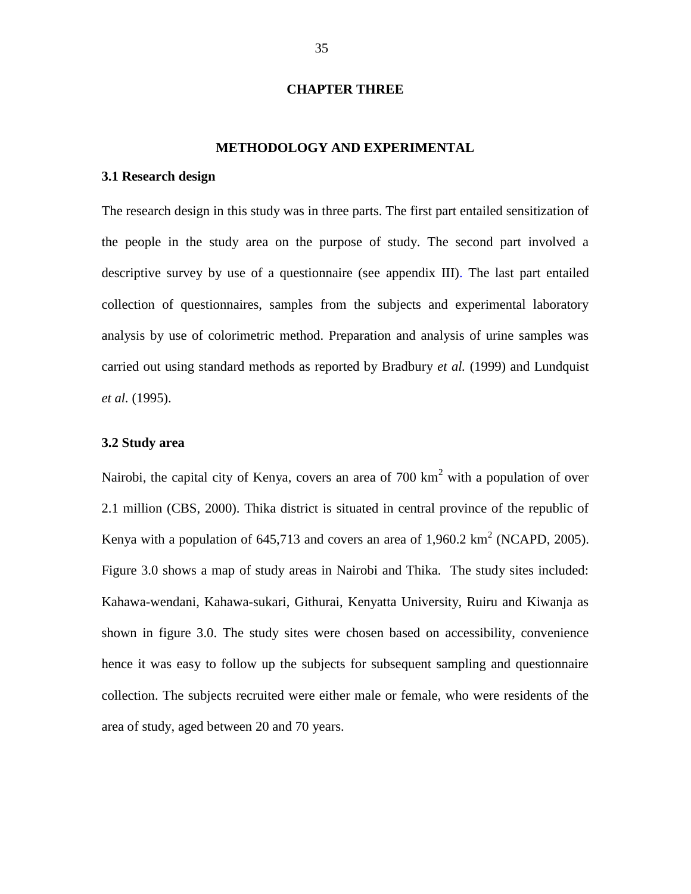# CHAPTER THREE

## METHODOLOGY AND EXPERIMENTAL

### 3.1 Research design

The research design in this study was in three parts. The first part entailed sensitization of the people in the study area on the purpose of study. The second part involved a descriptive survey by use of a questionnaire (see appendix III). The last part entailed collection of questionnaires, samples from the subjects and experimental laboratory analysis by use of colorimetric method. Preparation and analysis of urine samples was carried out using standard methods as reported by Bradbury *et al.* (1999) and Lundquist *et al.* (1995).

### 3.2 Study area

Nairobi, the capital city of Kenya, covers an area of 700 $km^2$ with a population of over 2.1 million (CBS, 2000). Thika district is situated in central province of the republic of Kenya with a population of 645,713 and covers an area of 1,960.2 $km^2$ (NCAPD, 2005). Figure 3.0 shows a map of study areas in Nairobi and Thika. The study sites included: Kahawa-wendani, Kahawa-sukari, Githurai, Kenyatta University, Ruiru and Kiwanja as shown in figure 3.0. The study sites were chosen based on accessibility, convenience hence it was easy to follow up the subjects for subsequent sampling and questionnaire collection. The subjects recruited were either male or female, who were residents of the area of study, aged between 20 and 70 years.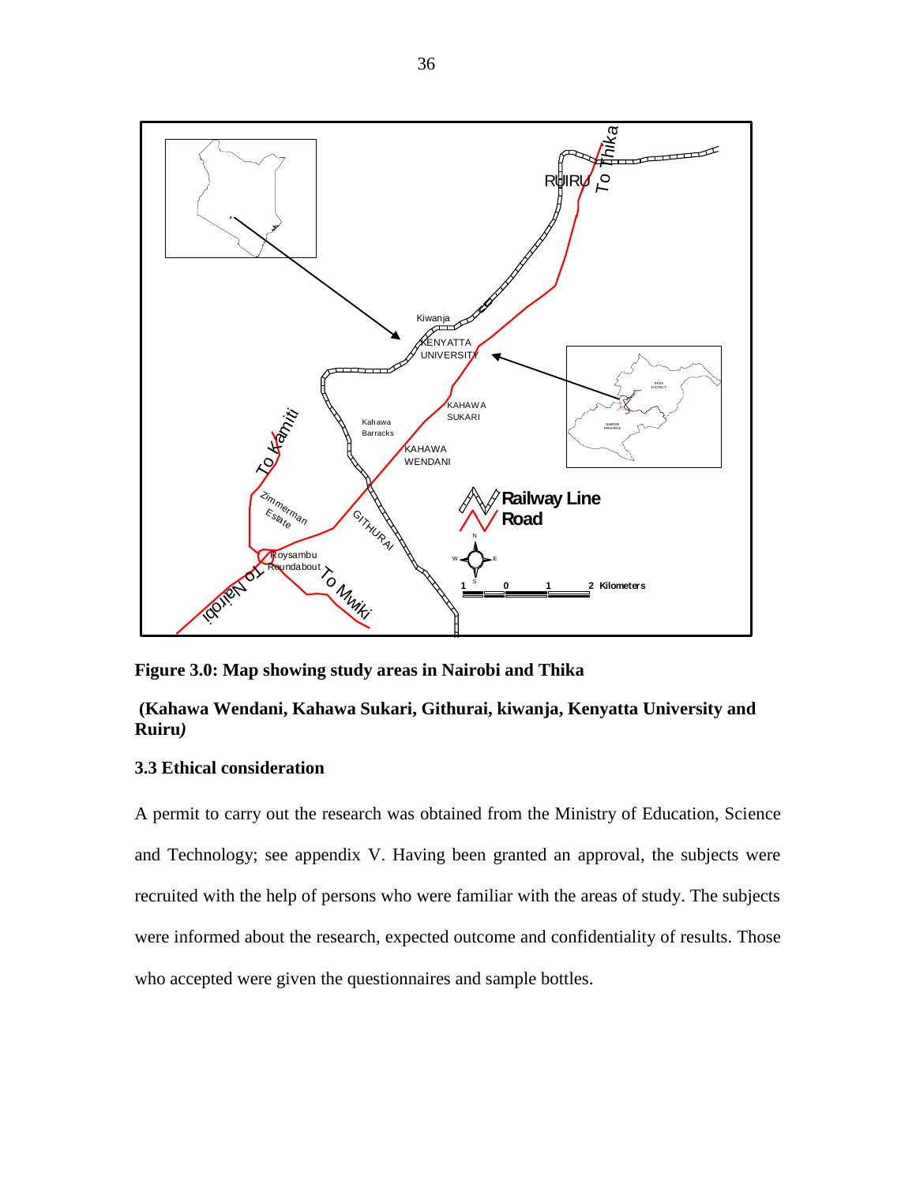RUIRU

To Thika

Kiwanja

KENYATTA UNIVERSITY

Kahawa Barracks

KAHAWA SUKARI

KAHAWA WENDANI

To Kamiti

Zimmerman Estate

GITHURAI

Roysambu Roundabout

To Nairobi

To Mwiki

THIKA DISTRICT

NAIROBI PROVINCE

Railway Line

Road

N

W E

S

1 0 1 2 Kilometers

**Figure 3.0: Map showing study areas in Nairobi and Thika**

**(Kahawa Wendani, Kahawa Sukari, Githurai, kiwanja, Kenyatta University and Ruiru)**

### 3.3 Ethical consideration

A permit to carry out the research was obtained from the Ministry of Education, Science and Technology; see appendix V. Having been granted an approval, the subjects were recruited with the help of persons who were familiar with the areas of study. The subjects were informed about the research, expected outcome and confidentiality of results. Those who accepted were given the questionnaires and sample bottles.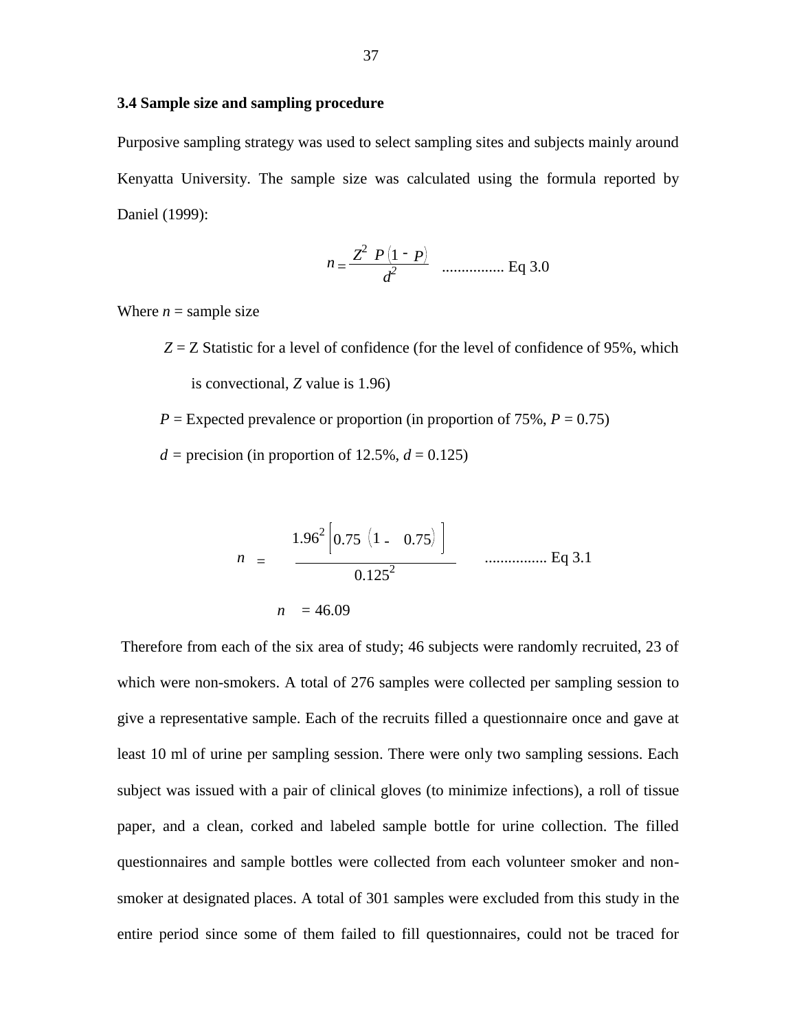### 3.4 Sample size and sampling procedure

Purposive sampling strategy was used to select sampling sites and subjects mainly around Kenyatta University. The sample size was calculated using the formula reported by Daniel (1999):

$$n = \frac{Z^2 \; P\left(1 - P\right)}{d^2} \quad \text{................ Eq 3.0}$$

Where $n$ = sample size

$Z$ = Z Statistic for a level of confidence (for the level of confidence of 95%, which is convectional, $Z$ value is 1.96)

$P$ = Expected prevalence or proportion (in proportion of 75%, $P$ = 0.75)

$d$ = precision (in proportion of 12.5%, $d$ = 0.125)

$$n = \frac{1.96^2 \left[0.75 \; \left(1 - \; 0.75\right)\right]}{0.125^2} \quad \text{................ Eq 3.1}$$

$$n = 46.09$$

Therefore from each of the six area of study; 46 subjects were randomly recruited, 23 of which were non-smokers. A total of 276 samples were collected per sampling session to give a representative sample. Each of the recruits filled a questionnaire once and gave at least 10 ml of urine per sampling session. There were only two sampling sessions. Each subject was issued with a pair of clinical gloves (to minimize infections), a roll of tissue paper, and a clean, corked and labeled sample bottle for urine collection. The filled questionnaires and sample bottles were collected from each volunteer smoker and non-smoker at designated places. A total of 301 samples were excluded from this study in the entire period since some of them failed to fill questionnaires, could not be traced for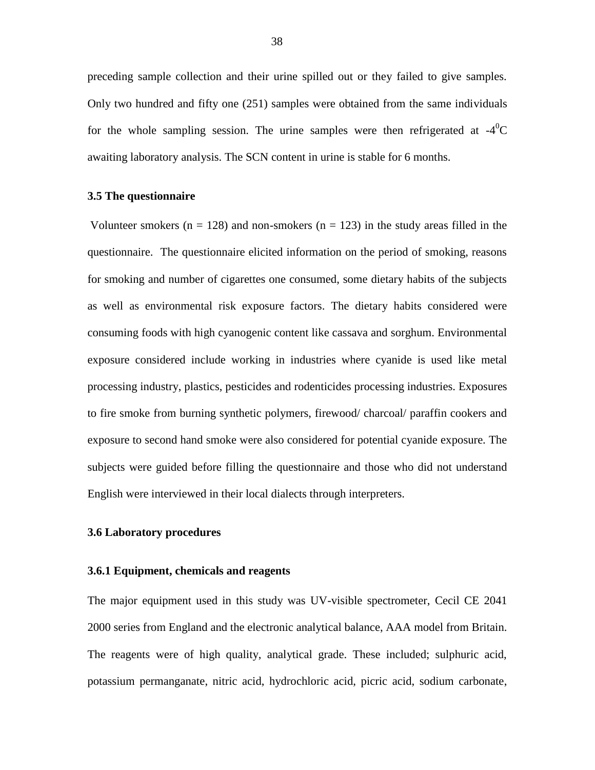preceding sample collection and their urine spilled out or they failed to give samples. Only two hundred and fifty one (251) samples were obtained from the same individuals for the whole sampling session. The urine samples were then refrigerated at $-4^0C$ awaiting laboratory analysis. The SCN content in urine is stable for 6 months.

### 3.5 The questionnaire

Volunteer smokers (n = 128) and non-smokers (n = 123) in the study areas filled in the questionnaire. The questionnaire elicited information on the period of smoking, reasons for smoking and number of cigarettes one consumed, some dietary habits of the subjects as well as environmental risk exposure factors. The dietary habits considered were consuming foods with high cyanogenic content like cassava and sorghum. Environmental exposure considered include working in industries where cyanide is used like metal processing industry, plastics, pesticides and rodenticides processing industries. Exposures to fire smoke from burning synthetic polymers, firewood/ charcoal/ paraffin cookers and exposure to second hand smoke were also considered for potential cyanide exposure. The subjects were guided before filling the questionnaire and those who did not understand English were interviewed in their local dialects through interpreters.

### 3.6 Laboratory procedures

#### 3.6.1 Equipment, chemicals and reagents

The major equipment used in this study was UV-visible spectrometer, Cecil CE 2041 2000 series from England and the electronic analytical balance, AAA model from Britain. The reagents were of high quality, analytical grade. These included; sulphuric acid, potassium permanganate, nitric acid, hydrochloric acid, picric acid, sodium carbonate,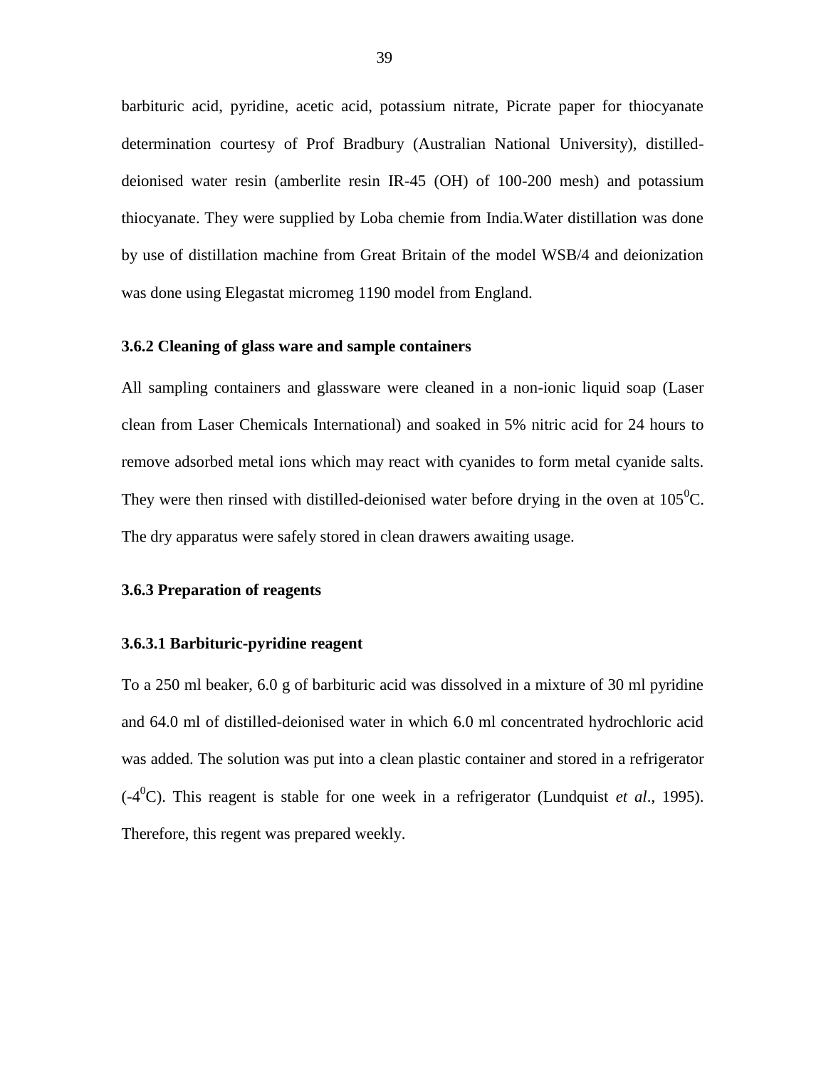barbituric acid, pyridine, acetic acid, potassium nitrate, Picrate paper for thiocyanate determination courtesy of Prof Bradbury (Australian National University), distilled-deionised water resin (amberlite resin IR-45 (OH) of 100-200 mesh) and potassium thiocyanate. They were supplied by Loba chemie from India.Water distillation was done by use of distillation machine from Great Britain of the model WSB/4 and deionization was done using Elegastat micromeg 1190 model from England.

### 3.6.2 Cleaning of glass ware and sample containers

All sampling containers and glassware were cleaned in a non-ionic liquid soap (Laser clean from Laser Chemicals International) and soaked in 5% nitric acid for 24 hours to remove adsorbed metal ions which may react with cyanides to form metal cyanide salts. They were then rinsed with distilled-deionised water before drying in the oven at $105^0$C. The dry apparatus were safely stored in clean drawers awaiting usage.

### 3.6.3 Preparation of reagents

#### 3.6.3.1 Barbituric-pyridine reagent

To a 250 ml beaker, 6.0 g of barbituric acid was dissolved in a mixture of 30 ml pyridine and 64.0 ml of distilled-deionised water in which 6.0 ml concentrated hydrochloric acid was added. The solution was put into a clean plastic container and stored in a refrigerator ($-4^0$C). This reagent is stable for one week in a refrigerator (Lundquist *et al*., 1995). Therefore, this regent was prepared weekly.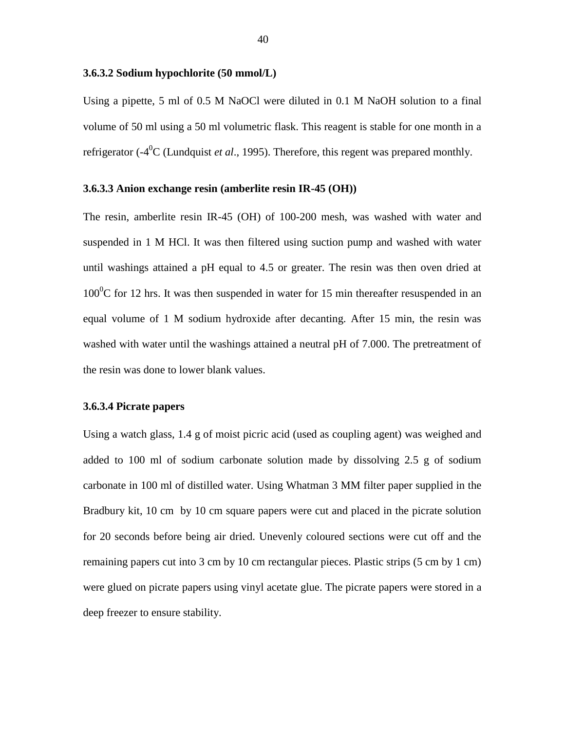### 3.6.3.2 Sodium hypochlorite (50 mmol/L)

Using a pipette, 5 ml of 0.5 M NaOCl were diluted in 0.1 M NaOH solution to a final volume of 50 ml using a 50 ml volumetric flask. This reagent is stable for one month in a refrigerator (-$4^0$C (Lundquist *et al*., 1995). Therefore, this regent was prepared monthly.

### 3.6.3.3 Anion exchange resin (amberlite resin IR-45 (OH))

The resin, amberlite resin IR-45 (OH) of 100-200 mesh, was washed with water and suspended in 1 M HCl. It was then filtered using suction pump and washed with water until washings attained a pH equal to 4.5 or greater. The resin was then oven dried at $100^0$C for 12 hrs. It was then suspended in water for 15 min thereafter resuspended in an equal volume of 1 M sodium hydroxide after decanting. After 15 min, the resin was washed with water until the washings attained a neutral pH of 7.000. The pretreatment of the resin was done to lower blank values.

### 3.6.3.4 Picrate papers

Using a watch glass, 1.4 g of moist picric acid (used as coupling agent) was weighed and added to 100 ml of sodium carbonate solution made by dissolving 2.5 g of sodium carbonate in 100 ml of distilled water. Using Whatman 3 MM filter paper supplied in the Bradbury kit, 10 cm by 10 cm square papers were cut and placed in the picrate solution for 20 seconds before being air dried. Unevenly coloured sections were cut off and the remaining papers cut into 3 cm by 10 cm rectangular pieces. Plastic strips (5 cm by 1 cm) were glued on picrate papers using vinyl acetate glue. The picrate papers were stored in a deep freezer to ensure stability.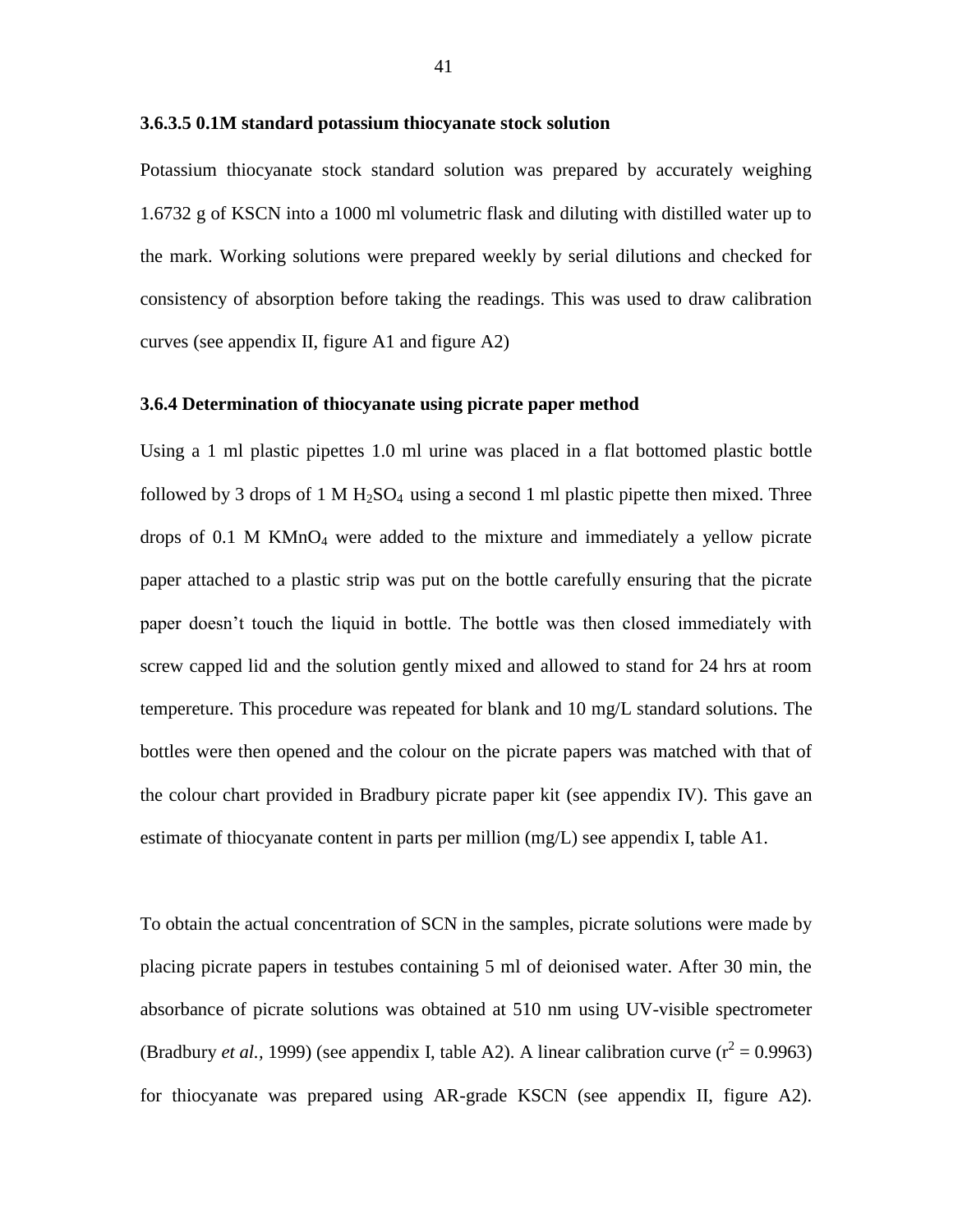### 3.6.3.5 0.1M standard potassium thiocyanate stock solution

Potassium thiocyanate stock standard solution was prepared by accurately weighing 1.6732 g of KSCN into a 1000 ml volumetric flask and diluting with distilled water up to the mark. Working solutions were prepared weekly by serial dilutions and checked for consistency of absorption before taking the readings. This was used to draw calibration curves (see appendix II, figure A1 and figure A2)

### 3.6.4 Determination of thiocyanate using picrate paper method

Using a 1 ml plastic pipettes 1.0 ml urine was placed in a flat bottomed plastic bottle followed by 3 drops of 1 M $H_2SO_4$ using a second 1 ml plastic pipette then mixed. Three drops of 0.1 M $KMnO_4$ were added to the mixture and immediately a yellow picrate paper attached to a plastic strip was put on the bottle carefully ensuring that the picrate paper doesn't touch the liquid in bottle. The bottle was then closed immediately with screw capped lid and the solution gently mixed and allowed to stand for 24 hrs at room tempereture. This procedure was repeated for blank and 10 mg/L standard solutions. The bottles were then opened and the colour on the picrate papers was matched with that of the colour chart provided in Bradbury picrate paper kit (see appendix IV). This gave an estimate of thiocyanate content in parts per million (mg/L) see appendix I, table A1.

To obtain the actual concentration of SCN in the samples, picrate solutions were made by placing picrate papers in testubes containing 5 ml of deionised water. After 30 min, the absorbance of picrate solutions was obtained at 510 nm using UV-visible spectrometer (Bradbury *et al.,* 1999) (see appendix I, table A2). A linear calibration curve ($r^2 = 0.9963$) for thiocyanate was prepared using AR-grade KSCN (see appendix II, figure A2).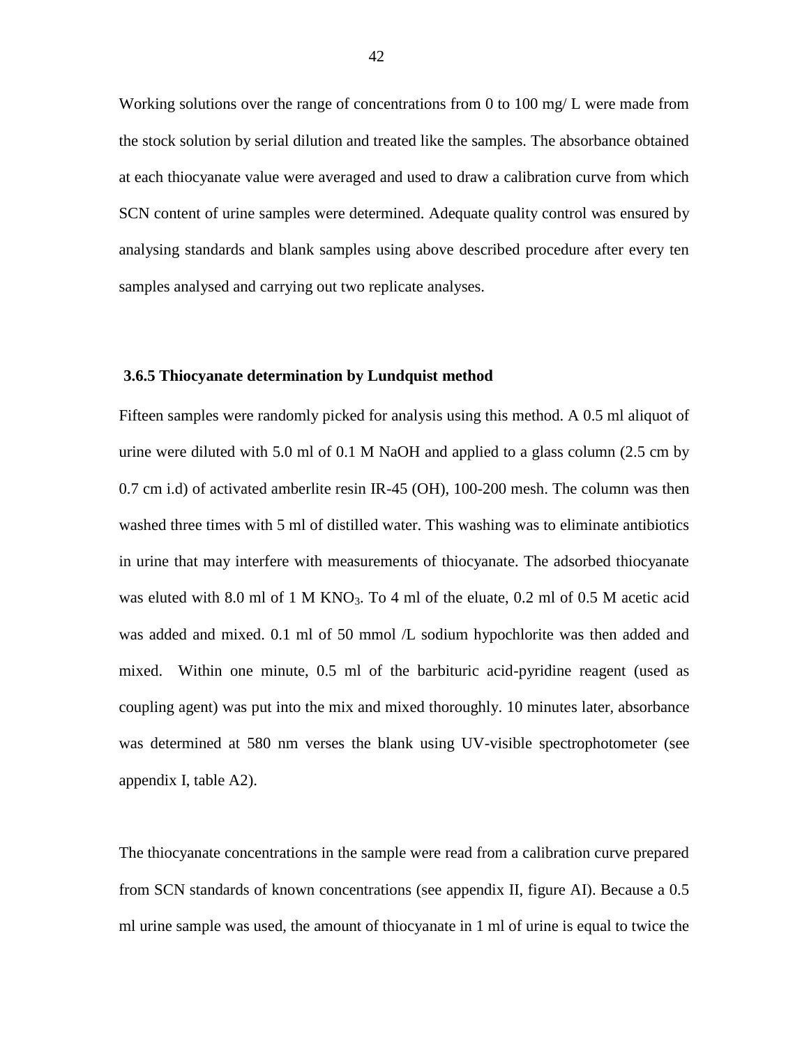Working solutions over the range of concentrations from 0 to 100 mg/ L were made from the stock solution by serial dilution and treated like the samples. The absorbance obtained at each thiocyanate value were averaged and used to draw a calibration curve from which SCN content of urine samples were determined. Adequate quality control was ensured by analysing standards and blank samples using above described procedure after every ten samples analysed and carrying out two replicate analyses.

### 3.6.5 Thiocyanate determination by Lundquist method

Fifteen samples were randomly picked for analysis using this method. A 0.5 ml aliquot of urine were diluted with 5.0 ml of 0.1 M NaOH and applied to a glass column (2.5 cm by 0.7 cm i.d) of activated amberlite resin IR-45 (OH), 100-200 mesh. The column was then washed three times with 5 ml of distilled water. This washing was to eliminate antibiotics in urine that may interfere with measurements of thiocyanate. The adsorbed thiocyanate was eluted with 8.0 ml of 1 M $KNO_3$. To 4 ml of the eluate, 0.2 ml of 0.5 M acetic acid was added and mixed. 0.1 ml of 50 mmol /L sodium hypochlorite was then added and mixed. Within one minute, 0.5 ml of the barbituric acid-pyridine reagent (used as coupling agent) was put into the mix and mixed thoroughly. 10 minutes later, absorbance was determined at 580 nm verses the blank using UV-visible spectrophotometer (see appendix I, table A2).

The thiocyanate concentrations in the sample were read from a calibration curve prepared from SCN standards of known concentrations (see appendix II, figure AI). Because a 0.5 ml urine sample was used, the amount of thiocyanate in 1 ml of urine is equal to twice the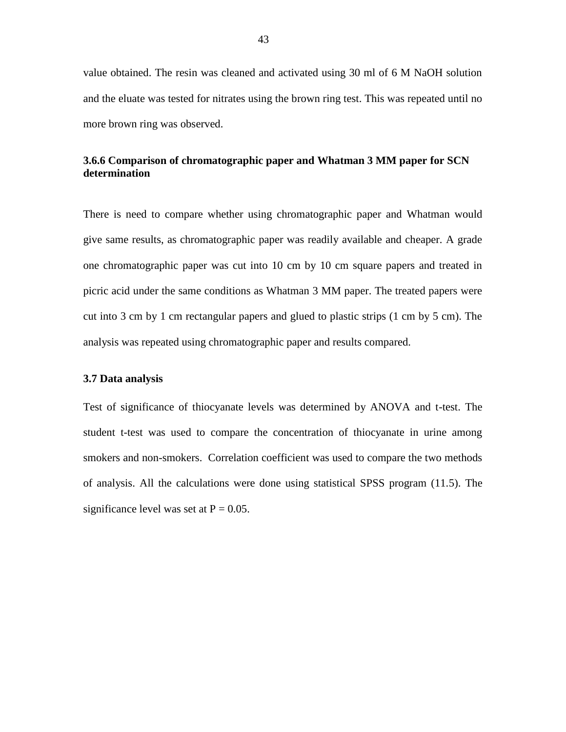value obtained. The resin was cleaned and activated using 30 ml of 6 M NaOH solution and the eluate was tested for nitrates using the brown ring test. This was repeated until no more brown ring was observed.

### 3.6.6 Comparison of chromatographic paper and Whatman 3 MM paper for SCN determination

There is need to compare whether using chromatographic paper and Whatman would give same results, as chromatographic paper was readily available and cheaper. A grade one chromatographic paper was cut into 10 cm by 10 cm square papers and treated in picric acid under the same conditions as Whatman 3 MM paper. The treated papers were cut into 3 cm by 1 cm rectangular papers and glued to plastic strips (1 cm by 5 cm). The analysis was repeated using chromatographic paper and results compared.

## 3.7 Data analysis

Test of significance of thiocyanate levels was determined by ANOVA and t-test. The student t-test was used to compare the concentration of thiocyanate in urine among smokers and non-smokers. Correlation coefficient was used to compare the two methods of analysis. All the calculations were done using statistical SPSS program (11.5). The significance level was set at $P = 0.05$.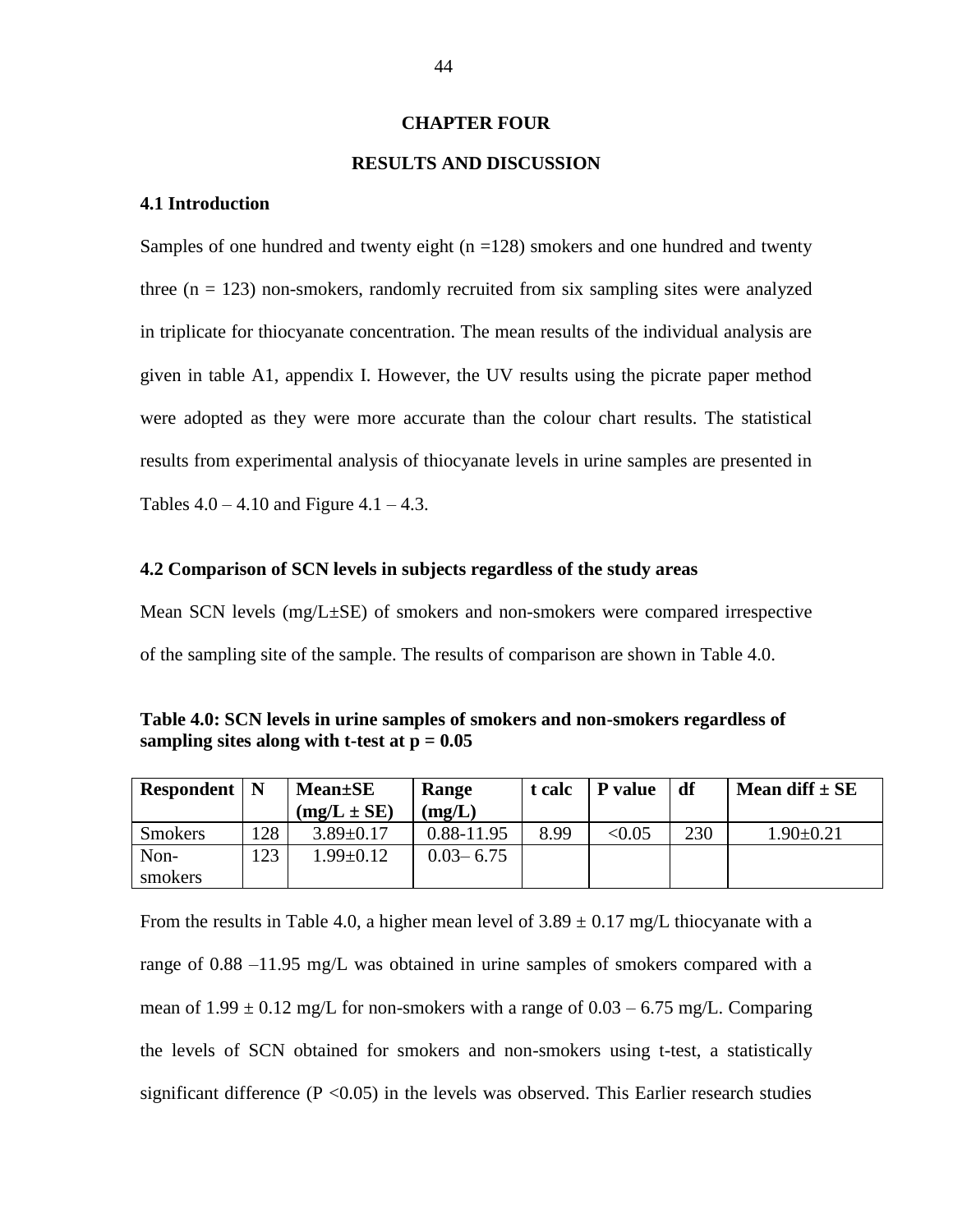# CHAPTER FOUR

## RESULTS AND DISCUSSION

### 4.1 Introduction

Samples of one hundred and twenty eight (n =128) smokers and one hundred and twenty three (n = 123) non-smokers, randomly recruited from six sampling sites were analyzed in triplicate for thiocyanate concentration. The mean results of the individual analysis are given in table A1, appendix I. However, the UV results using the picrate paper method were adopted as they were more accurate than the colour chart results. The statistical results from experimental analysis of thiocyanate levels in urine samples are presented in Tables 4.0 – 4.10 and Figure 4.1 – 4.3.

### 4.2 Comparison of SCN levels in subjects regardless of the study areas

Mean SCN levels (mg/L±SE) of smokers and non-smokers were compared irrespective of the sampling site of the sample. The results of comparison are shown in Table 4.0.

**Table 4.0: SCN levels in urine samples of smokers and non-smokers regardless of sampling sites along with t-test at p = 0.05**

| Respondent | N | Mean±SE (mg/L ± SE) | Range (mg/L) | t calc | P value | df | Mean diff ± SE |
|---|---|---|---|---|---|---|---|
| Smokers | 128 | 3.89±0.17 | 0.88-11.95 | 8.99 | <0.05 | 230 | 1.90±0.21 |
| Non-smokers | 123 | 1.99±0.12 | 0.03– 6.75 | | | | |

From the results in Table 4.0, a higher mean level of 3.89 ± 0.17 mg/L thiocyanate with a range of 0.88 –11.95 mg/L was obtained in urine samples of smokers compared with a mean of 1.99 ± 0.12 mg/L for non-smokers with a range of 0.03 – 6.75 mg/L. Comparing the levels of SCN obtained for smokers and non-smokers using t-test, a statistically significant difference ($P < 0.05$) in the levels was observed. This Earlier research studies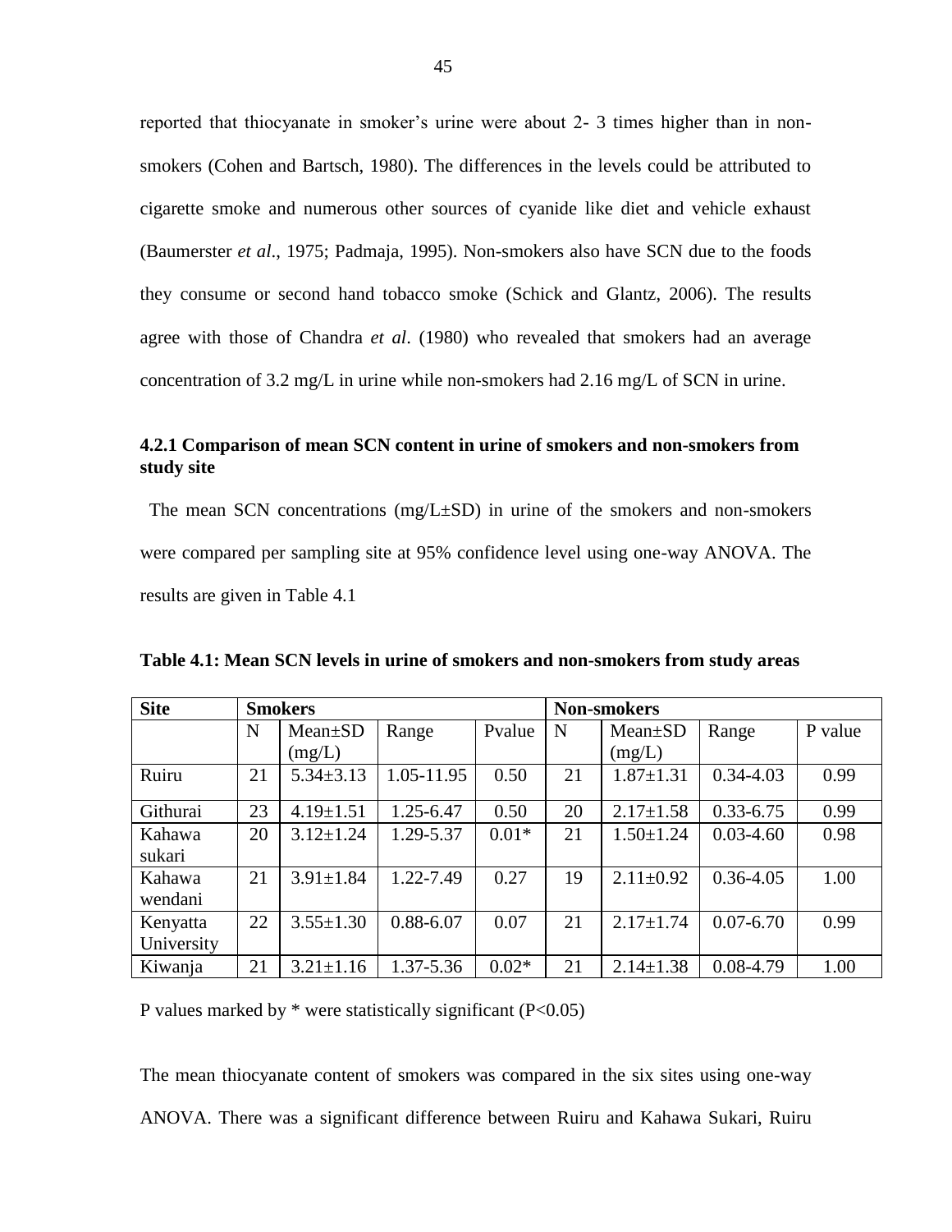reported that thiocyanate in smoker's urine were about 2- 3 times higher than in non-smokers (Cohen and Bartsch, 1980). The differences in the levels could be attributed to cigarette smoke and numerous other sources of cyanide like diet and vehicle exhaust (Baumerster *et al*., 1975; Padmaja, 1995). Non-smokers also have SCN due to the foods they consume or second hand tobacco smoke (Schick and Glantz, 2006). The results agree with those of Chandra *et al*. (1980) who revealed that smokers had an average concentration of 3.2 mg/L in urine while non-smokers had 2.16 mg/L of SCN in urine.

### 4.2.1 Comparison of mean SCN content in urine of smokers and non-smokers from study site

The mean SCN concentrations (mg/L±SD) in urine of the smokers and non-smokers were compared per sampling site at 95% confidence level using one-way ANOVA. The results are given in Table 4.1

**Table 4.1: Mean SCN levels in urine of smokers and non-smokers from study areas**

| Site | Smokers | | | | Non-smokers | | | |
|---|---|---|---|---|---|---|---|---|
| | N | Mean±SD (mg/L) | Range | Pvalue | N | Mean±SD (mg/L) | Range | P value |
| Ruiru | 21 | 5.34±3.13 | 1.05-11.95 | 0.50 | 21 | 1.87±1.31 | 0.34-4.03 | 0.99 |
| Githurai | 23 | 4.19±1.51 | 1.25-6.47 | 0.50 | 20 | 2.17±1.58 | 0.33-6.75 | 0.99 |
| Kahawa sukari | 20 | 3.12±1.24 | 1.29-5.37 | 0.01* | 21 | 1.50±1.24 | 0.03-4.60 | 0.98 |
| Kahawa wendani | 21 | 3.91±1.84 | 1.22-7.49 | 0.27 | 19 | 2.11±0.92 | 0.36-4.05 | 1.00 |
| Kenyatta University | 22 | 3.55±1.30 | 0.88-6.07 | 0.07 | 21 | 2.17±1.74 | 0.07-6.70 | 0.99 |
| Kiwanja | 21 | 3.21±1.16 | 1.37-5.36 | 0.02* | 21 | 2.14±1.38 | 0.08-4.79 | 1.00 |

P values marked by * were statistically significant ($P<0.05$)

The mean thiocyanate content of smokers was compared in the six sites using one-way ANOVA. There was a significant difference between Ruiru and Kahawa Sukari, Ruiru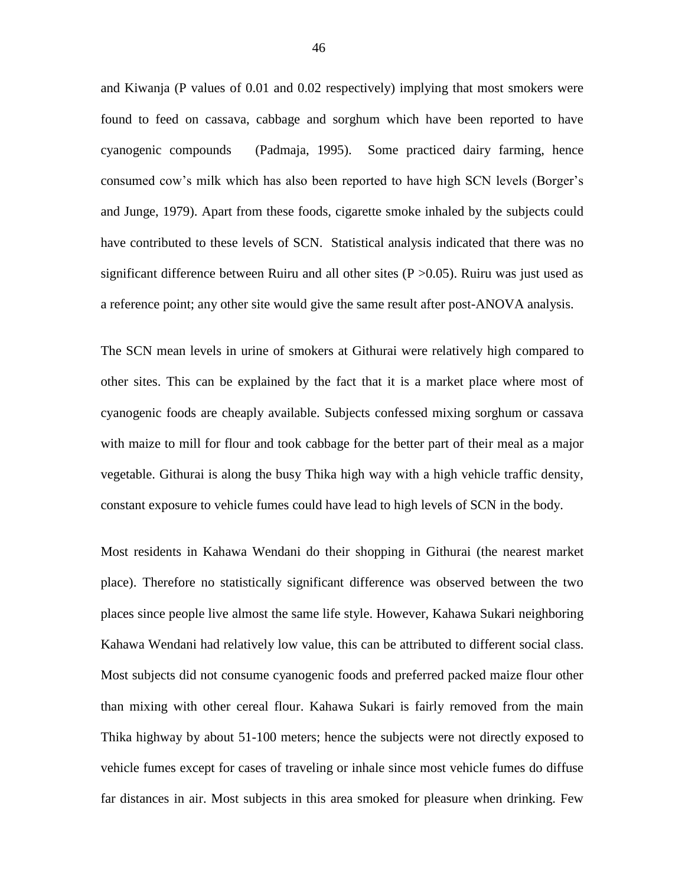and Kiwanja (P values of 0.01 and 0.02 respectively) implying that most smokers were found to feed on cassava, cabbage and sorghum which have been reported to have cyanogenic compounds (Padmaja, 1995). Some practiced dairy farming, hence consumed cow's milk which has also been reported to have high SCN levels (Borger's and Junge, 1979). Apart from these foods, cigarette smoke inhaled by the subjects could have contributed to these levels of SCN. Statistical analysis indicated that there was no significant difference between Ruiru and all other sites ($P > 0.05$). Ruiru was just used as a reference point; any other site would give the same result after post-ANOVA analysis.

The SCN mean levels in urine of smokers at Githurai were relatively high compared to other sites. This can be explained by the fact that it is a market place where most of cyanogenic foods are cheaply available. Subjects confessed mixing sorghum or cassava with maize to mill for flour and took cabbage for the better part of their meal as a major vegetable. Githurai is along the busy Thika high way with a high vehicle traffic density, constant exposure to vehicle fumes could have lead to high levels of SCN in the body.

Most residents in Kahawa Wendani do their shopping in Githurai (the nearest market place). Therefore no statistically significant difference was observed between the two places since people live almost the same life style. However, Kahawa Sukari neighboring Kahawa Wendani had relatively low value, this can be attributed to different social class. Most subjects did not consume cyanogenic foods and preferred packed maize flour other than mixing with other cereal flour. Kahawa Sukari is fairly removed from the main Thika highway by about 51-100 meters; hence the subjects were not directly exposed to vehicle fumes except for cases of traveling or inhale since most vehicle fumes do diffuse far distances in air. Most subjects in this area smoked for pleasure when drinking. Few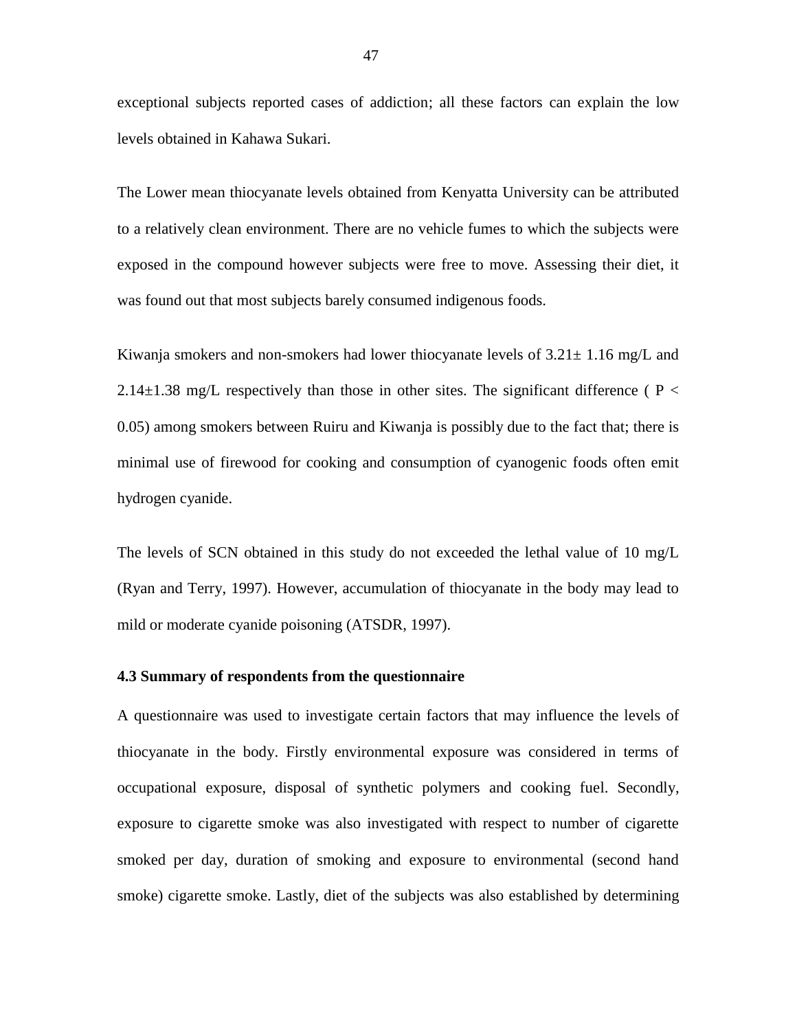exceptional subjects reported cases of addiction; all these factors can explain the low levels obtained in Kahawa Sukari.

The Lower mean thiocyanate levels obtained from Kenyatta University can be attributed to a relatively clean environment. There are no vehicle fumes to which the subjects were exposed in the compound however subjects were free to move. Assessing their diet, it was found out that most subjects barely consumed indigenous foods.

Kiwanja smokers and non-smokers had lower thiocyanate levels of $3.21\pm 1.16$ mg/L and $2.14\pm1.38$ mg/L respectively than those in other sites. The significant difference ( $P < 0.05$) among smokers between Ruiru and Kiwanja is possibly due to the fact that; there is minimal use of firewood for cooking and consumption of cyanogenic foods often emit hydrogen cyanide.

The levels of SCN obtained in this study do not exceeded the lethal value of 10 mg/L (Ryan and Terry, 1997). However, accumulation of thiocyanate in the body may lead to mild or moderate cyanide poisoning (ATSDR, 1997).

### 4.3 Summary of respondents from the questionnaire

A questionnaire was used to investigate certain factors that may influence the levels of thiocyanate in the body. Firstly environmental exposure was considered in terms of occupational exposure, disposal of synthetic polymers and cooking fuel. Secondly, exposure to cigarette smoke was also investigated with respect to number of cigarette smoked per day, duration of smoking and exposure to environmental (second hand smoke) cigarette smoke. Lastly, diet of the subjects was also established by determining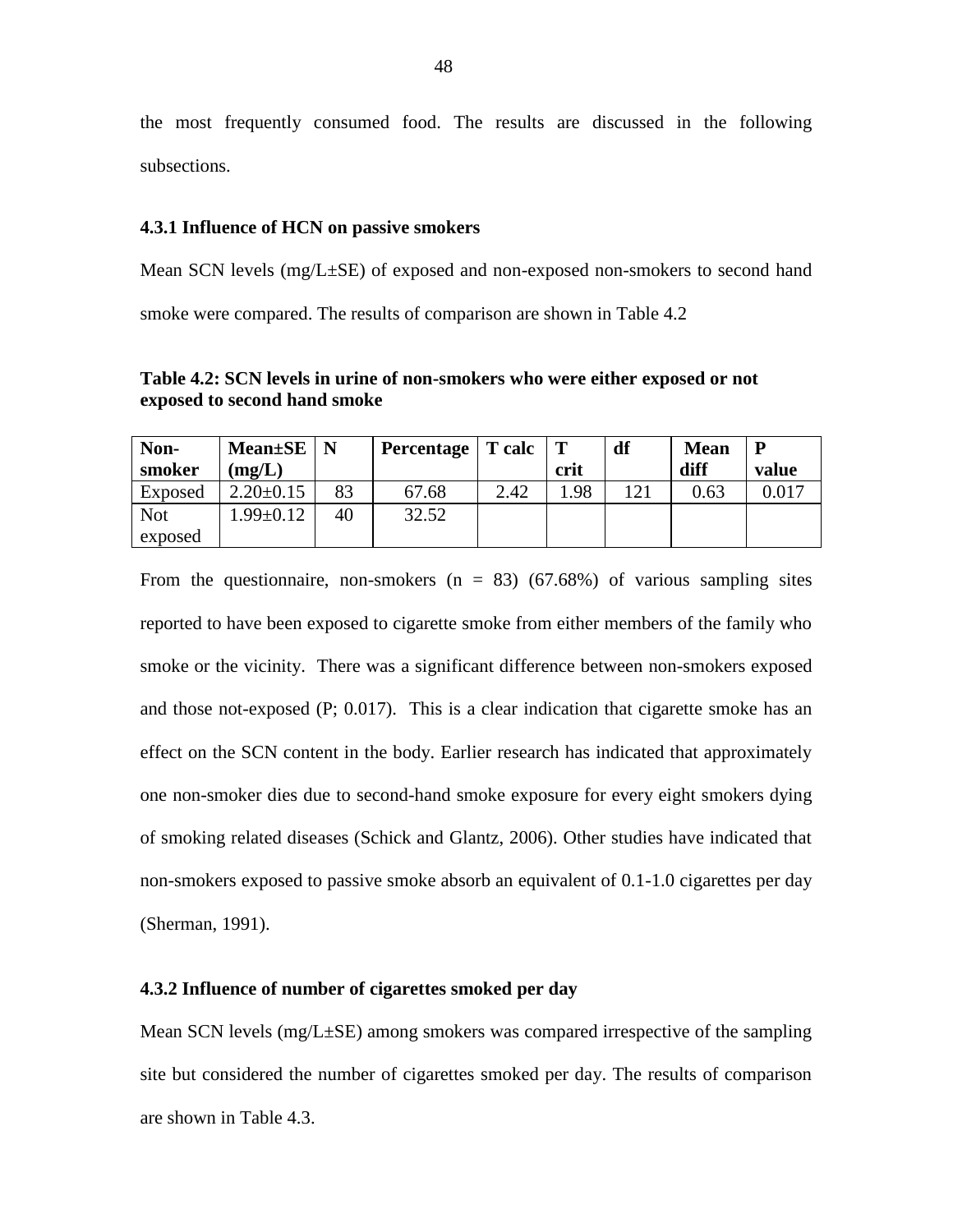the most frequently consumed food. The results are discussed in the following subsections.

### 4.3.1 Influence of HCN on passive smokers

Mean SCN levels (mg/L±SE) of exposed and non-exposed non-smokers to second hand smoke were compared. The results of comparison are shown in Table 4.2

**Table 4.2: SCN levels in urine of non-smokers who were either exposed or not exposed to second hand smoke**

| Non-smoker | Mean±SE (mg/L) | N | Percentage | T calc | T crit | df | Mean diff | P value |
|---|---|---|---|---|---|---|---|---|
| Exposed | 2.20±0.15 | 83 | 67.68 | 2.42 | 1.98 | 121 | 0.63 | 0.017 |
| Not exposed | 1.99±0.12 | 40 | 32.52 | | | | | |

From the questionnaire, non-smokers (n = 83) (67.68%) of various sampling sites reported to have been exposed to cigarette smoke from either members of the family who smoke or the vicinity. There was a significant difference between non-smokers exposed and those not-exposed (P; 0.017). This is a clear indication that cigarette smoke has an effect on the SCN content in the body. Earlier research has indicated that approximately one non-smoker dies due to second-hand smoke exposure for every eight smokers dying of smoking related diseases (Schick and Glantz, 2006). Other studies have indicated that non-smokers exposed to passive smoke absorb an equivalent of 0.1-1.0 cigarettes per day (Sherman, 1991).

### 4.3.2 Influence of number of cigarettes smoked per day

Mean SCN levels (mg/L±SE) among smokers was compared irrespective of the sampling site but considered the number of cigarettes smoked per day. The results of comparison are shown in Table 4.3.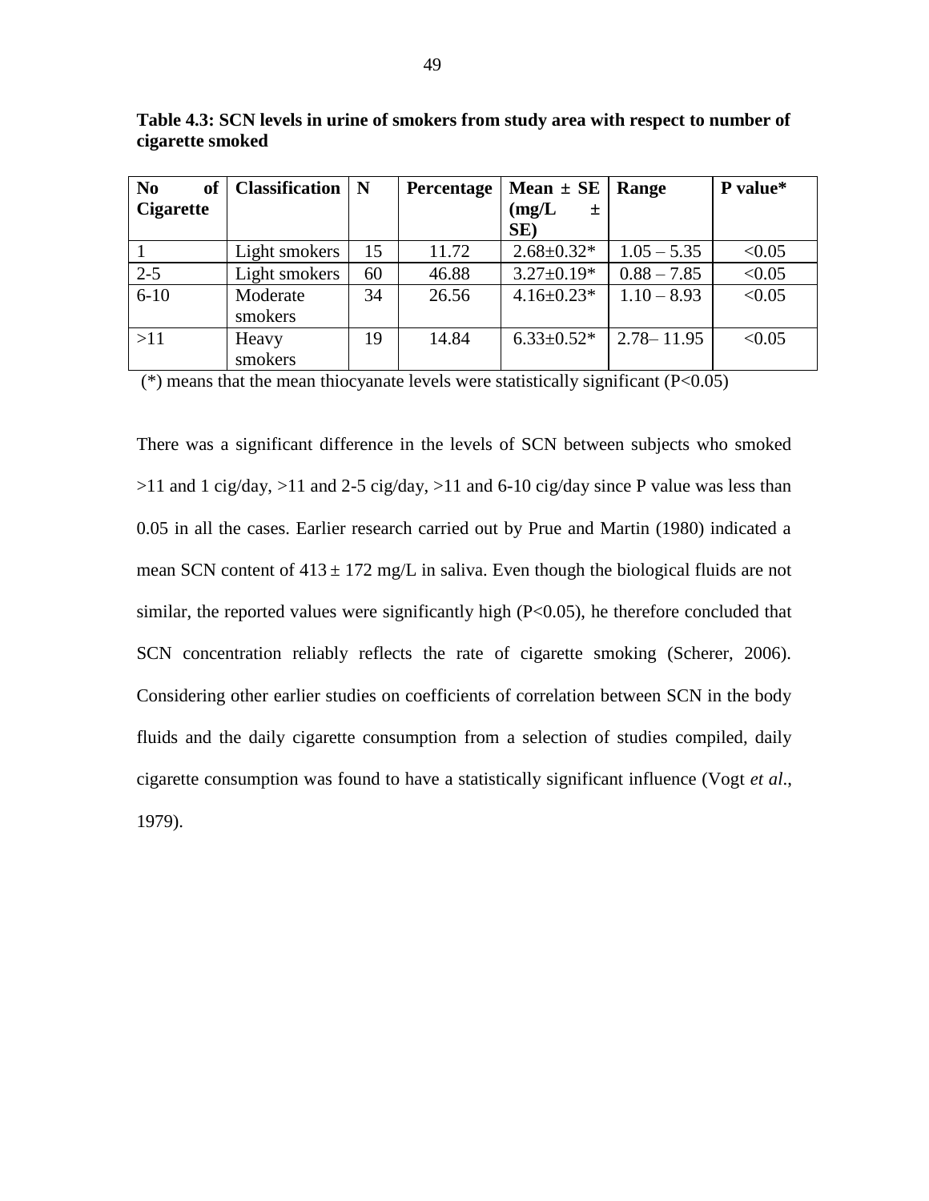**Table 4.3: SCN levels in urine of smokers from study area with respect to number of cigarette smoked**

| No of Cigarette | Classification | N | Percentage | Mean ± SE (mg/L ± SE) | Range | P value* |
|---|---|---|---|---|---|---|
| 1 | Light smokers | 15 | 11.72 | 2.68±0.32* | 1.05 – 5.35 | <0.05 |
| 2-5 | Light smokers | 60 | 46.88 | 3.27±0.19* | 0.88 – 7.85 | <0.05 |
| 6-10 | Moderate smokers | 34 | 26.56 | 4.16±0.23* | 1.10 – 8.93 | <0.05 |
| >11 | Heavy smokers | 19 | 14.84 | 6.33±0.52* | 2.78– 11.95 | <0.05 |

(*) means that the mean thiocyanate levels were statistically significant ($P<0.05$)

There was a significant difference in the levels of SCN between subjects who smoked >11 and 1 cig/day, >11 and 2-5 cig/day, >11 and 6-10 cig/day since P value was less than 0.05 in all the cases. Earlier research carried out by Prue and Martin (1980) indicated a mean SCN content of 413 ± 172 mg/L in saliva. Even though the biological fluids are not similar, the reported values were significantly high ($P<0.05$), he therefore concluded that SCN concentration reliably reflects the rate of cigarette smoking (Scherer, 2006). Considering other earlier studies on coefficients of correlation between SCN in the body fluids and the daily cigarette consumption from a selection of studies compiled, daily cigarette consumption was found to have a statistically significant influence (Vogt *et al*., 1979).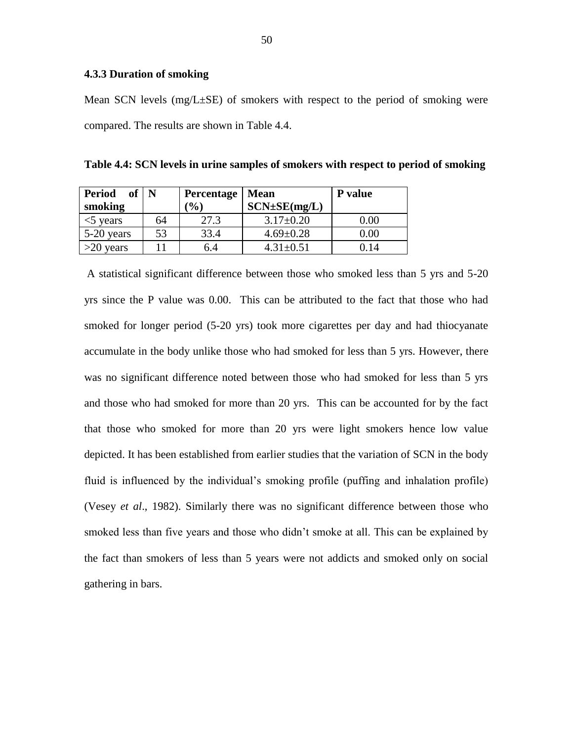### 4.3.3 Duration of smoking

Mean SCN levels (mg/L±SE) of smokers with respect to the period of smoking were compared. The results are shown in Table 4.4.

**Table 4.4: SCN levels in urine samples of smokers with respect to period of smoking**

| Period of smoking | N | Percentage (%) | Mean SCN±SE(mg/L) | P value |
|---|---|---|---|---|
| <5 years | 64 | 27.3 | 3.17±0.20 | 0.00 |
| 5-20 years | 53 | 33.4 | 4.69±0.28 | 0.00 |
| >20 years | 11 | 6.4 | 4.31±0.51 | 0.14 |

A statistical significant difference between those who smoked less than 5 yrs and 5-20 yrs since the P value was 0.00. This can be attributed to the fact that those who had smoked for longer period (5-20 yrs) took more cigarettes per day and had thiocyanate accumulate in the body unlike those who had smoked for less than 5 yrs. However, there was no significant difference noted between those who had smoked for less than 5 yrs and those who had smoked for more than 20 yrs. This can be accounted for by the fact that those who smoked for more than 20 yrs were light smokers hence low value depicted. It has been established from earlier studies that the variation of SCN in the body fluid is influenced by the individual's smoking profile (puffing and inhalation profile) (Vesey *et al*., 1982). Similarly there was no significant difference between those who smoked less than five years and those who didn't smoke at all. This can be explained by the fact than smokers of less than 5 years were not addicts and smoked only on social gathering in bars.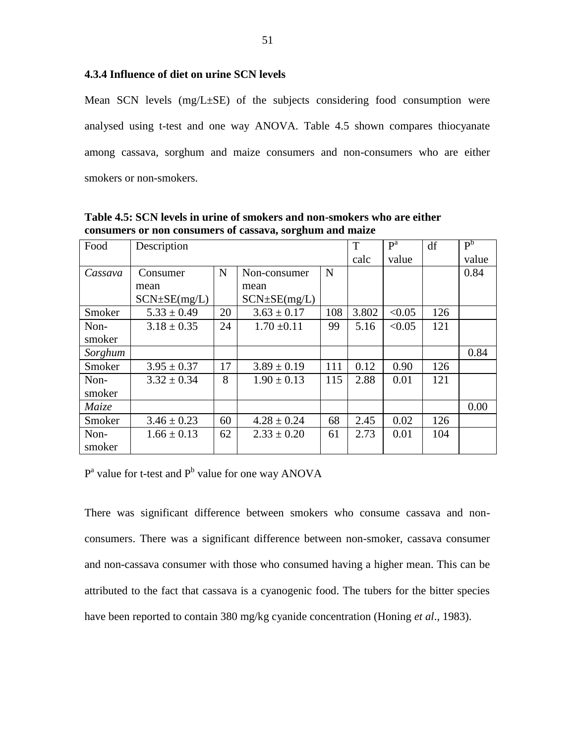### 4.3.4 Influence of diet on urine SCN levels

Mean SCN levels (mg/L±SE) of the subjects considering food consumption were analysed using t-test and one way ANOVA. Table 4.5 shown compares thiocyanate among cassava, sorghum and maize consumers and non-consumers who are either smokers or non-smokers.

**Table 4.5: SCN levels in urine of smokers and non-smokers who are either consumers or non consumers of cassava, sorghum and maize**

| Food | Description | | | | T calc | $P^a$ value | df | $P^b$ value |
|---|---|---|---|---|---|---|---|---|
| *Cassava* | Consumer mean SCN±SE(mg/L) | N | Non-consumer mean SCN±SE(mg/L) | N | | | | 0.84 |
| Smoker | 5.33 ± 0.49 | 20 | 3.63 ± 0.17 | 108 | 3.802 | <0.05 | 126 | |
| Non-smoker | 3.18 ± 0.35 | 24 | 1.70 ±0.11 | 99 | 5.16 | <0.05 | 121 | |
| *Sorghum* | | | | | | | | 0.84 |
| Smoker | 3.95 ± 0.37 | 17 | 3.89 ± 0.19 | 111 | 0.12 | 0.90 | 126 | |
| Non-smoker | 3.32 ± 0.34 | 8 | 1.90 ± 0.13 | 115 | 2.88 | 0.01 | 121 | |
| *Maize* | | | | | | | | 0.00 |
| Smoker | 3.46 ± 0.23 | 60 | 4.28 ± 0.24 | 68 | 2.45 | 0.02 | 126 | |
| Non-smoker | 1.66 ± 0.13 | 62 | 2.33 ± 0.20 | 61 | 2.73 | 0.01 | 104 | |

$P^a$ value for t-test and $P^b$ value for one way ANOVA

There was significant difference between smokers who consume cassava and non-consumers. There was a significant difference between non-smoker, cassava consumer and non-cassava consumer with those who consumed having a higher mean. This can be attributed to the fact that cassava is a cyanogenic food. The tubers for the bitter species have been reported to contain 380 mg/kg cyanide concentration (Honing *et al*., 1983).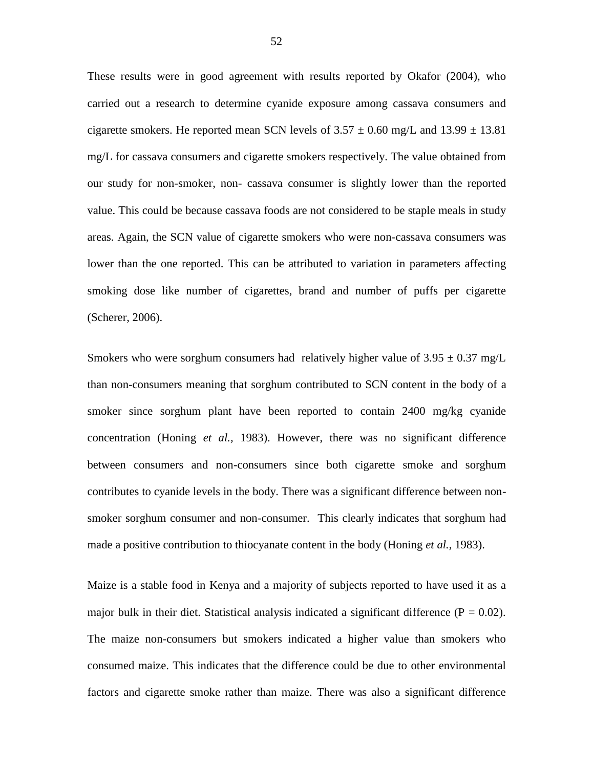These results were in good agreement with results reported by Okafor (2004), who carried out a research to determine cyanide exposure among cassava consumers and cigarette smokers. He reported mean SCN levels of $3.57 \pm 0.60$ mg/L and $13.99 \pm 13.81$ mg/L for cassava consumers and cigarette smokers respectively. The value obtained from our study for non-smoker, non- cassava consumer is slightly lower than the reported value. This could be because cassava foods are not considered to be staple meals in study areas. Again, the SCN value of cigarette smokers who were non-cassava consumers was lower than the one reported. This can be attributed to variation in parameters affecting smoking dose like number of cigarettes, brand and number of puffs per cigarette (Scherer, 2006).

Smokers who were sorghum consumers had relatively higher value of $3.95 \pm 0.37$ mg/L than non-consumers meaning that sorghum contributed to SCN content in the body of a smoker since sorghum plant have been reported to contain 2400 mg/kg cyanide concentration (Honing *et al.,* 1983). However, there was no significant difference between consumers and non-consumers since both cigarette smoke and sorghum contributes to cyanide levels in the body. There was a significant difference between non-smoker sorghum consumer and non-consumer. This clearly indicates that sorghum had made a positive contribution to thiocyanate content in the body (Honing *et al.,* 1983).

Maize is a stable food in Kenya and a majority of subjects reported to have used it as a major bulk in their diet. Statistical analysis indicated a significant difference ($P = 0.02$). The maize non-consumers but smokers indicated a higher value than smokers who consumed maize. This indicates that the difference could be due to other environmental factors and cigarette smoke rather than maize. There was also a significant difference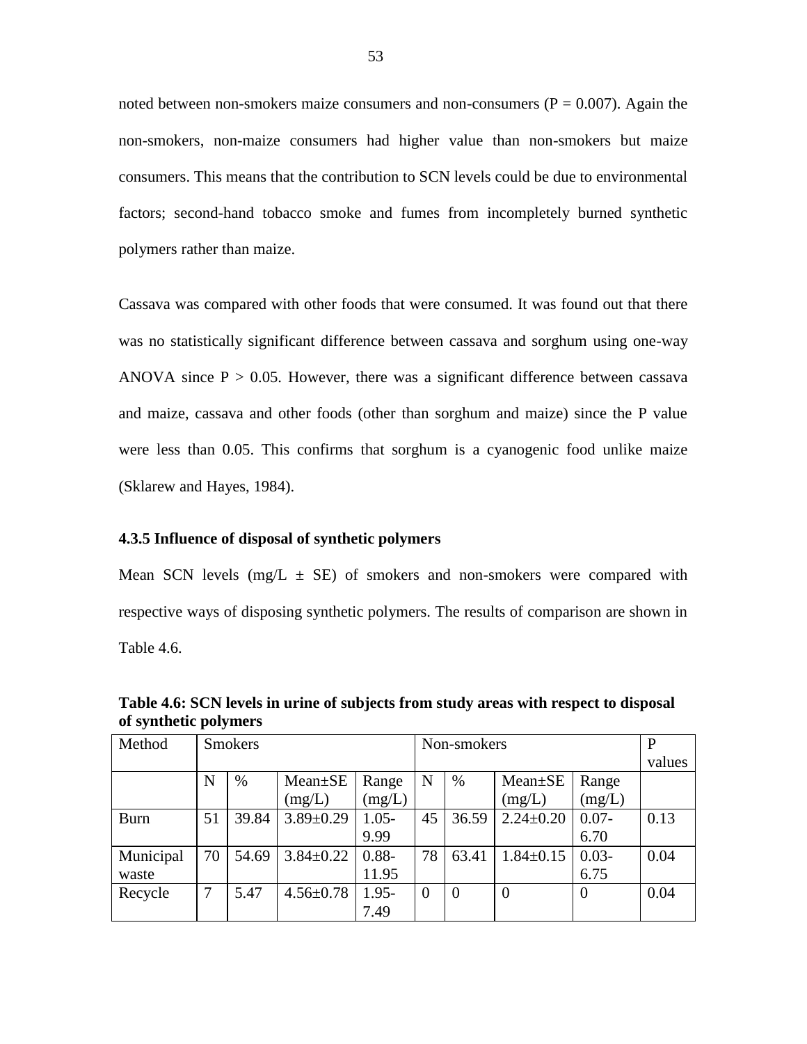noted between non-smokers maize consumers and non-consumers ($P = 0.007$). Again the non-smokers, non-maize consumers had higher value than non-smokers but maize consumers. This means that the contribution to SCN levels could be due to environmental factors; second-hand tobacco smoke and fumes from incompletely burned synthetic polymers rather than maize.

Cassava was compared with other foods that were consumed. It was found out that there was no statistically significant difference between cassava and sorghum using one-way ANOVA since $P > 0.05$. However, there was a significant difference between cassava and maize, cassava and other foods (other than sorghum and maize) since the P value were less than 0.05. This confirms that sorghum is a cyanogenic food unlike maize (Sklarew and Hayes, 1984).

### 4.3.5 Influence of disposal of synthetic polymers

Mean SCN levels (mg/L ± SE) of smokers and non-smokers were compared with respective ways of disposing synthetic polymers. The results of comparison are shown in Table 4.6.

**Table 4.6: SCN levels in urine of subjects from study areas with respect to disposal of synthetic polymers**

| Method | Smokers | | | | Non-smokers | | | | P values |
|---|---|---|---|---|---|---|---|---|---|
| | N | % | Mean±SE (mg/L) | Range (mg/L) | N | % | Mean±SE (mg/L) | Range (mg/L) | |
| Burn | 51 | 39.84 | 3.89±0.29 | 1.05-9.99 | 45 | 36.59 | 2.24±0.20 | 0.07-6.70 | 0.13 |
| Municipal waste | 70 | 54.69 | 3.84±0.22 | 0.88-11.95 | 78 | 63.41 | 1.84±0.15 | 0.03-6.75 | 0.04 |
| Recycle | 7 | 5.47 | 4.56±0.78 | 1.95-7.49 | 0 | 0 | 0 | 0 | 0.04 |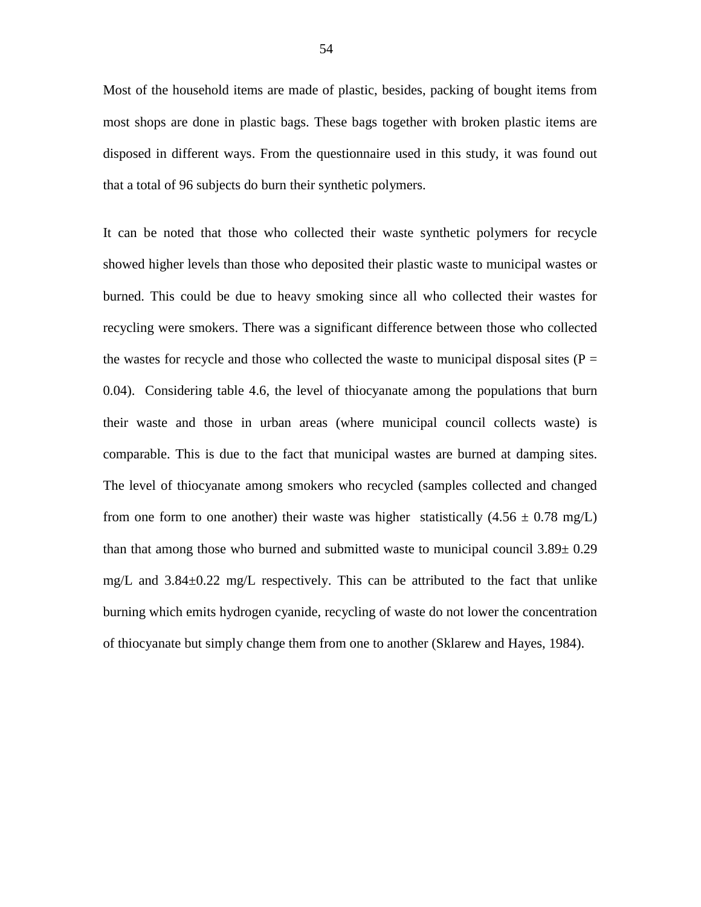Most of the household items are made of plastic, besides, packing of bought items from most shops are done in plastic bags. These bags together with broken plastic items are disposed in different ways. From the questionnaire used in this study, it was found out that a total of 96 subjects do burn their synthetic polymers.

It can be noted that those who collected their waste synthetic polymers for recycle showed higher levels than those who deposited their plastic waste to municipal wastes or burned. This could be due to heavy smoking since all who collected their wastes for recycling were smokers. There was a significant difference between those who collected the wastes for recycle and those who collected the waste to municipal disposal sites ($P = 0.04$). Considering table 4.6, the level of thiocyanate among the populations that burn their waste and those in urban areas (where municipal council collects waste) is comparable. This is due to the fact that municipal wastes are burned at damping sites. The level of thiocyanate among smokers who recycled (samples collected and changed from one form to one another) their waste was higher statistically ($4.56 \pm 0.78$ mg/L) than that among those who burned and submitted waste to municipal council $3.89 \pm 0.29$ mg/L and $3.84 \pm 0.22$ mg/L respectively. This can be attributed to the fact that unlike burning which emits hydrogen cyanide, recycling of waste do not lower the concentration of thiocyanate but simply change them from one to another (Sklarew and Hayes, 1984).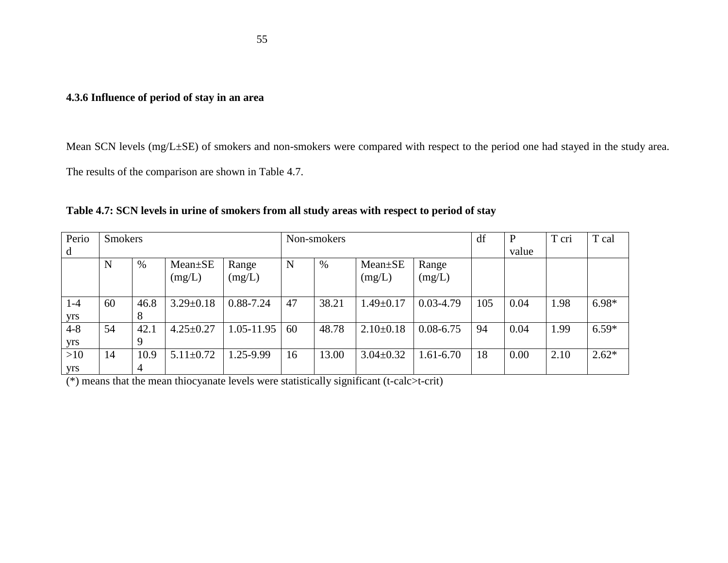### 4.3.6 Influence of period of stay in an area

Mean SCN levels (mg/L±SE) of smokers and non-smokers were compared with respect to the period one had stayed in the study area. The results of the comparison are shown in Table 4.7.

**Table 4.7: SCN levels in urine of smokers from all study areas with respect to period of stay**

| Period | Smokers | | | | Non-smokers | | | | df | P value | T cri | T cal |
|---|---|---|---|---|---|---|---|---|---|---|---|---|
| | N | % | Mean±SE (mg/L) | Range (mg/L) | N | % | Mean±SE (mg/L) | Range (mg/L) | | | | |
| 1-4 yrs | 60 | 46.88 | 3.29±0.18 | 0.88-7.24 | 47 | 38.21 | 1.49±0.17 | 0.03-4.79 | 105 | 0.04 | 1.98 | 6.98* |
| 4-8 yrs | 54 | 42.19 | 4.25±0.27 | 1.05-11.95 | 60 | 48.78 | 2.10±0.18 | 0.08-6.75 | 94 | 0.04 | 1.99 | 6.59* |
| >10 yrs | 14 | 10.94 | 5.11±0.72 | 1.25-9.99 | 16 | 13.00 | 3.04±0.32 | 1.61-6.70 | 18 | 0.00 | 2.10 | 2.62* |

(*) means that the mean thiocyanate levels were statistically significant (t-calc>t-crit)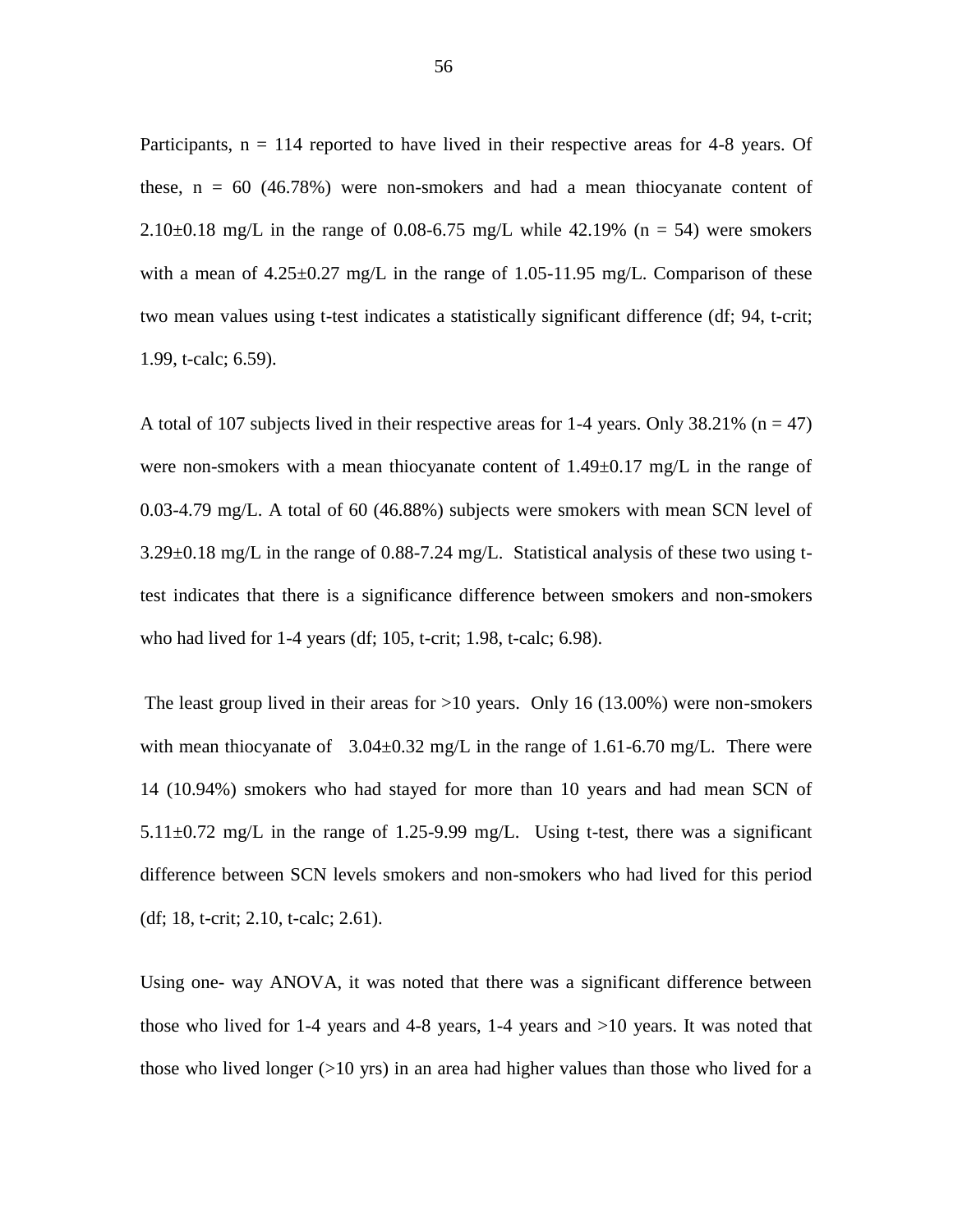Participants, n = 114 reported to have lived in their respective areas for 4-8 years. Of these, n = 60 (46.78%) were non-smokers and had a mean thiocyanate content of 2.10±0.18 mg/L in the range of 0.08-6.75 mg/L while 42.19% (n = 54) were smokers with a mean of 4.25±0.27 mg/L in the range of 1.05-11.95 mg/L. Comparison of these two mean values using t-test indicates a statistically significant difference (df; 94, t-crit; 1.99, t-calc; 6.59).

A total of 107 subjects lived in their respective areas for 1-4 years. Only 38.21% (n = 47) were non-smokers with a mean thiocyanate content of 1.49±0.17 mg/L in the range of 0.03-4.79 mg/L. A total of 60 (46.88%) subjects were smokers with mean SCN level of 3.29±0.18 mg/L in the range of 0.88-7.24 mg/L. Statistical analysis of these two using t-test indicates that there is a significance difference between smokers and non-smokers who had lived for 1-4 years (df; 105, t-crit; 1.98, t-calc; 6.98).

The least group lived in their areas for >10 years. Only 16 (13.00%) were non-smokers with mean thiocyanate of 3.04±0.32 mg/L in the range of 1.61-6.70 mg/L. There were 14 (10.94%) smokers who had stayed for more than 10 years and had mean SCN of 5.11±0.72 mg/L in the range of 1.25-9.99 mg/L. Using t-test, there was a significant difference between SCN levels smokers and non-smokers who had lived for this period (df; 18, t-crit; 2.10, t-calc; 2.61).

Using one- way ANOVA, it was noted that there was a significant difference between those who lived for 1-4 years and 4-8 years, 1-4 years and >10 years. It was noted that those who lived longer (>10 yrs) in an area had higher values than those who lived for a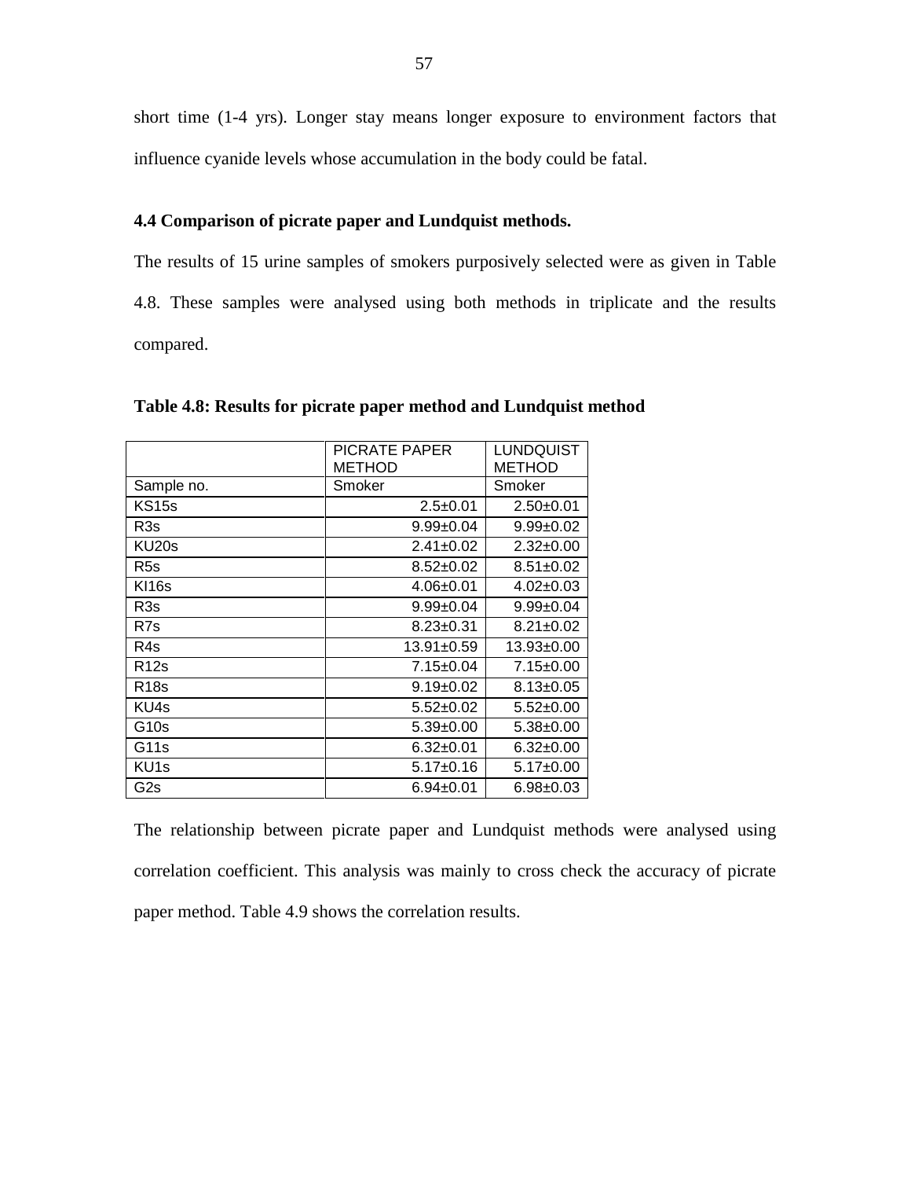short time (1-4 yrs). Longer stay means longer exposure to environment factors that influence cyanide levels whose accumulation in the body could be fatal.

### 4.4 Comparison of picrate paper and Lundquist methods.

The results of 15 urine samples of smokers purposively selected were as given in Table 4.8. These samples were analysed using both methods in triplicate and the results compared.

**Table 4.8: Results for picrate paper method and Lundquist method**

| | PICRATE PAPER METHOD | LUNDQUIST METHOD |
|---|---|---|
| Sample no. | Smoker | Smoker |
| KS15s | 2.5±0.01 | 2.50±0.01 |
| R3s | 9.99±0.04 | 9.99±0.02 |
| KU20s | 2.41±0.02 | 2.32±0.00 |
| R5s | 8.52±0.02 | 8.51±0.02 |
| KI16s | 4.06±0.01 | 4.02±0.03 |
| R3s | 9.99±0.04 | 9.99±0.04 |
| R7s | 8.23±0.31 | 8.21±0.02 |
| R4s | 13.91±0.59 | 13.93±0.00 |
| R12s | 7.15±0.04 | 7.15±0.00 |
| R18s | 9.19±0.02 | 8.13±0.05 |
| KU4s | 5.52±0.02 | 5.52±0.00 |
| G10s | 5.39±0.00 | 5.38±0.00 |
| G11s | 6.32±0.01 | 6.32±0.00 |
| KU1s | 5.17±0.16 | 5.17±0.00 |
| G2s | 6.94±0.01 | 6.98±0.03 |

The relationship between picrate paper and Lundquist methods were analysed using correlation coefficient. This analysis was mainly to cross check the accuracy of picrate paper method. Table 4.9 shows the correlation results.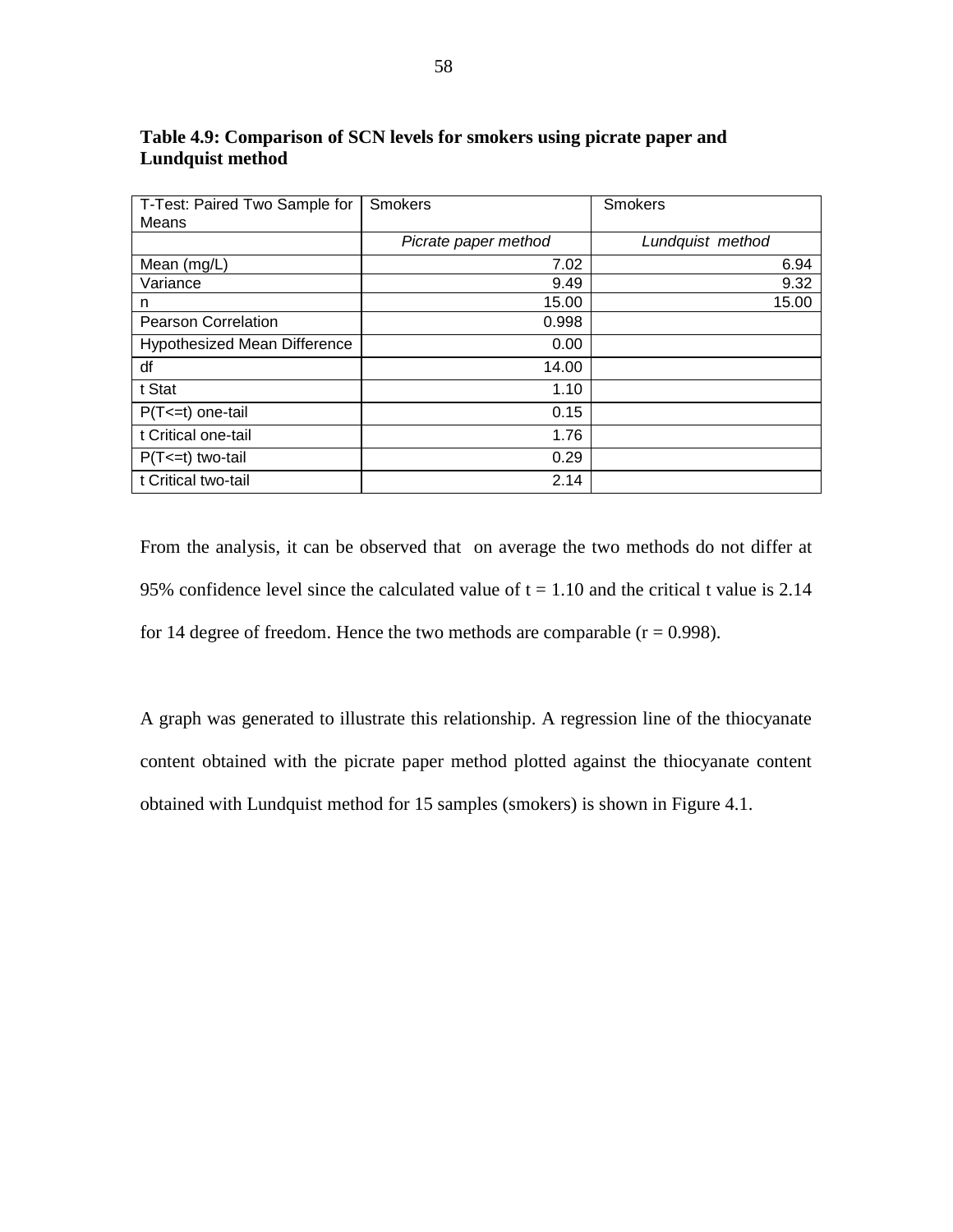**Table 4.9: Comparison of SCN levels for smokers using picrate paper and Lundquist method**

| T-Test: Paired Two Sample for Means | Smokers | Smokers |
|---|---|---|
| | *Picrate paper method* | *Lundquist method* |
| Mean (mg/L) | 7.02 | 6.94 |
| Variance | 9.49 | 9.32 |
| n | 15.00 | 15.00 |
| Pearson Correlation | 0.998 | |
| Hypothesized Mean Difference | 0.00 | |
| df | 14.00 | |
| t Stat | 1.10 | |
| P(T<=t) one-tail | 0.15 | |
| t Critical one-tail | 1.76 | |
| P(T<=t) two-tail | 0.29 | |
| t Critical two-tail | 2.14 | |

From the analysis, it can be observed that on average the two methods do not differ at 95% confidence level since the calculated value of $t = 1.10$ and the critical t value is 2.14 for 14 degree of freedom. Hence the two methods are comparable ($r = 0.998$).

A graph was generated to illustrate this relationship. A regression line of the thiocyanate content obtained with the picrate paper method plotted against the thiocyanate content obtained with Lundquist method for 15 samples (smokers) is shown in Figure 4.1.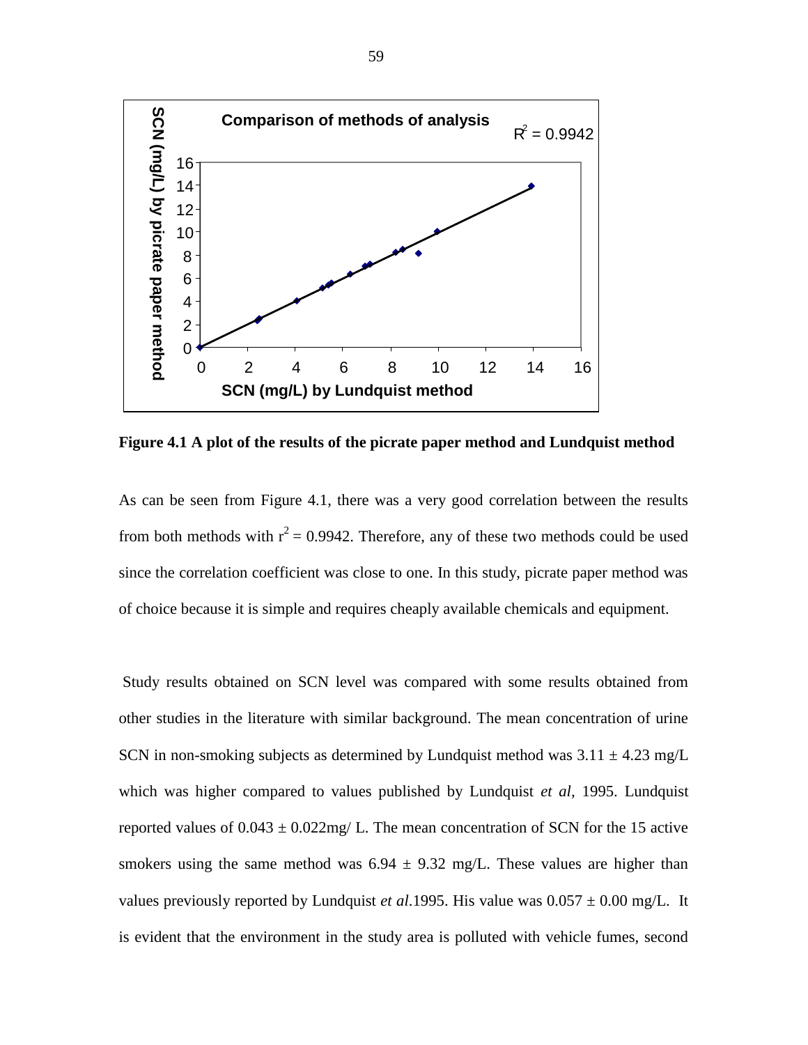Comparison of methods of analysis

$R^2 = 0.9942$

SCN (mg/L) by picrate paper method

16
14
12
10
8
6
4
2
0

0 2 4 6 8 10 12 14 16

SCN (mg/L) by Lundquist method

**Figure 4.1 A plot of the results of the picrate paper method and Lundquist method**

As can be seen from Figure 4.1, there was a very good correlation between the results from both methods with $r^2 = 0.9942$. Therefore, any of these two methods could be used since the correlation coefficient was close to one. In this study, picrate paper method was of choice because it is simple and requires cheaply available chemicals and equipment.

Study results obtained on SCN level was compared with some results obtained from other studies in the literature with similar background. The mean concentration of urine SCN in non-smoking subjects as determined by Lundquist method was 3.11 ± 4.23 mg/L which was higher compared to values published by Lundquist *et al*, 1995. Lundquist reported values of 0.043 ± 0.022mg/ L. The mean concentration of SCN for the 15 active smokers using the same method was 6.94 ± 9.32 mg/L. These values are higher than values previously reported by Lundquist *et al*.1995. His value was 0.057 ± 0.00 mg/L. It is evident that the environment in the study area is polluted with vehicle fumes, second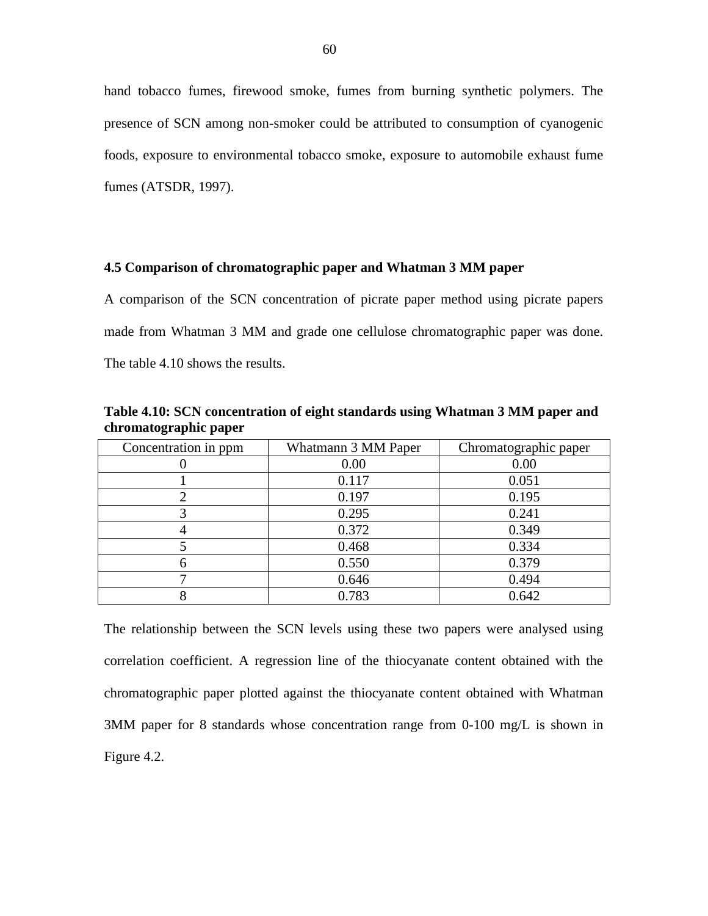hand tobacco fumes, firewood smoke, fumes from burning synthetic polymers. The presence of SCN among non-smoker could be attributed to consumption of cyanogenic foods, exposure to environmental tobacco smoke, exposure to automobile exhaust fume fumes (ATSDR, 1997).

### 4.5 Comparison of chromatographic paper and Whatman 3 MM paper

A comparison of the SCN concentration of picrate paper method using picrate papers made from Whatman 3 MM and grade one cellulose chromatographic paper was done. The table 4.10 shows the results.

**Table 4.10: SCN concentration of eight standards using Whatman 3 MM paper and chromatographic paper**

| Concentration in ppm | Whatmann 3 MM Paper | Chromatographic paper |
|---|---|---|
| 0 | 0.00 | 0.00 |
| 1 | 0.117 | 0.051 |
| 2 | 0.197 | 0.195 |
| 3 | 0.295 | 0.241 |
| 4 | 0.372 | 0.349 |
| 5 | 0.468 | 0.334 |
| 6 | 0.550 | 0.379 |
| 7 | 0.646 | 0.494 |
| 8 | 0.783 | 0.642 |

The relationship between the SCN levels using these two papers were analysed using correlation coefficient. A regression line of the thiocyanate content obtained with the chromatographic paper plotted against the thiocyanate content obtained with Whatman 3MM paper for 8 standards whose concentration range from 0-100 mg/L is shown in Figure 4.2.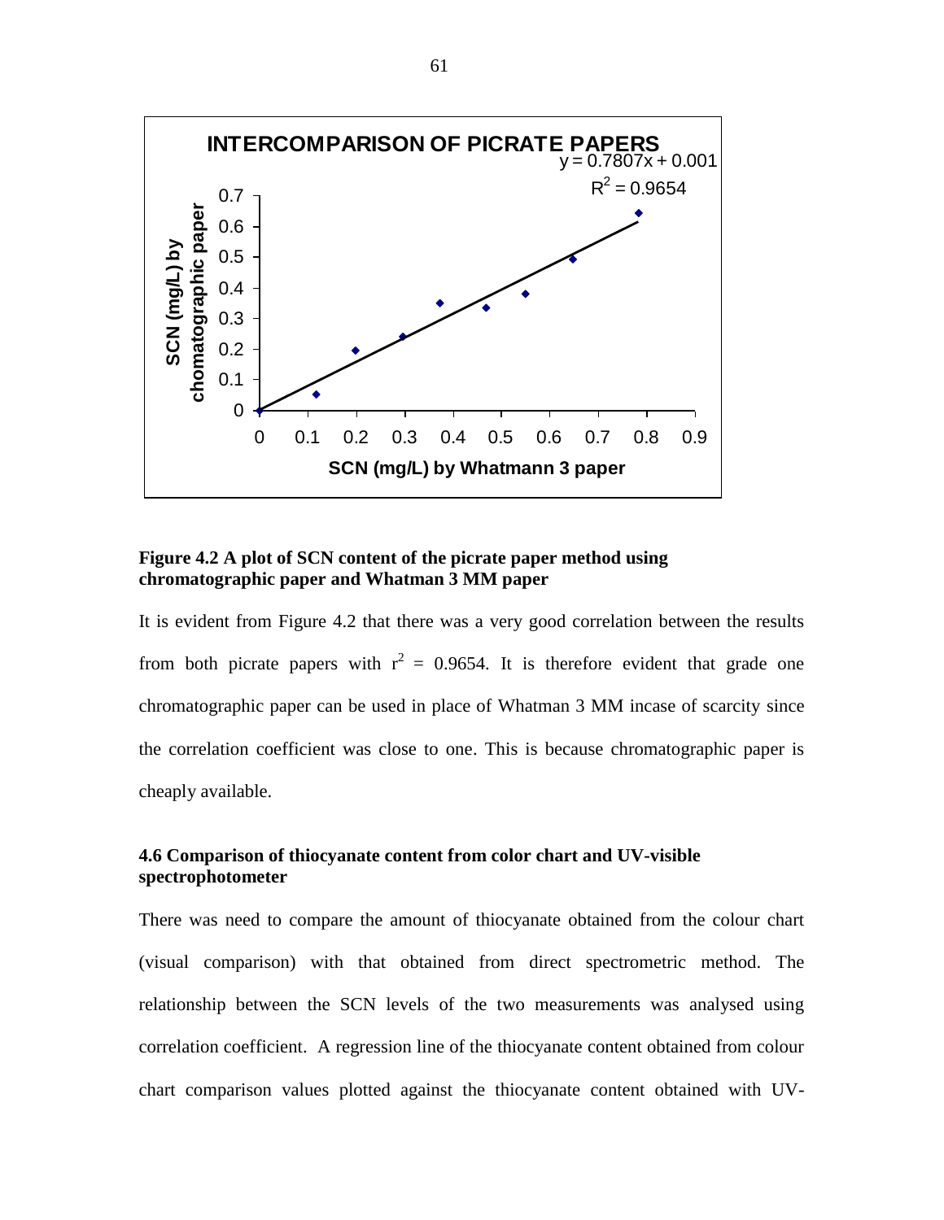INTERCOMPARISON OF PICRATE PAPERS

y = 0.7807x + 0.001

$R^2$ = 0.9654

SCN (mg/L) by chomatographic paper

0.7
0.6
0.5
0.4
0.3
0.2
0.1
0

0 0.1 0.2 0.3 0.4 0.5 0.6 0.7 0.8 0.9

SCN (mg/L) by Whatmann 3 paper

**Figure 4.2 A plot of SCN content of the picrate paper method using chromatographic paper and Whatman 3 MM paper**

It is evident from Figure 4.2 that there was a very good correlation between the results from both picrate papers with $r^2$ = 0.9654. It is therefore evident that grade one chromatographic paper can be used in place of Whatman 3 MM incase of scarcity since the correlation coefficient was close to one. This is because chromatographic paper is cheaply available.

### 4.6 Comparison of thiocyanate content from color chart and UV-visible spectrophotometer

There was need to compare the amount of thiocyanate obtained from the colour chart (visual comparison) with that obtained from direct spectrometric method. The relationship between the SCN levels of the two measurements was analysed using correlation coefficient. A regression line of the thiocyanate content obtained from colour chart comparison values plotted against the thiocyanate content obtained with UV-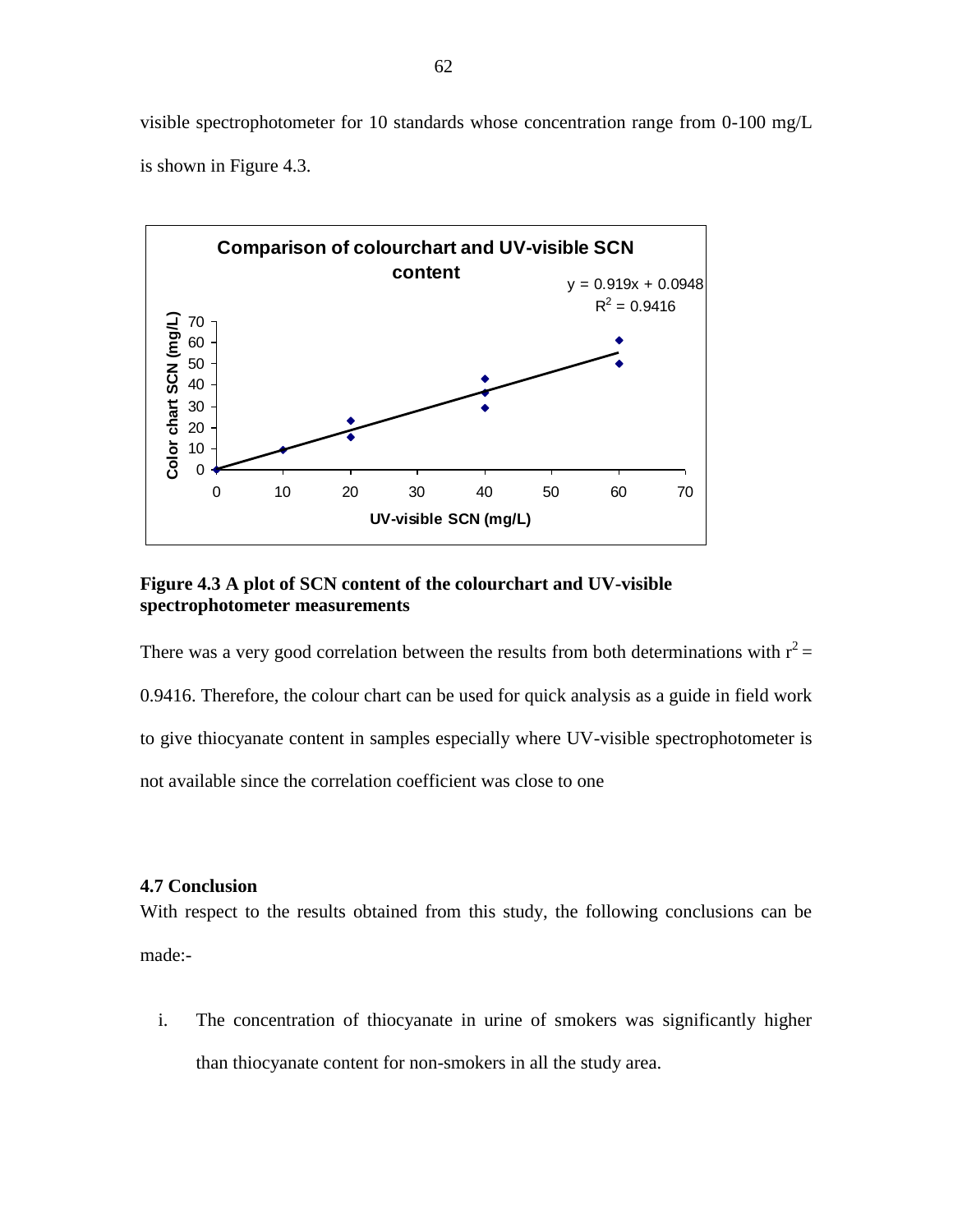visible spectrophotometer for 10 standards whose concentration range from 0-100 mg/L is shown in Figure 4.3.

**Comparison of colourchart and UV-visible SCN content**

$y = 0.919x + 0.0948$

$R^2 = 0.9416$

Color chart SCN (mg/L)

0
10
20
30
40
50
60
70

UV-visible SCN (mg/L)

0
10
20
30
40
50
60
70

**Figure 4.3 A plot of SCN content of the colourchart and UV-visible spectrophotometer measurements**

There was a very good correlation between the results from both determinations with $r^2 = 0.9416$. Therefore, the colour chart can be used for quick analysis as a guide in field work to give thiocyanate content in samples especially where UV-visible spectrophotometer is not available since the correlation coefficient was close to one

### 4.7 Conclusion

With respect to the results obtained from this study, the following conclusions can be made:-

i. The concentration of thiocyanate in urine of smokers was significantly higher than thiocyanate content for non-smokers in all the study area.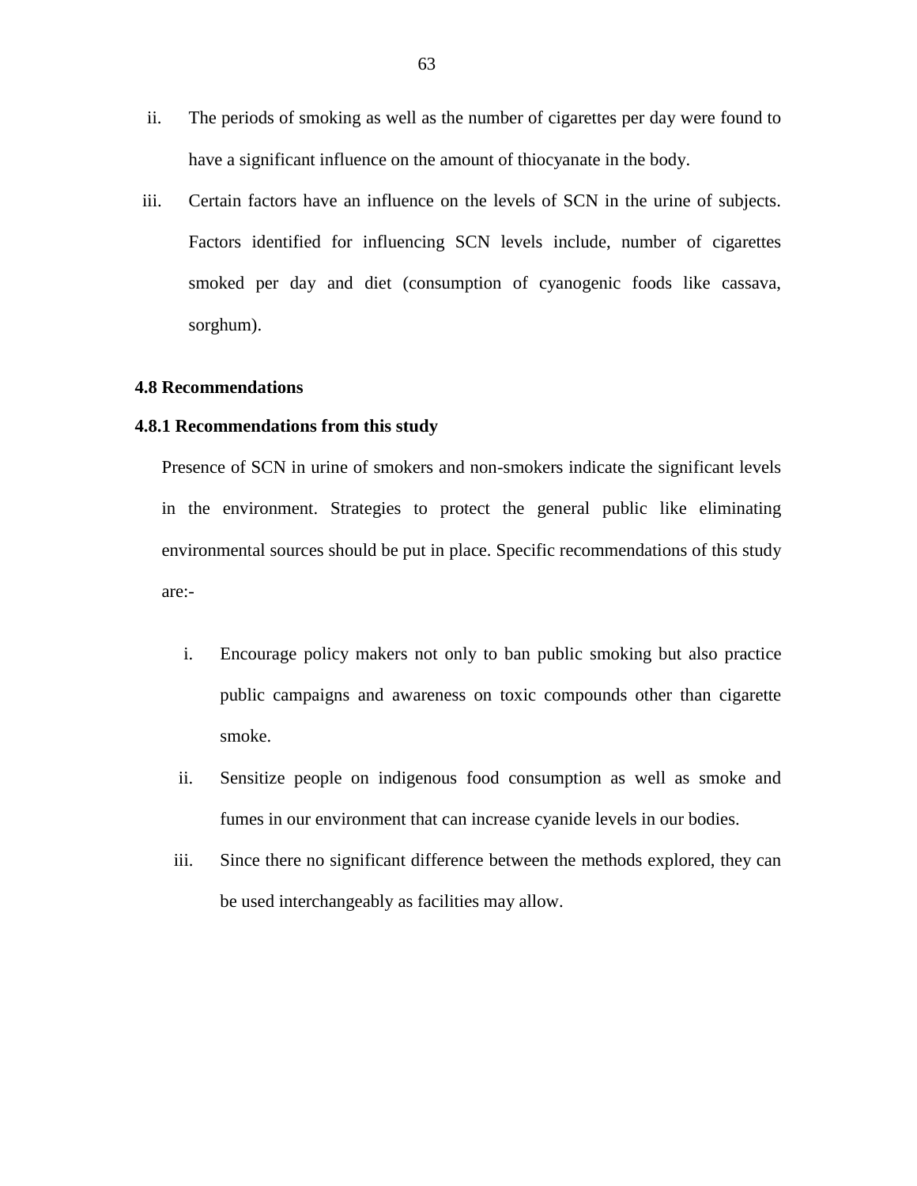ii. The periods of smoking as well as the number of cigarettes per day were found to have a significant influence on the amount of thiocyanate in the body.

iii. Certain factors have an influence on the levels of SCN in the urine of subjects. Factors identified for influencing SCN levels include, number of cigarettes smoked per day and diet (consumption of cyanogenic foods like cassava, sorghum).

### 4.8 Recommendations

#### 4.8.1 Recommendations from this study

Presence of SCN in urine of smokers and non-smokers indicate the significant levels in the environment. Strategies to protect the general public like eliminating environmental sources should be put in place. Specific recommendations of this study are:-

i. Encourage policy makers not only to ban public smoking but also practice public campaigns and awareness on toxic compounds other than cigarette smoke.

ii. Sensitize people on indigenous food consumption as well as smoke and fumes in our environment that can increase cyanide levels in our bodies.

iii. Since there no significant difference between the methods explored, they can be used interchangeably as facilities may allow.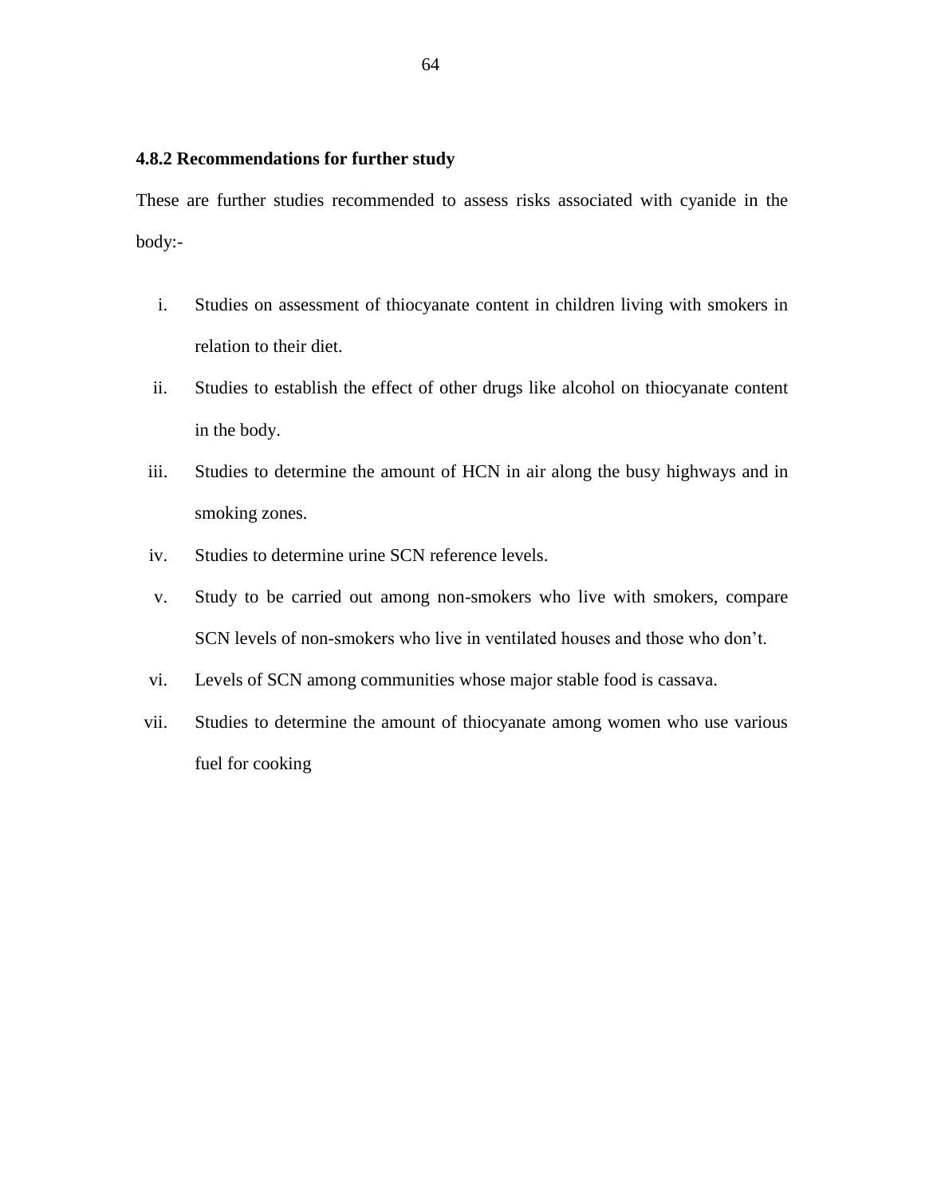### 4.8.2 Recommendations for further study

These are further studies recommended to assess risks associated with cyanide in the body:-

i. Studies on assessment of thiocyanate content in children living with smokers in relation to their diet.
ii. Studies to establish the effect of other drugs like alcohol on thiocyanate content in the body.
iii. Studies to determine the amount of HCN in air along the busy highways and in smoking zones.
iv. Studies to determine urine SCN reference levels.
v. Study to be carried out among non-smokers who live with smokers, compare SCN levels of non-smokers who live in ventilated houses and those who don't.
vi. Levels of SCN among communities whose major stable food is cassava.
vii. Studies to determine the amount of thiocyanate among women who use various fuel for cooking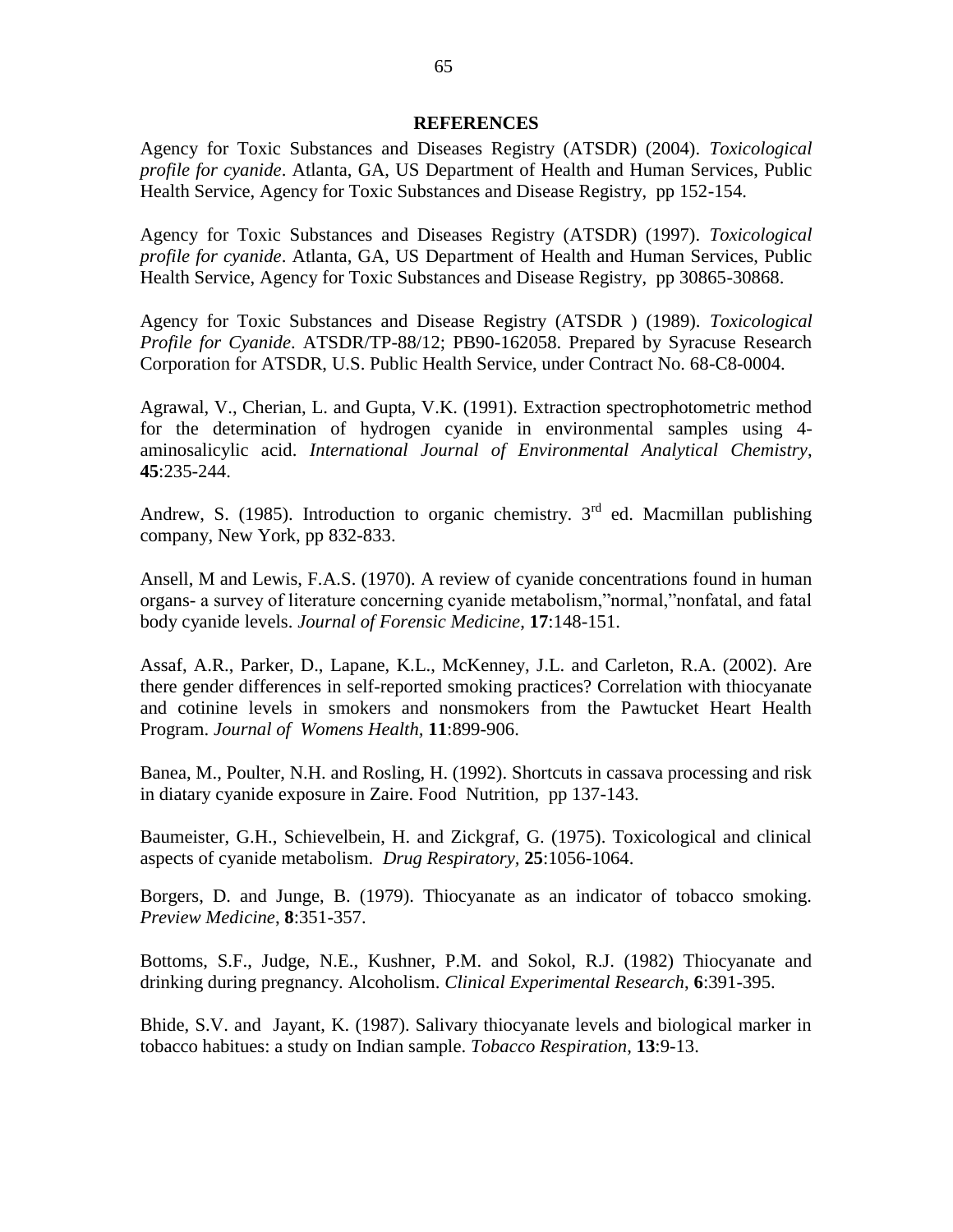## REFERENCES

Agency for Toxic Substances and Diseases Registry (ATSDR) (2004). *Toxicological profile for cyanide*. Atlanta, GA, US Department of Health and Human Services, Public Health Service, Agency for Toxic Substances and Disease Registry, pp 152-154.

Agency for Toxic Substances and Diseases Registry (ATSDR) (1997). *Toxicological profile for cyanide*. Atlanta, GA, US Department of Health and Human Services, Public Health Service, Agency for Toxic Substances and Disease Registry, pp 30865-30868.

Agency for Toxic Substances and Disease Registry (ATSDR ) (1989). *Toxicological Profile for Cyanide*. ATSDR/TP-88/12; PB90-162058. Prepared by Syracuse Research Corporation for ATSDR, U.S. Public Health Service, under Contract No. 68-C8-0004.

Agrawal, V., Cherian, L. and Gupta, V.K. (1991). Extraction spectrophotometric method for the determination of hydrogen cyanide in environmental samples using 4-aminosalicylic acid. *International Journal of Environmental Analytical Chemistry*, **45**:235-244.

Andrew, S. (1985). Introduction to organic chemistry. 3rd ed. Macmillan publishing company, New York, pp 832-833.

Ansell, M and Lewis, F.A.S. (1970). A review of cyanide concentrations found in human organs- a survey of literature concerning cyanide metabolism,"normal,"nonfatal, and fatal body cyanide levels. *Journal of Forensic Medicine*, **17**:148-151.

Assaf, A.R., Parker, D., Lapane, K.L., McKenney, J.L. and Carleton, R.A. (2002). Are there gender differences in self-reported smoking practices? Correlation with thiocyanate and cotinine levels in smokers and nonsmokers from the Pawtucket Heart Health Program. *Journal of Womens Health,* **11**:899-906.

Banea, M., Poulter, N.H. and Rosling, H. (1992). Shortcuts in cassava processing and risk in diatary cyanide exposure in Zaire. Food Nutrition, pp 137-143.

Baumeister, G.H., Schievelbein, H. and Zickgraf, G. (1975). Toxicological and clinical aspects of cyanide metabolism. *Drug Respiratory,* **25**:1056-1064.

Borgers, D. and Junge, B. (1979). Thiocyanate as an indicator of tobacco smoking. *Preview Medicine*, **8**:351-357.

Bottoms, S.F., Judge, N.E., Kushner, P.M. and Sokol, R.J. (1982) Thiocyanate and drinking during pregnancy. Alcoholism. *Clinical Experimental Research*, **6**:391-395.

Bhide, S.V. and Jayant, K. (1987). Salivary thiocyanate levels and biological marker in tobacco habitues: a study on Indian sample. *Tobacco Respiration*, **13**:9-13.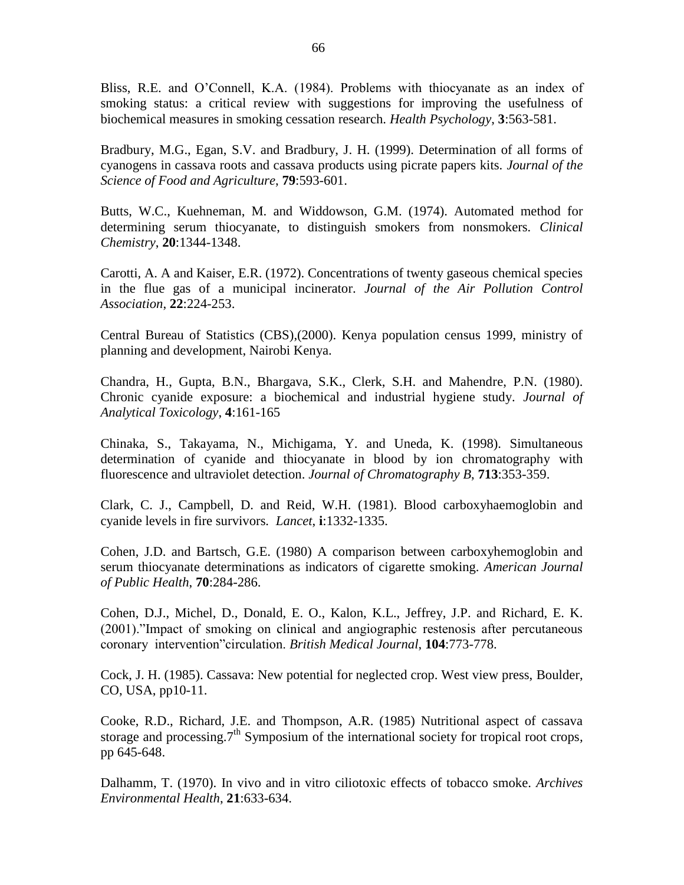Bliss, R.E. and O'Connell, K.A. (1984). Problems with thiocyanate as an index of smoking status: a critical review with suggestions for improving the usefulness of biochemical measures in smoking cessation research. *Health Psychology*, **3**:563-581.

Bradbury, M.G., Egan, S.V. and Bradbury, J. H. (1999). Determination of all forms of cyanogens in cassava roots and cassava products using picrate papers kits. *Journal of the Science of Food and Agriculture*, **79**:593-601.

Butts, W.C., Kuehneman, M. and Widdowson, G.M. (1974). Automated method for determining serum thiocyanate, to distinguish smokers from nonsmokers. *Clinical Chemistry*, **20**:1344-1348.

Carotti, A. A and Kaiser, E.R. (1972). Concentrations of twenty gaseous chemical species in the flue gas of a municipal incinerator. *Journal of the Air Pollution Control Association*, **22**:224-253.

Central Bureau of Statistics (CBS),(2000). Kenya population census 1999, ministry of planning and development, Nairobi Kenya.

Chandra, H., Gupta, B.N., Bhargava, S.K., Clerk, S.H. and Mahendre, P.N. (1980). Chronic cyanide exposure: a biochemical and industrial hygiene study. *Journal of Analytical Toxicology*, **4**:161-165

Chinaka, S., Takayama, N., Michigama, Y. and Uneda, K. (1998). Simultaneous determination of cyanide and thiocyanate in blood by ion chromatography with fluorescence and ultraviolet detection. *Journal of Chromatography B*, **713**:353-359.

Clark, C. J., Campbell, D. and Reid, W.H. (1981). Blood carboxyhaemoglobin and cyanide levels in fire survivors. *Lancet*, **i**:1332-1335.

Cohen, J.D. and Bartsch, G.E. (1980) A comparison between carboxyhemoglobin and serum thiocyanate determinations as indicators of cigarette smoking. *American Journal of Public Health*, **70**:284-286.

Cohen, D.J., Michel, D., Donald, E. O., Kalon, K.L., Jeffrey, J.P. and Richard, E. K. (2001)."Impact of smoking on clinical and angiographic restenosis after percutaneous coronary intervention"circulation. *British Medical Journal*, **104**:773-778.

Cock, J. H. (1985). Cassava: New potential for neglected crop. West view press, Boulder, CO, USA, pp10-11.

Cooke, R.D., Richard, J.E. and Thompson, A.R. (1985) Nutritional aspect of cassava storage and processing.7th Symposium of the international society for tropical root crops, pp 645-648.

Dalhamm, T. (1970). In vivo and in vitro ciliotoxic effects of tobacco smoke. *Archives Environmental Health*, **21**:633-634.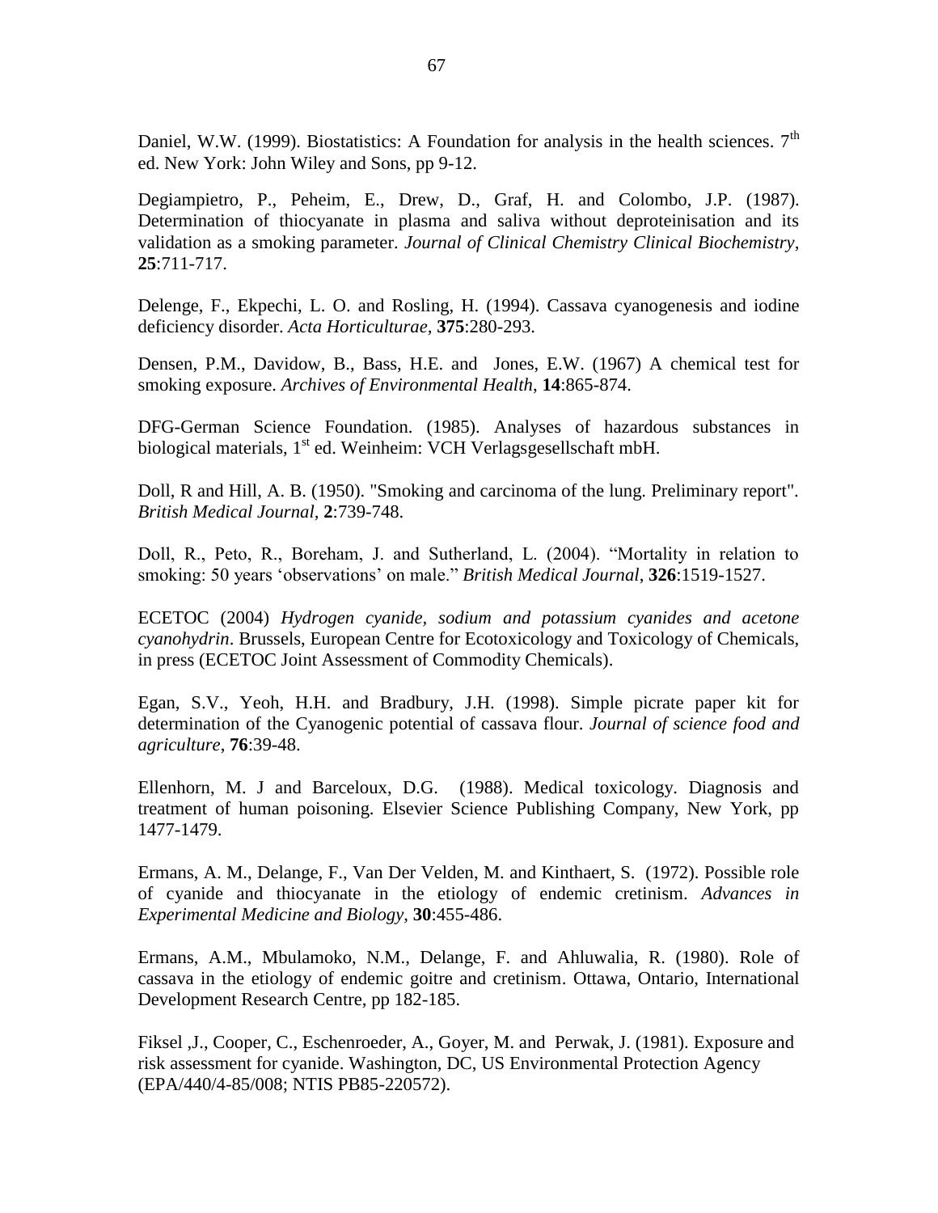Daniel, W.W. (1999). Biostatistics: A Foundation for analysis in the health sciences. 7th ed. New York: John Wiley and Sons, pp 9-12.

Degiampietro, P., Peheim, E., Drew, D., Graf, H. and Colombo, J.P. (1987). Determination of thiocyanate in plasma and saliva without deproteinisation and its validation as a smoking parameter. *Journal of Clinical Chemistry Clinical Biochemistry*, **25**:711-717.

Delenge, F., Ekpechi, L. O. and Rosling, H. (1994). Cassava cyanogenesis and iodine deficiency disorder. *Acta Horticulturae,* **375**:280-293.

Densen, P.M., Davidow, B., Bass, H.E. and Jones, E.W. (1967) A chemical test for smoking exposure. *Archives of Environmental Health*, **14**:865-874.

DFG-German Science Foundation. (1985). Analyses of hazardous substances in biological materials, 1st ed. Weinheim: VCH Verlagsgesellschaft mbH.

Doll, R and Hill, A. B. (1950). "Smoking and carcinoma of the lung. Preliminary report". *British Medical Journal,* **2**:739-748.

Doll, R., Peto, R., Boreham, J. and Sutherland, L. (2004). "Mortality in relation to smoking: 50 years 'observations' on male." *British Medical Journal*, **326**:1519-1527.

ECETOC (2004) *Hydrogen cyanide, sodium and potassium cyanides and acetone cyanohydrin*. Brussels, European Centre for Ecotoxicology and Toxicology of Chemicals, in press (ECETOC Joint Assessment of Commodity Chemicals).

Egan, S.V., Yeoh, H.H. and Bradbury, J.H. (1998). Simple picrate paper kit for determination of the Cyanogenic potential of cassava flour. *Journal of science food and agriculture*, **76**:39-48.

Ellenhorn, M. J and Barceloux, D.G. (1988). Medical toxicology. Diagnosis and treatment of human poisoning. Elsevier Science Publishing Company, New York, pp 1477-1479.

Ermans, A. M., Delange, F., Van Der Velden, M. and Kinthaert, S. (1972). Possible role of cyanide and thiocyanate in the etiology of endemic cretinism. *Advances in Experimental Medicine and Biology*, **30**:455-486.

Ermans, A.M., Mbulamoko, N.M., Delange, F. and Ahluwalia, R. (1980). Role of cassava in the etiology of endemic goitre and cretinism. Ottawa, Ontario, International Development Research Centre, pp 182-185.

Fiksel ,J., Cooper, C., Eschenroeder, A., Goyer, M. and Perwak, J. (1981). Exposure and risk assessment for cyanide. Washington, DC, US Environmental Protection Agency (EPA/440/4-85/008; NTIS PB85-220572).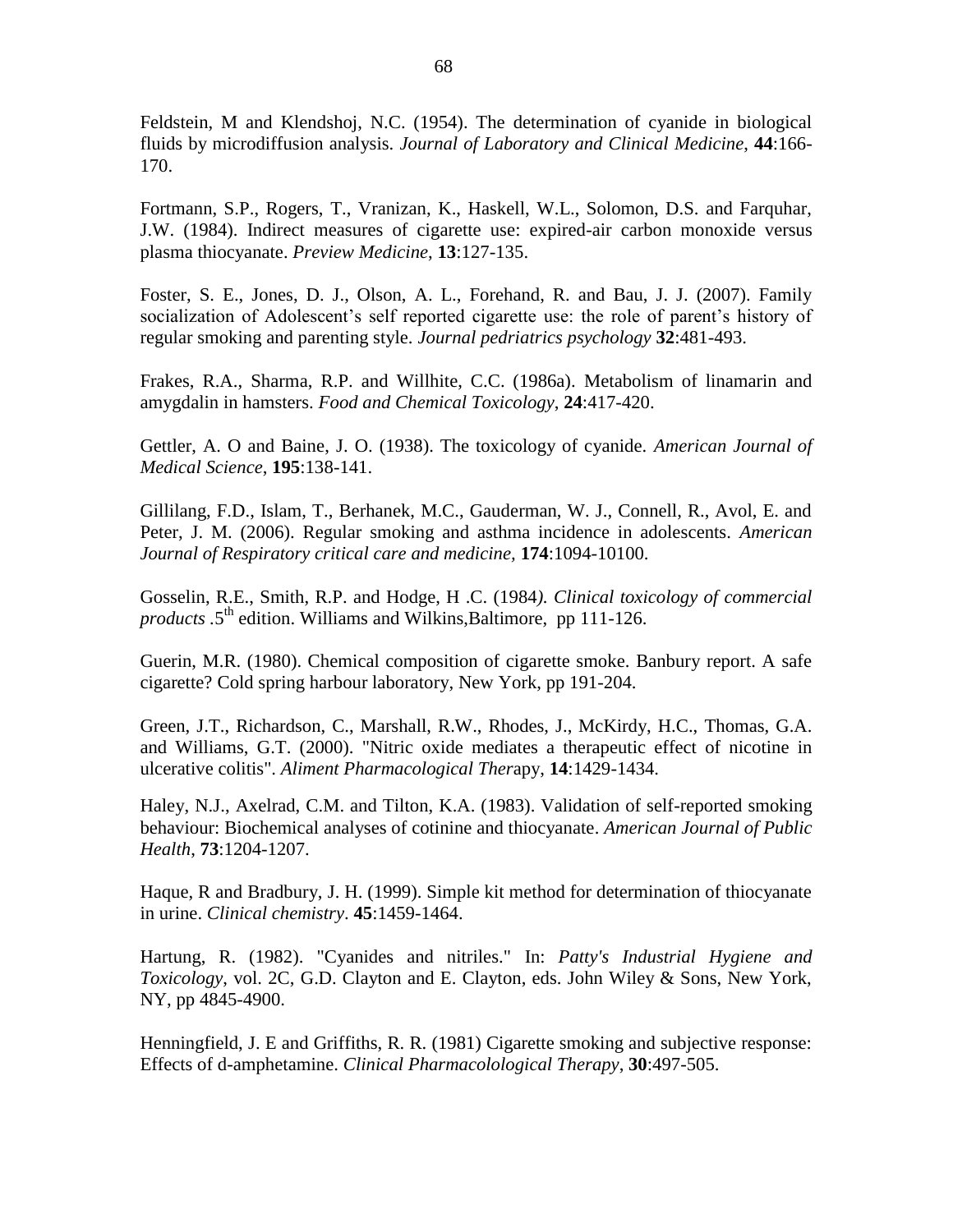Feldstein, M and Klendshoj, N.C. (1954). The determination of cyanide in biological fluids by microdiffusion analysis. *Journal of Laboratory and Clinical Medicine*, **44**:166-170.

Fortmann, S.P., Rogers, T., Vranizan, K., Haskell, W.L., Solomon, D.S. and Farquhar, J.W. (1984). Indirect measures of cigarette use: expired-air carbon monoxide versus plasma thiocyanate. *Preview Medicine*, **13**:127-135.

Foster, S. E., Jones, D. J., Olson, A. L., Forehand, R. and Bau, J. J. (2007). Family socialization of Adolescent's self reported cigarette use: the role of parent's history of regular smoking and parenting style. *Journal pedriatrics psychology* **32**:481-493.

Frakes, R.A., Sharma, R.P. and Willhite, C.C. (1986a). Metabolism of linamarin and amygdalin in hamsters. *Food and Chemical Toxicology*, **24**:417-420.

Gettler, A. O and Baine, J. O. (1938). The toxicology of cyanide. *American Journal of Medical Science*, **195**:138-141.

Gillilang, F.D., Islam, T., Berhanek, M.C., Gauderman, W. J., Connell, R., Avol, E. and Peter, J. M. (2006). Regular smoking and asthma incidence in adolescents. *American Journal of Respiratory critical care and medicine,* **174**:1094-10100.

Gosselin, R.E., Smith, R.P. and Hodge, H .C. (1984*). Clinical toxicology of commercial products* .5th edition. Williams and Wilkins,Baltimore, pp 111-126.

Guerin, M.R. (1980). Chemical composition of cigarette smoke. Banbury report. A safe cigarette? Cold spring harbour laboratory, New York, pp 191-204.

Green, J.T., Richardson, C., Marshall, R.W., Rhodes, J., McKirdy, H.C., Thomas, G.A. and Williams, G.T. (2000). "Nitric oxide mediates a therapeutic effect of nicotine in ulcerative colitis". *Aliment Pharmacological Ther*apy, **14**:1429-1434.

Haley, N.J., Axelrad, C.M. and Tilton, K.A. (1983). Validation of self-reported smoking behaviour: Biochemical analyses of cotinine and thiocyanate. *American Journal of Public Health*, **73**:1204-1207.

Haque, R and Bradbury, J. H. (1999). Simple kit method for determination of thiocyanate in urine. *Clinical chemistry*. **45**:1459-1464.

Hartung, R. (1982). "Cyanides and nitriles." In: *Patty's Industrial Hygiene and Toxicology*, vol. 2C, G.D. Clayton and E. Clayton, eds. John Wiley & Sons, New York, NY, pp 4845-4900.

Henningfield, J. E and Griffiths, R. R. (1981) Cigarette smoking and subjective response: Effects of d-amphetamine. *Clinical Pharmacolological Therapy*, **30**:497-505.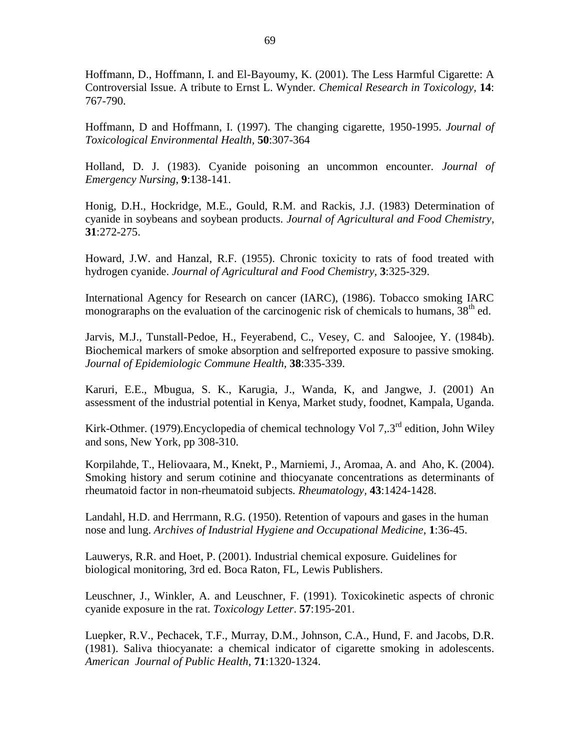Hoffmann, D., Hoffmann, I. and El-Bayoumy, K. (2001). The Less Harmful Cigarette: A Controversial Issue. A tribute to Ernst L. Wynder. *Chemical Research in Toxicology*, **14**: 767-790.

Hoffmann, D and Hoffmann, I. (1997). The changing cigarette, 1950-1995. *Journal of Toxicological Environmental Health*, **50**:307-364

Holland, D. J. (1983). Cyanide poisoning an uncommon encounter. *Journal of Emergency Nursing*, **9**:138-141.

Honig, D.H., Hockridge, M.E., Gould, R.M. and Rackis, J.J. (1983) Determination of cyanide in soybeans and soybean products. *Journal of Agricultural and Food Chemistry*, **31**:272-275.

Howard, J.W. and Hanzal, R.F. (1955). Chronic toxicity to rats of food treated with hydrogen cyanide. *Journal of Agricultural and Food Chemistry*, **3**:325-329.

International Agency for Research on cancer (IARC), (1986). Tobacco smoking IARC monograraphs on the evaluation of the carcinogenic risk of chemicals to humans, 38th ed.

Jarvis, M.J., Tunstall-Pedoe, H., Feyerabend, C., Vesey, C. and Saloojee, Y. (1984b). Biochemical markers of smoke absorption and selfreported exposure to passive smoking. *Journal of Epidemiologic Commune Health*, **38**:335-339.

Karuri, E.E., Mbugua, S. K., Karugia, J., Wanda, K, and Jangwe, J. (2001) An assessment of the industrial potential in Kenya, Market study, foodnet, Kampala, Uganda.

Kirk-Othmer. (1979).Encyclopedia of chemical technology Vol 7,.3rd edition, John Wiley and sons, New York, pp 308-310.

Korpilahde, T., Heliovaara, M., Knekt, P., Marniemi, J., Aromaa, A. and Aho, K. (2004). Smoking history and serum cotinine and thiocyanate concentrations as determinants of rheumatoid factor in non-rheumatoid subjects. *Rheumatology*, **43**:1424-1428.

Landahl, H.D. and Herrmann, R.G. (1950). Retention of vapours and gases in the human nose and lung. *Archives of Industrial Hygiene and Occupational Medicine*, **1**:36-45.

Lauwerys, R.R. and Hoet, P. (2001). Industrial chemical exposure. Guidelines for biological monitoring, 3rd ed. Boca Raton, FL, Lewis Publishers.

Leuschner, J., Winkler, A. and Leuschner, F. (1991). Toxicokinetic aspects of chronic cyanide exposure in the rat. *Toxicology Letter*. **57**:195-201.

Luepker, R.V., Pechacek, T.F., Murray, D.M., Johnson, C.A., Hund, F. and Jacobs, D.R. (1981). Saliva thiocyanate: a chemical indicator of cigarette smoking in adolescents. *American Journal of Public Health*, **71**:1320-1324.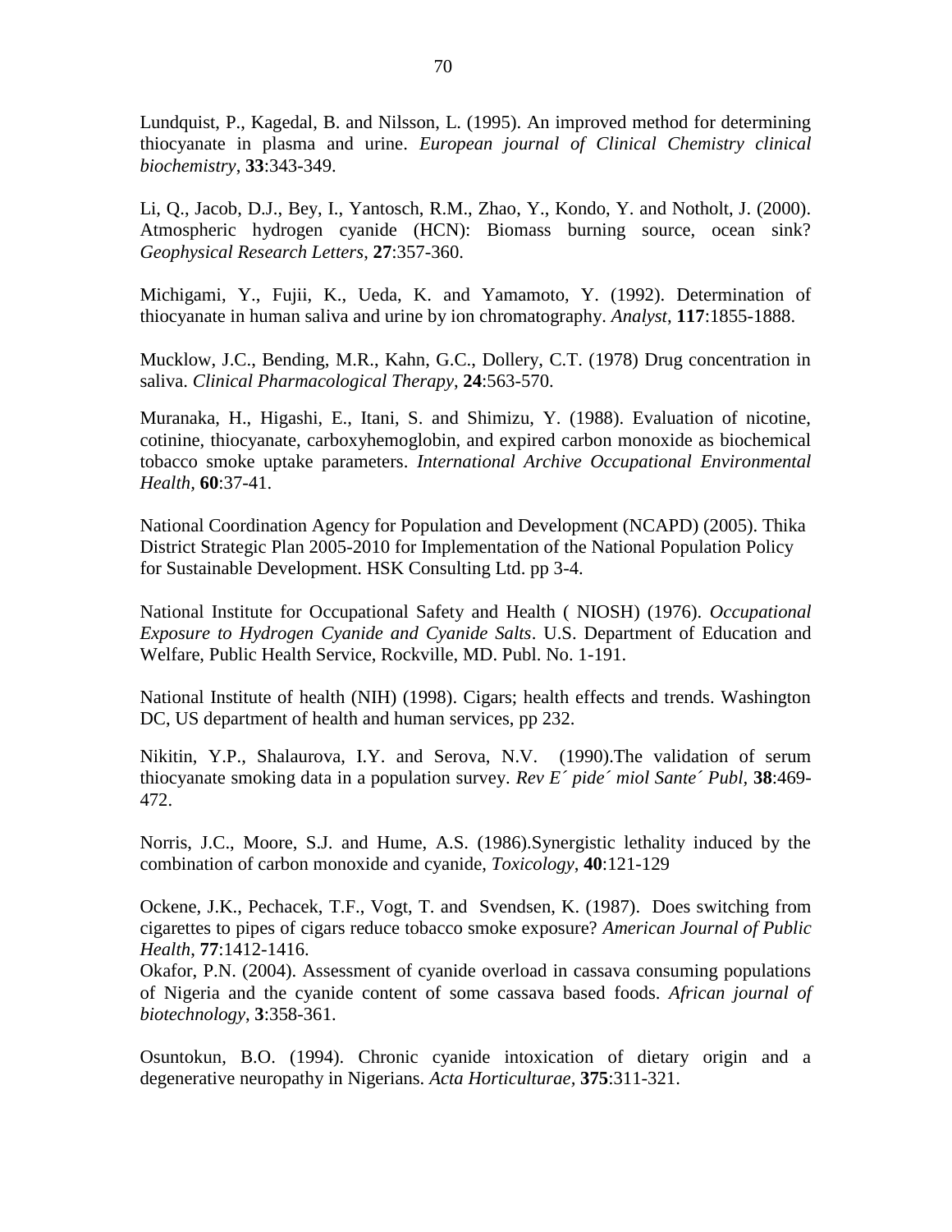Lundquist, P., Kagedal, B. and Nilsson, L. (1995). An improved method for determining thiocyanate in plasma and urine. *European journal of Clinical Chemistry clinical biochemistry*, **33**:343-349.

Li, Q., Jacob, D.J., Bey, I., Yantosch, R.M., Zhao, Y., Kondo, Y. and Notholt, J. (2000). Atmospheric hydrogen cyanide (HCN): Biomass burning source, ocean sink? *Geophysical Research Letters*, **27**:357-360.

Michigami, Y., Fujii, K., Ueda, K. and Yamamoto, Y. (1992). Determination of thiocyanate in human saliva and urine by ion chromatography. *Analyst*, **117**:1855-1888.

Mucklow, J.C., Bending, M.R., Kahn, G.C., Dollery, C.T. (1978) Drug concentration in saliva. *Clinical Pharmacological Therapy*, **24**:563-570.

Muranaka, H., Higashi, E., Itani, S. and Shimizu, Y. (1988). Evaluation of nicotine, cotinine, thiocyanate, carboxyhemoglobin, and expired carbon monoxide as biochemical tobacco smoke uptake parameters. *International Archive Occupational Environmental Health*, **60**:37-41.

National Coordination Agency for Population and Development (NCAPD) (2005). Thika District Strategic Plan 2005-2010 for Implementation of the National Population Policy for Sustainable Development. HSK Consulting Ltd. pp 3-4.

National Institute for Occupational Safety and Health ( NIOSH) (1976). *Occupational Exposure to Hydrogen Cyanide and Cyanide Salts*. U.S. Department of Education and Welfare, Public Health Service, Rockville, MD. Publ. No. 1-191.

National Institute of health (NIH) (1998). Cigars; health effects and trends. Washington DC, US department of health and human services, pp 232.

Nikitin, Y.P., Shalaurova, I.Y. and Serova, N.V. (1990).The validation of serum thiocyanate smoking data in a population survey. *Rev E´ pide´ miol Sante´ Publ*, **38**:469-472.

Norris, J.C., Moore, S.J. and Hume, A.S. (1986).Synergistic lethality induced by the combination of carbon monoxide and cyanide, *Toxicology*, **40**:121-129

Ockene, J.K., Pechacek, T.F., Vogt, T. and Svendsen, K. (1987). Does switching from cigarettes to pipes of cigars reduce tobacco smoke exposure? *American Journal of Public Health*, **77**:1412-1416.

Okafor, P.N. (2004). Assessment of cyanide overload in cassava consuming populations of Nigeria and the cyanide content of some cassava based foods. *African journal of biotechnology*, **3**:358-361.

Osuntokun, B.O. (1994). Chronic cyanide intoxication of dietary origin and a degenerative neuropathy in Nigerians. *Acta Horticulturae*, **375**:311-321.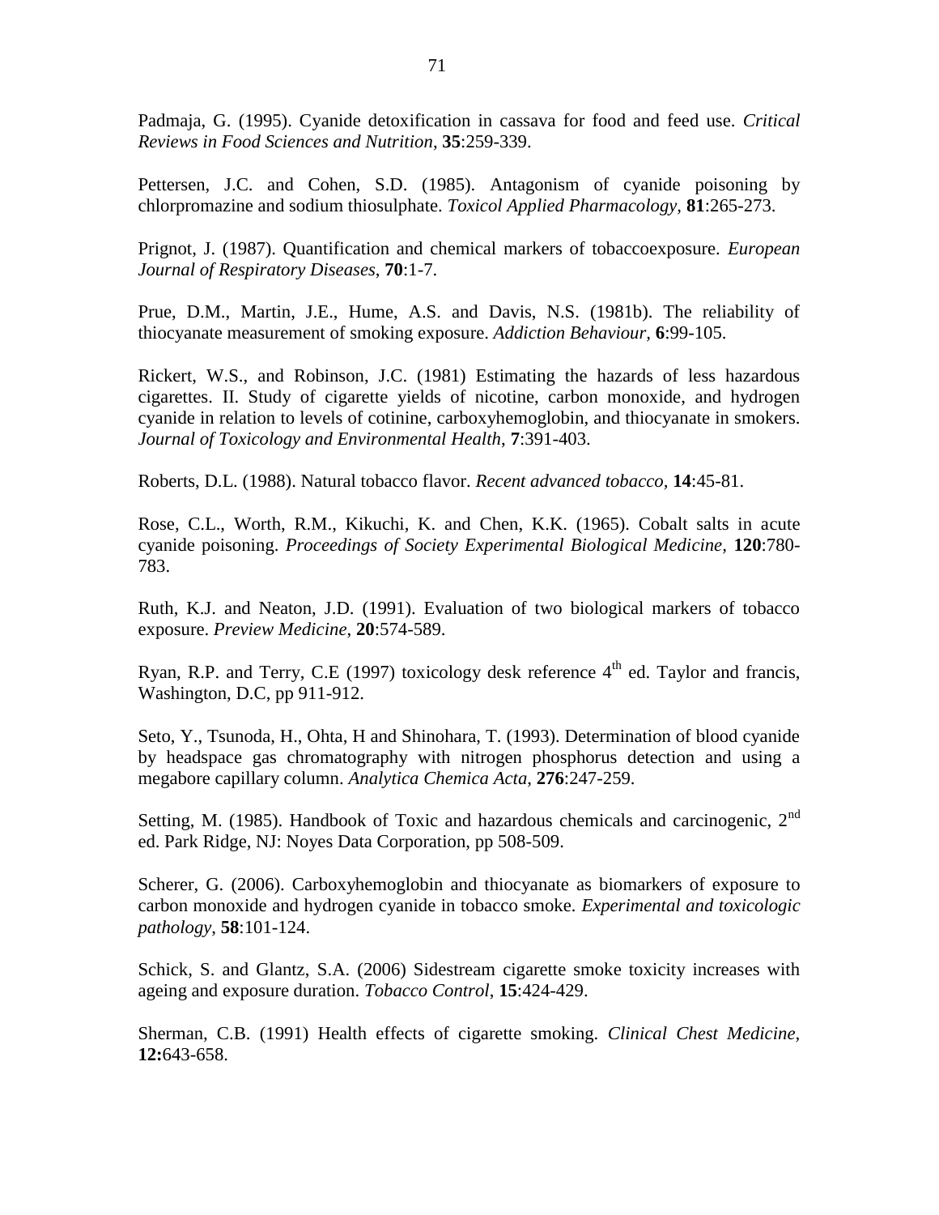Padmaja, G. (1995). Cyanide detoxification in cassava for food and feed use. *Critical Reviews in Food Sciences and Nutrition*, **35**:259-339.

Pettersen, J.C. and Cohen, S.D. (1985). Antagonism of cyanide poisoning by chlorpromazine and sodium thiosulphate. *Toxicol Applied Pharmacology,* **81**:265-273.

Prignot, J. (1987). Quantification and chemical markers of tobaccoexposure. *European Journal of Respiratory Diseases*, **70**:1-7.

Prue, D.M., Martin, J.E., Hume, A.S. and Davis, N.S. (1981b). The reliability of thiocyanate measurement of smoking exposure. *Addiction Behaviour*, **6**:99-105.

Rickert, W.S., and Robinson, J.C. (1981) Estimating the hazards of less hazardous cigarettes. II. Study of cigarette yields of nicotine, carbon monoxide, and hydrogen cyanide in relation to levels of cotinine, carboxyhemoglobin, and thiocyanate in smokers. *Journal of Toxicology and Environmental Health*, **7**:391-403.

Roberts, D.L. (1988). Natural tobacco flavor. *Recent advanced tobacco,* **14**:45-81.

Rose, C.L., Worth, R.M., Kikuchi, K. and Chen, K.K. (1965). Cobalt salts in acute cyanide poisoning. *Proceedings of Society Experimental Biological Medicine,* **120**:780-783.

Ruth, K.J. and Neaton, J.D. (1991). Evaluation of two biological markers of tobacco exposure. *Preview Medicine*, **20**:574-589.

Ryan, R.P. and Terry, C.E (1997) toxicology desk reference $4^{th}$ ed. Taylor and francis, Washington, D.C, pp 911-912.

Seto, Y., Tsunoda, H., Ohta, H and Shinohara, T. (1993). Determination of blood cyanide by headspace gas chromatography with nitrogen phosphorus detection and using a megabore capillary column. *Analytica Chemica Acta*, **276**:247-259.

Setting, M. (1985). Handbook of Toxic and hazardous chemicals and carcinogenic, $2^{nd}$ ed. Park Ridge, NJ: Noyes Data Corporation, pp 508-509.

Scherer, G. (2006). Carboxyhemoglobin and thiocyanate as biomarkers of exposure to carbon monoxide and hydrogen cyanide in tobacco smoke. *Experimental and toxicologic pathology*, **58**:101-124.

Schick, S. and Glantz, S.A. (2006) Sidestream cigarette smoke toxicity increases with ageing and exposure duration. *Tobacco Control*, **15**:424-429.

Sherman, C.B. (1991) Health effects of cigarette smoking. *Clinical Chest Medicine,* **12:**643-658.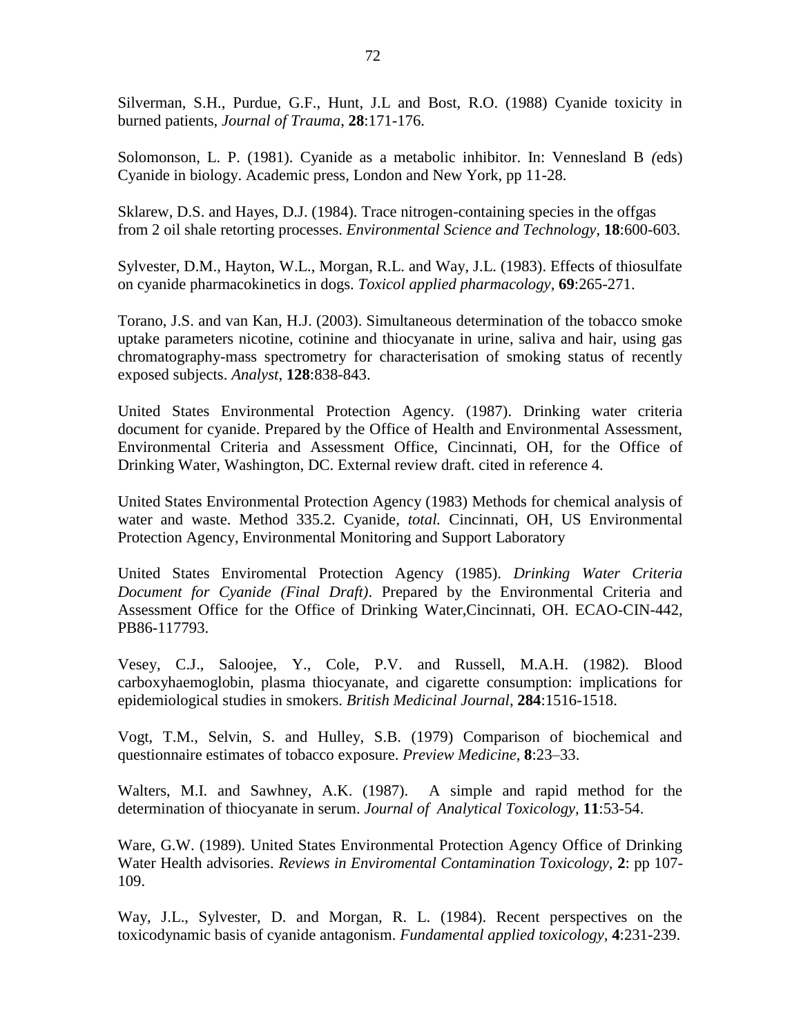Silverman, S.H., Purdue, G.F., Hunt, J.L and Bost, R.O. (1988) Cyanide toxicity in burned patients, *Journal of Trauma*, **28**:171-176.

Solomonson, L. P. (1981). Cyanide as a metabolic inhibitor. In: Vennesland B *(*eds) Cyanide in biology. Academic press, London and New York, pp 11-28.

Sklarew, D.S. and Hayes, D.J. (1984). Trace nitrogen-containing species in the offgas from 2 oil shale retorting processes. *Environmental Science and Technology*, **18**:600-603.

Sylvester, D.M., Hayton, W.L., Morgan, R.L. and Way, J.L. (1983). Effects of thiosulfate on cyanide pharmacokinetics in dogs. *Toxicol applied pharmacology*, **69**:265-271.

Torano, J.S. and van Kan, H.J. (2003). Simultaneous determination of the tobacco smoke uptake parameters nicotine, cotinine and thiocyanate in urine, saliva and hair, using gas chromatography-mass spectrometry for characterisation of smoking status of recently exposed subjects. *Analyst*, **128**:838-843.

United States Environmental Protection Agency. (1987). Drinking water criteria document for cyanide. Prepared by the Office of Health and Environmental Assessment, Environmental Criteria and Assessment Office, Cincinnati, OH, for the Office of Drinking Water, Washington, DC. External review draft. cited in reference 4.

United States Environmental Protection Agency (1983) Methods for chemical analysis of water and waste. Method 335.2. Cyanide, *total.* Cincinnati, OH, US Environmental Protection Agency, Environmental Monitoring and Support Laboratory

United States Enviromental Protection Agency (1985). *Drinking Water Criteria Document for Cyanide (Final Draft)*. Prepared by the Environmental Criteria and Assessment Office for the Office of Drinking Water,Cincinnati, OH. ECAO-CIN-442, PB86-117793.

Vesey, C.J., Saloojee, Y., Cole, P.V. and Russell, M.A.H. (1982). Blood carboxyhaemoglobin, plasma thiocyanate, and cigarette consumption: implications for epidemiological studies in smokers. *British Medicinal Journal*, **284**:1516-1518.

Vogt, T.M., Selvin, S. and Hulley, S.B. (1979) Comparison of biochemical and questionnaire estimates of tobacco exposure. *Preview Medicine*, **8**:23–33.

Walters, M.I. and Sawhney, A.K. (1987). A simple and rapid method for the determination of thiocyanate in serum. *Journal of Analytical Toxicology*, **11**:53-54.

Ware, G.W. (1989). United States Environmental Protection Agency Office of Drinking Water Health advisories. *Reviews in Enviromental Contamination Toxicology*, **2**: pp 107-109.

Way, J.L., Sylvester, D. and Morgan, R. L. (1984). Recent perspectives on the toxicodynamic basis of cyanide antagonism. *Fundamental applied toxicology*, **4**:231-239.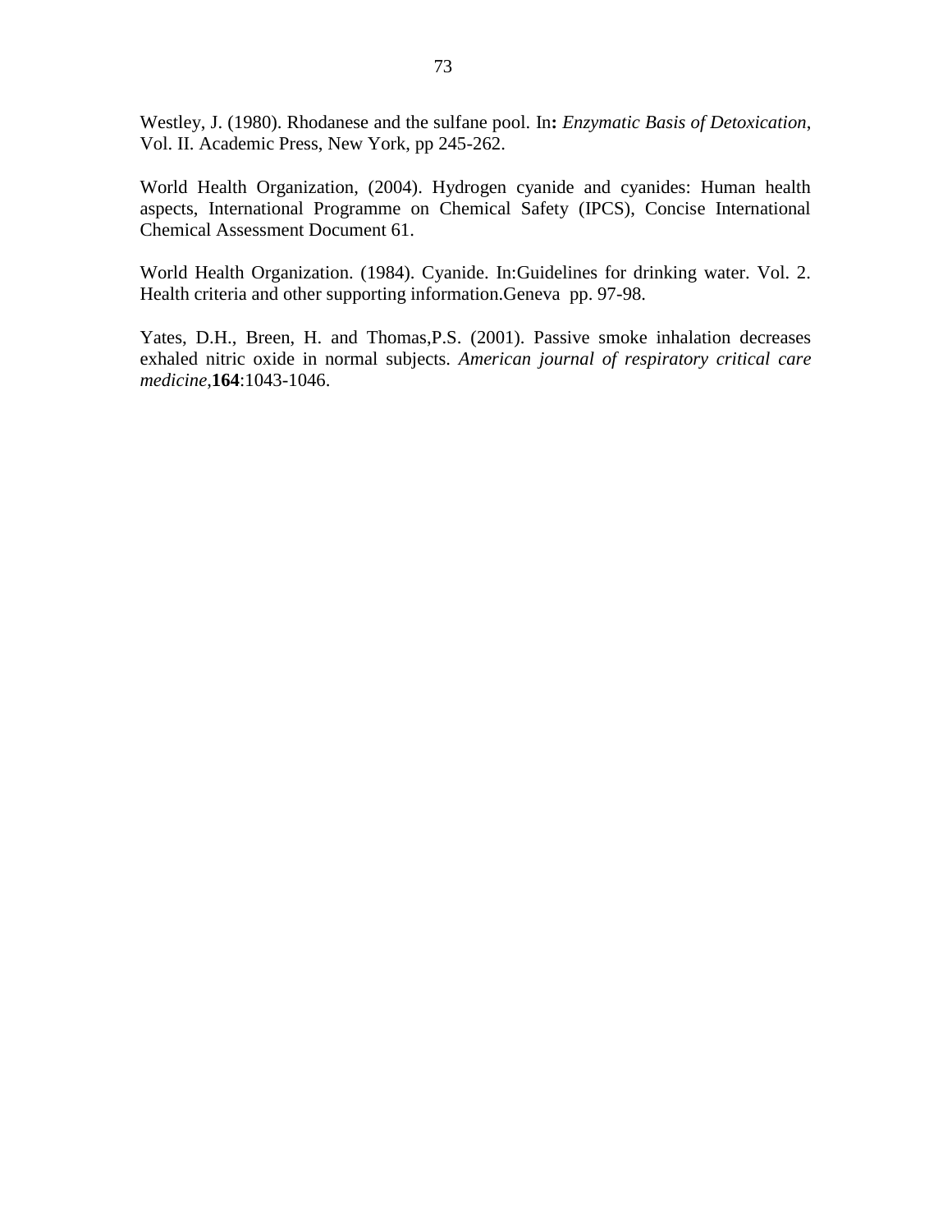Westley, J. (1980). Rhodanese and the sulfane pool. In**:** *Enzymatic Basis of Detoxication*, Vol. II. Academic Press, New York, pp 245-262.

World Health Organization, (2004). Hydrogen cyanide and cyanides: Human health aspects, International Programme on Chemical Safety (IPCS), Concise International Chemical Assessment Document 61.

World Health Organization. (1984). Cyanide. In:Guidelines for drinking water. Vol. 2. Health criteria and other supporting information.Geneva pp. 97-98.

Yates, D.H., Breen, H. and Thomas,P.S. (2001). Passive smoke inhalation decreases exhaled nitric oxide in normal subjects. *American journal of respiratory critical care medicine*,**164**:1043-1046.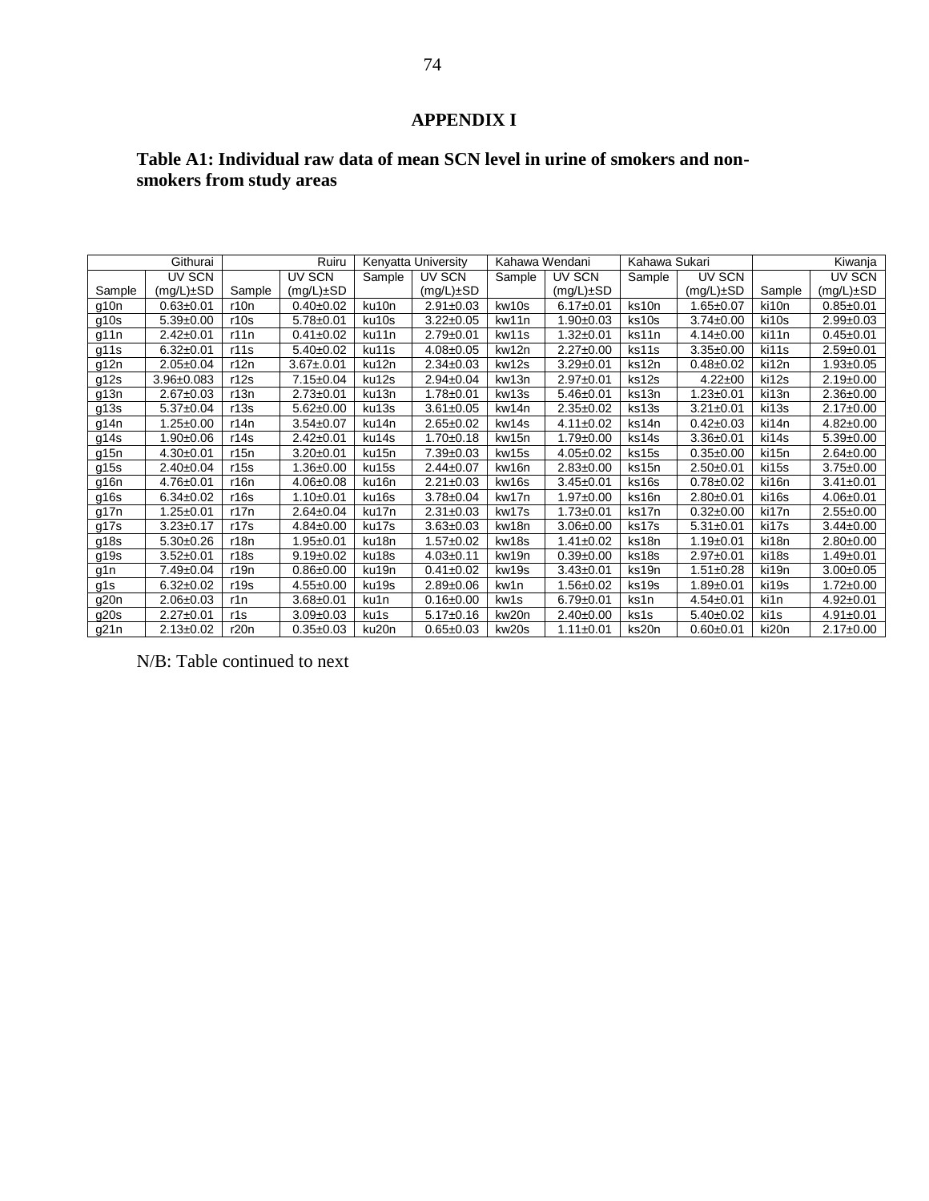# APPENDIX I

**Table A1: Individual raw data of mean SCN level in urine of smokers and non-smokers from study areas**

| Githurai | | Ruiru | | Kenyatta University | | Kahawa Wendani | | Kahawa Sukari | | Kiwanja | |
|---|---|---|---|---|---|---|---|---|---|---|---|
| Sample | UV SCN (mg/L)±SD | Sample | UV SCN (mg/L)±SD | Sample | UV SCN (mg/L)±SD | Sample | UV SCN (mg/L)±SD | Sample | UV SCN (mg/L)±SD | Sample | UV SCN (mg/L)±SD |
| g10n | 0.63±0.01 | r10n | 0.40±0.02 | ku10n | 2.91±0.03 | kw10s | 6.17±0.01 | ks10n | 1.65±0.07 | ki10n | 0.85±0.01 |
| g10s | 5.39±0.00 | r10s | 5.78±0.01 | ku10s | 3.22±0.05 | kw11n | 1.90±0.03 | ks10s | 3.74±0.00 | ki10s | 2.99±0.03 |
| g11n | 2.42±0.01 | r11n | 0.41±0.02 | ku11n | 2.79±0.01 | kw11s | 1.32±0.01 | ks11n | 4.14±0.00 | ki11n | 0.45±0.01 |
| g11s | 6.32±0.01 | r11s | 5.40±0.02 | ku11s | 4.08±0.05 | kw12n | 2.27±0.00 | ks11s | 3.35±0.00 | ki11s | 2.59±0.01 |
| g12n | 2.05±0.04 | r12n | 3.67±.0.01 | ku12n | 2.34±0.03 | kw12s | 3.29±0.01 | ks12n | 0.48±0.02 | ki12n | 1.93±0.05 |
| g12s | 3.96±0.083 | r12s | 7.15±0.04 | ku12s | 2.94±0.04 | kw13n | 2.97±0.01 | ks12s | 4.22±00 | ki12s | 2.19±0.00 |
| g13n | 2.67±0.03 | r13n | 2.73±0.01 | ku13n | 1.78±0.01 | kw13s | 5.46±0.01 | ks13n | 1.23±0.01 | ki13n | 2.36±0.00 |
| g13s | 5.37±0.04 | r13s | 5.62±0.00 | ku13s | 3.61±0.05 | kw14n | 2.35±0.02 | ks13s | 3.21±0.01 | ki13s | 2.17±0.00 |
| g14n | 1.25±0.00 | r14n | 3.54±0.07 | ku14n | 2.65±0.02 | kw14s | 4.11±0.02 | ks14n | 0.42±0.03 | ki14n | 4.82±0.00 |
| g14s | 1.90±0.06 | r14s | 2.42±0.01 | ku14s | 1.70±0.18 | kw15n | 1.79±0.00 | ks14s | 3.36±0.01 | ki14s | 5.39±0.00 |
| g15n | 4.30±0.01 | r15n | 3.20±0.01 | ku15n | 7.39±0.03 | kw15s | 4.05±0.02 | ks15s | 0.35±0.00 | ki15n | 2.64±0.00 |
| g15s | 2.40±0.04 | r15s | 1.36±0.00 | ku15s | 2.44±0.07 | kw16n | 2.83±0.00 | ks15n | 2.50±0.01 | ki15s | 3.75±0.00 |
| g16n | 4.76±0.01 | r16n | 4.06±0.08 | ku16n | 2.21±0.03 | kw16s | 3.45±0.01 | ks16s | 0.78±0.02 | ki16n | 3.41±0.01 |
| g16s | 6.34±0.02 | r16s | 1.10±0.01 | ku16s | 3.78±0.04 | kw17n | 1.97±0.00 | ks16n | 2.80±0.01 | ki16s | 4.06±0.01 |
| g17n | 1.25±0.01 | r17n | 2.64±0.04 | ku17n | 2.31±0.03 | kw17s | 1.73±0.01 | ks17n | 0.32±0.00 | ki17n | 2.55±0.00 |
| g17s | 3.23±0.17 | r17s | 4.84±0.00 | ku17s | 3.63±0.03 | kw18n | 3.06±0.00 | ks17s | 5.31±0.01 | ki17s | 3.44±0.00 |
| g18s | 5.30±0.26 | r18n | 1.95±0.01 | ku18n | 1.57±0.02 | kw18s | 1.41±0.02 | ks18n | 1.19±0.01 | ki18n | 2.80±0.00 |
| g19s | 3.52±0.01 | r18s | 9.19±0.02 | ku18s | 4.03±0.11 | kw19n | 0.39±0.00 | ks18s | 2.97±0.01 | ki18s | 1.49±0.01 |
| g1n | 7.49±0.04 | r19n | 0.86±0.00 | ku19n | 0.41±0.02 | kw19s | 3.43±0.01 | ks19n | 1.51±0.28 | ki19n | 3.00±0.05 |
| g1s | 6.32±0.02 | r19s | 4.55±0.00 | ku19s | 2.89±0.06 | kw1n | 1.56±0.02 | ks19s | 1.89±0.01 | ki19s | 1.72±0.00 |
| g20n | 2.06±0.03 | r1n | 3.68±0.01 | ku1n | 0.16±0.00 | kw1s | 6.79±0.01 | ks1n | 4.54±0.01 | ki1n | 4.92±0.01 |
| g20s | 2.27±0.01 | r1s | 3.09±0.03 | ku1s | 5.17±0.16 | kw20n | 2.40±0.00 | ks1s | 5.40±0.02 | ki1s | 4.91±0.01 |
| g21n | 2.13±0.02 | r20n | 0.35±0.03 | ku20n | 0.65±0.03 | kw20s | 1.11±0.01 | ks20n | 0.60±0.01 | ki20n | 2.17±0.00 |

N/B: Table continued to next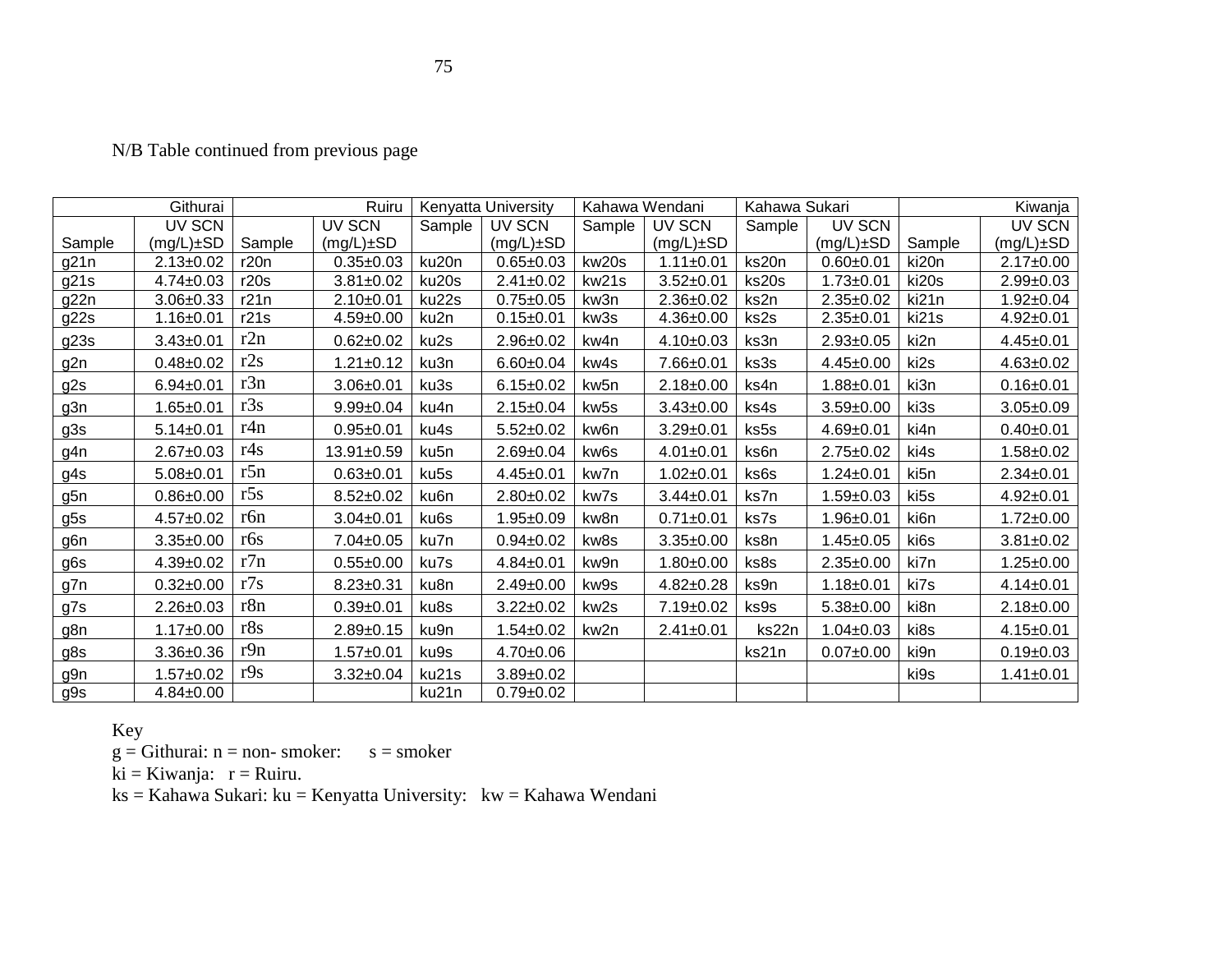N/B Table continued from previous page

| Githurai | | Ruiru | | Kenyatta University | | Kahawa Wendani | | Kahawa Sukari | | Kiwanja | |
|---|---|---|---|---|---|---|---|---|---|---|---|
| Sample | UV SCN (mg/L)±SD | Sample | UV SCN (mg/L)±SD | Sample | UV SCN (mg/L)±SD | Sample | UV SCN (mg/L)±SD | Sample | UV SCN (mg/L)±SD | Sample | UV SCN (mg/L)±SD |
| g21n | 2.13±0.02 | r20n | 0.35±0.03 | ku20n | 0.65±0.03 | kw20s | 1.11±0.01 | ks20n | 0.60±0.01 | ki20n | 2.17±0.00 |
| g21s | 4.74±0.03 | r20s | 3.81±0.02 | ku20s | 2.41±0.02 | kw21s | 3.52±0.01 | ks20s | 1.73±0.01 | ki20s | 2.99±0.03 |
| g22n | 3.06±0.33 | r21n | 2.10±0.01 | ku22s | 0.75±0.05 | kw3n | 2.36±0.02 | ks2n | 2.35±0.02 | ki21n | 1.92±0.04 |
| g22s | 1.16±0.01 | r21s | 4.59±0.00 | ku2n | 0.15±0.01 | kw3s | 4.36±0.00 | ks2s | 2.35±0.01 | ki21s | 4.92±0.01 |
| g23s | 3.43±0.01 | r2n | 0.62±0.02 | ku2s | 2.96±0.02 | kw4n | 4.10±0.03 | ks3n | 2.93±0.05 | ki2n | 4.45±0.01 |
| g2n | 0.48±0.02 | r2s | 1.21±0.12 | ku3n | 6.60±0.04 | kw4s | 7.66±0.01 | ks3s | 4.45±0.00 | ki2s | 4.63±0.02 |
| g2s | 6.94±0.01 | r3n | 3.06±0.01 | ku3s | 6.15±0.02 | kw5n | 2.18±0.00 | ks4n | 1.88±0.01 | ki3n | 0.16±0.01 |
| g3n | 1.65±0.01 | r3s | 9.99±0.04 | ku4n | 2.15±0.04 | kw5s | 3.43±0.00 | ks4s | 3.59±0.00 | ki3s | 3.05±0.09 |
| g3s | 5.14±0.01 | r4n | 0.95±0.01 | ku4s | 5.52±0.02 | kw6n | 3.29±0.01 | ks5s | 4.69±0.01 | ki4n | 0.40±0.01 |
| g4n | 2.67±0.03 | r4s | 13.91±0.59 | ku5n | 2.69±0.04 | kw6s | 4.01±0.01 | ks6n | 2.75±0.02 | ki4s | 1.58±0.02 |
| g4s | 5.08±0.01 | r5n | 0.63±0.01 | ku5s | 4.45±0.01 | kw7n | 1.02±0.01 | ks6s | 1.24±0.01 | ki5n | 2.34±0.01 |
| g5n | 0.86±0.00 | r5s | 8.52±0.02 | ku6n | 2.80±0.02 | kw7s | 3.44±0.01 | ks7n | 1.59±0.03 | ki5s | 4.92±0.01 |
| g5s | 4.57±0.02 | r6n | 3.04±0.01 | ku6s | 1.95±0.09 | kw8n | 0.71±0.01 | ks7s | 1.96±0.01 | ki6n | 1.72±0.00 |
| g6n | 3.35±0.00 | r6s | 7.04±0.05 | ku7n | 0.94±0.02 | kw8s | 3.35±0.00 | ks8n | 1.45±0.05 | ki6s | 3.81±0.02 |
| g6s | 4.39±0.02 | r7n | 0.55±0.00 | ku7s | 4.84±0.01 | kw9n | 1.80±0.00 | ks8s | 2.35±0.00 | ki7n | 1.25±0.00 |
| g7n | 0.32±0.00 | r7s | 8.23±0.31 | ku8n | 2.49±0.00 | kw9s | 4.82±0.28 | ks9n | 1.18±0.01 | ki7s | 4.14±0.01 |
| g7s | 2.26±0.03 | r8n | 0.39±0.01 | ku8s | 3.22±0.02 | kw2s | 7.19±0.02 | ks9s | 5.38±0.00 | ki8n | 2.18±0.00 |
| g8n | 1.17±0.00 | r8s | 2.89±0.15 | ku9n | 1.54±0.02 | kw2n | 2.41±0.01 | ks22n | 1.04±0.03 | ki8s | 4.15±0.01 |
| g8s | 3.36±0.36 | r9n | 1.57±0.01 | ku9s | 4.70±0.06 | | | ks21n | 0.07±0.00 | ki9n | 0.19±0.03 |
| g9n | 1.57±0.02 | r9s | 3.32±0.04 | ku21s | 3.89±0.02 | | | | | ki9s | 1.41±0.01 |
| g9s | 4.84±0.00 | | | ku21n | 0.79±0.02 | | | | | | |

Key
g = Githurai: n = non- smoker: s = smoker
ki = Kiwanja: r = Ruiru.
ks = Kahawa Sukari: ku = Kenyatta University: kw = Kahawa Wendani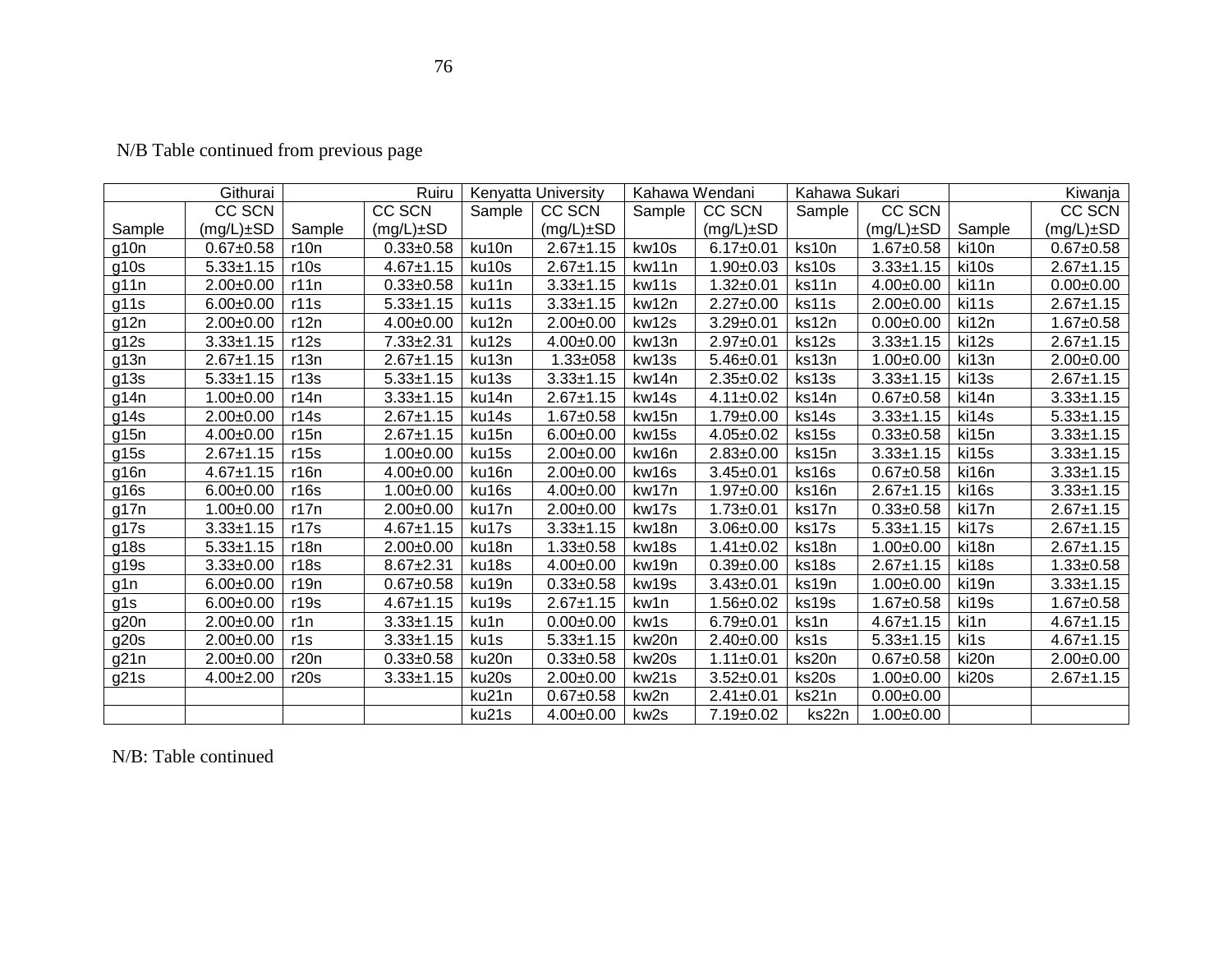N/B Table continued from previous page

| Githurai | | Ruiru | | Kenyatta University | | Kahawa Wendani | | Kahawa Sukari | | Kiwanja | |
|---|---|---|---|---|---|---|---|---|---|---|---|
| Sample | CC SCN (mg/L)±SD | Sample | CC SCN (mg/L)±SD | Sample | CC SCN (mg/L)±SD | Sample | CC SCN (mg/L)±SD | Sample | CC SCN (mg/L)±SD | Sample | CC SCN (mg/L)±SD |
| g10n | 0.67±0.58 | r10n | 0.33±0.58 | ku10n | 2.67±1.15 | kw10s | 6.17±0.01 | ks10n | 1.67±0.58 | ki10n | 0.67±0.58 |
| g10s | 5.33±1.15 | r10s | 4.67±1.15 | ku10s | 2.67±1.15 | kw11n | 1.90±0.03 | ks10s | 3.33±1.15 | ki10s | 2.67±1.15 |
| g11n | 2.00±0.00 | r11n | 0.33±0.58 | ku11n | 3.33±1.15 | kw11s | 1.32±0.01 | ks11n | 4.00±0.00 | ki11n | 0.00±0.00 |
| g11s | 6.00±0.00 | r11s | 5.33±1.15 | ku11s | 3.33±1.15 | kw12n | 2.27±0.00 | ks11s | 2.00±0.00 | ki11s | 2.67±1.15 |
| g12n | 2.00±0.00 | r12n | 4.00±0.00 | ku12n | 2.00±0.00 | kw12s | 3.29±0.01 | ks12n | 0.00±0.00 | ki12n | 1.67±0.58 |
| g12s | 3.33±1.15 | r12s | 7.33±2.31 | ku12s | 4.00±0.00 | kw13n | 2.97±0.01 | ks12s | 3.33±1.15 | ki12s | 2.67±1.15 |
| g13n | 2.67±1.15 | r13n | 2.67±1.15 | ku13n | 1.33±058 | kw13s | 5.46±0.01 | ks13n | 1.00±0.00 | ki13n | 2.00±0.00 |
| g13s | 5.33±1.15 | r13s | 5.33±1.15 | ku13s | 3.33±1.15 | kw14n | 2.35±0.02 | ks13s | 3.33±1.15 | ki13s | 2.67±1.15 |
| g14n | 1.00±0.00 | r14n | 3.33±1.15 | ku14n | 2.67±1.15 | kw14s | 4.11±0.02 | ks14n | 0.67±0.58 | ki14n | 3.33±1.15 |
| g14s | 2.00±0.00 | r14s | 2.67±1.15 | ku14s | 1.67±0.58 | kw15n | 1.79±0.00 | ks14s | 3.33±1.15 | ki14s | 5.33±1.15 |
| g15n | 4.00±0.00 | r15n | 2.67±1.15 | ku15n | 6.00±0.00 | kw15s | 4.05±0.02 | ks15s | 0.33±0.58 | ki15n | 3.33±1.15 |
| g15s | 2.67±1.15 | r15s | 1.00±0.00 | ku15s | 2.00±0.00 | kw16n | 2.83±0.00 | ks15n | 3.33±1.15 | ki15s | 3.33±1.15 |
| g16n | 4.67±1.15 | r16n | 4.00±0.00 | ku16n | 2.00±0.00 | kw16s | 3.45±0.01 | ks16s | 0.67±0.58 | ki16n | 3.33±1.15 |
| g16s | 6.00±0.00 | r16s | 1.00±0.00 | ku16s | 4.00±0.00 | kw17n | 1.97±0.00 | ks16n | 2.67±1.15 | ki16s | 3.33±1.15 |
| g17n | 1.00±0.00 | r17n | 2.00±0.00 | ku17n | 2.00±0.00 | kw17s | 1.73±0.01 | ks17n | 0.33±0.58 | ki17n | 2.67±1.15 |
| g17s | 3.33±1.15 | r17s | 4.67±1.15 | ku17s | 3.33±1.15 | kw18n | 3.06±0.00 | ks17s | 5.33±1.15 | ki17s | 2.67±1.15 |
| g18s | 5.33±1.15 | r18n | 2.00±0.00 | ku18n | 1.33±0.58 | kw18s | 1.41±0.02 | ks18n | 1.00±0.00 | ki18n | 2.67±1.15 |
| g19s | 3.33±0.00 | r18s | 8.67±2.31 | ku18s | 4.00±0.00 | kw19n | 0.39±0.00 | ks18s | 2.67±1.15 | ki18s | 1.33±0.58 |
| g1n | 6.00±0.00 | r19n | 0.67±0.58 | ku19n | 0.33±0.58 | kw19s | 3.43±0.01 | ks19n | 1.00±0.00 | ki19n | 3.33±1.15 |
| g1s | 6.00±0.00 | r19s | 4.67±1.15 | ku19s | 2.67±1.15 | kw1n | 1.56±0.02 | ks19s | 1.67±0.58 | ki19s | 1.67±0.58 |
| g20n | 2.00±0.00 | r1n | 3.33±1.15 | ku1n | 0.00±0.00 | kw1s | 6.79±0.01 | ks1n | 4.67±1.15 | ki1n | 4.67±1.15 |
| g20s | 2.00±0.00 | r1s | 3.33±1.15 | ku1s | 5.33±1.15 | kw20n | 2.40±0.00 | ks1s | 5.33±1.15 | ki1s | 4.67±1.15 |
| g21n | 2.00±0.00 | r20n | 0.33±0.58 | ku20n | 0.33±0.58 | kw20s | 1.11±0.01 | ks20n | 0.67±0.58 | ki20n | 2.00±0.00 |
| g21s | 4.00±2.00 | r20s | 3.33±1.15 | ku20s | 2.00±0.00 | kw21s | 3.52±0.01 | ks20s | 1.00±0.00 | ki20s | 2.67±1.15 |
| | | | | ku21n | 0.67±0.58 | kw2n | 2.41±0.01 | ks21n | 0.00±0.00 | | |
| | | | | ku21s | 4.00±0.00 | kw2s | 7.19±0.02 | ks22n | 1.00±0.00 | | |

N/B: Table continued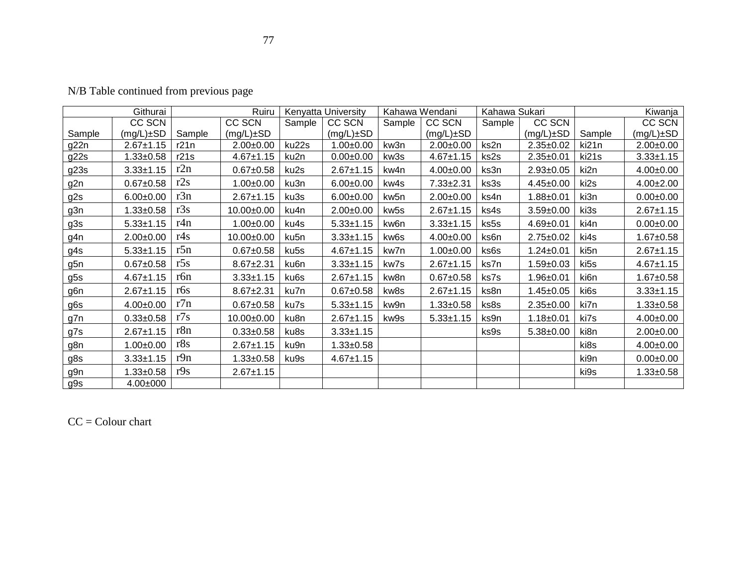N/B Table continued from previous page

| Githurai | | Ruiru | | Kenyatta University | | Kahawa Wendani | | Kahawa Sukari | | Kiwanja | |
|---|---|---|---|---|---|---|---|---|---|---|---|
| Sample | CC SCN (mg/L)±SD | Sample | CC SCN (mg/L)±SD | Sample | CC SCN (mg/L)±SD | Sample | CC SCN (mg/L)±SD | Sample | CC SCN (mg/L)±SD | Sample | CC SCN (mg/L)±SD |
| g22n | 2.67±1.15 | r21n | 2.00±0.00 | ku22s | 1.00±0.00 | kw3n | 2.00±0.00 | ks2n | 2.35±0.02 | ki21n | 2.00±0.00 |
| g22s | 1.33±0.58 | r21s | 4.67±1.15 | ku2n | 0.00±0.00 | kw3s | 4.67±1.15 | ks2s | 2.35±0.01 | ki21s | 3.33±1.15 |
| g23s | 3.33±1.15 | r2n | 0.67±0.58 | ku2s | 2.67±1.15 | kw4n | 4.00±0.00 | ks3n | 2.93±0.05 | ki2n | 4.00±0.00 |
| g2n | 0.67±0.58 | r2s | 1.00±0.00 | ku3n | 6.00±0.00 | kw4s | 7.33±2.31 | ks3s | 4.45±0.00 | ki2s | 4.00±2.00 |
| g2s | 6.00±0.00 | r3n | 2.67±1.15 | ku3s | 6.00±0.00 | kw5n | 2.00±0.00 | ks4n | 1.88±0.01 | ki3n | 0.00±0.00 |
| g3n | 1.33±0.58 | r3s | 10.00±0.00 | ku4n | 2.00±0.00 | kw5s | 2.67±1.15 | ks4s | 3.59±0.00 | ki3s | 2.67±1.15 |
| g3s | 5.33±1.15 | r4n | 1.00±0.00 | ku4s | 5.33±1.15 | kw6n | 3.33±1.15 | ks5s | 4.69±0.01 | ki4n | 0.00±0.00 |
| g4n | 2.00±0.00 | r4s | 10.00±0.00 | ku5n | 3.33±1.15 | kw6s | 4.00±0.00 | ks6n | 2.75±0.02 | ki4s | 1.67±0.58 |
| g4s | 5.33±1.15 | r5n | 0.67±0.58 | ku5s | 4.67±1.15 | kw7n | 1.00±0.00 | ks6s | 1.24±0.01 | ki5n | 2.67±1.15 |
| g5n | 0.67±0.58 | r5s | 8.67±2.31 | ku6n | 3.33±1.15 | kw7s | 2.67±1.15 | ks7n | 1.59±0.03 | ki5s | 4.67±1.15 |
| g5s | 4.67±1.15 | r6n | 3.33±1.15 | ku6s | 2.67±1.15 | kw8n | 0.67±0.58 | ks7s | 1.96±0.01 | ki6n | 1.67±0.58 |
| g6n | 2.67±1.15 | r6s | 8.67±2.31 | ku7n | 0.67±0.58 | kw8s | 2.67±1.15 | ks8n | 1.45±0.05 | ki6s | 3.33±1.15 |
| g6s | 4.00±0.00 | r7n | 0.67±0.58 | ku7s | 5.33±1.15 | kw9n | 1.33±0.58 | ks8s | 2.35±0.00 | ki7n | 1.33±0.58 |
| g7n | 0.33±0.58 | r7s | 10.00±0.00 | ku8n | 2.67±1.15 | kw9s | 5.33±1.15 | ks9n | 1.18±0.01 | ki7s | 4.00±0.00 |
| g7s | 2.67±1.15 | r8n | 0.33±0.58 | ku8s | 3.33±1.15 | | | ks9s | 5.38±0.00 | ki8n | 2.00±0.00 |
| g8n | 1.00±0.00 | r8s | 2.67±1.15 | ku9n | 1.33±0.58 | | | | | ki8s | 4.00±0.00 |
| g8s | 3.33±1.15 | r9n | 1.33±0.58 | ku9s | 4.67±1.15 | | | | | ki9n | 0.00±0.00 |
| g9n | 1.33±0.58 | r9s | 2.67±1.15 | | | | | | | ki9s | 1.33±0.58 |
| g9s | 4.00±000 | | | | | | | | | | |

CC = Colour chart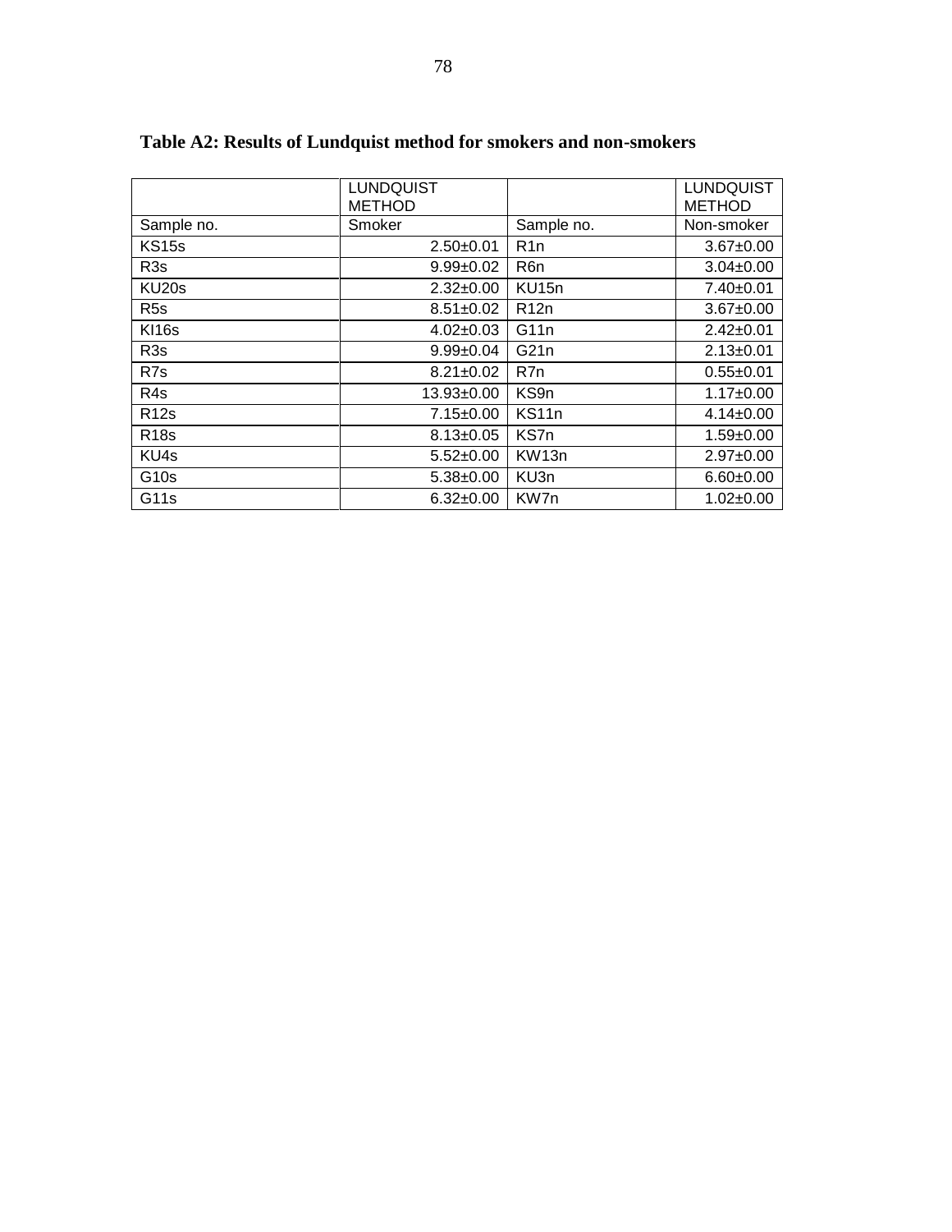**Table A2: Results of Lundquist method for smokers and non-smokers**

| | LUNDQUIST METHOD | | LUNDQUIST METHOD |
|---|---|---|---|
| Sample no. | Smoker | Sample no. | Non-smoker |
| KS15s | 2.50±0.01 | R1n | 3.67±0.00 |
| R3s | 9.99±0.02 | R6n | 3.04±0.00 |
| KU20s | 2.32±0.00 | KU15n | 7.40±0.01 |
| R5s | 8.51±0.02 | R12n | 3.67±0.00 |
| KI16s | 4.02±0.03 | G11n | 2.42±0.01 |
| R3s | 9.99±0.04 | G21n | 2.13±0.01 |
| R7s | 8.21±0.02 | R7n | 0.55±0.01 |
| R4s | 13.93±0.00 | KS9n | 1.17±0.00 |
| R12s | 7.15±0.00 | KS11n | 4.14±0.00 |
| R18s | 8.13±0.05 | KS7n | 1.59±0.00 |
| KU4s | 5.52±0.00 | KW13n | 2.97±0.00 |
| G10s | 5.38±0.00 | KU3n | 6.60±0.00 |
| G11s | 6.32±0.00 | KW7n | 1.02±0.00 |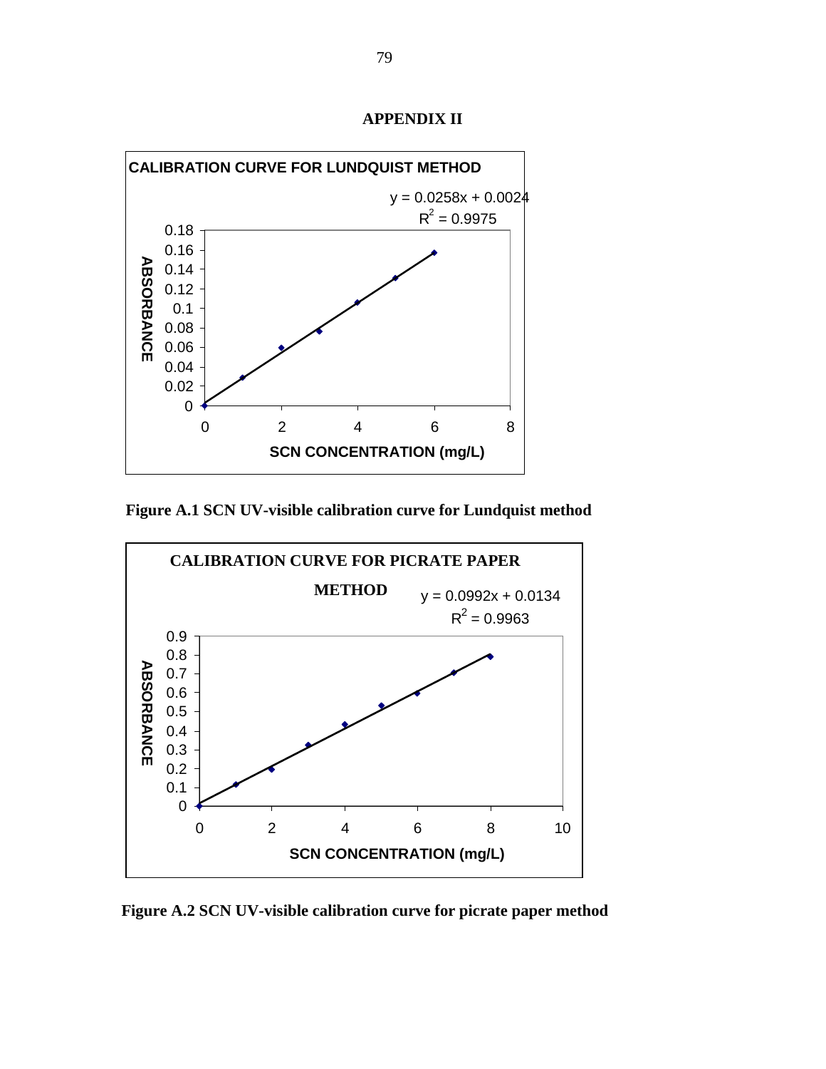## APPENDIX II

CALIBRATION CURVE FOR LUNDQUIST METHOD

$y = 0.0258x + 0.0024$

$R^2 = 0.9975$

ABSORBANCE

0.18
0.16
0.14
0.12
0.1
0.08
0.06
0.04
0.02
0

0 2 4 6 8

SCN CONCENTRATION (mg/L)

**Figure A.1 SCN UV-visible calibration curve for Lundquist method**

CALIBRATION CURVE FOR PICRATE PAPER METHOD

$y = 0.0992x + 0.0134$

$R^2 = 0.9963$

ABSORBANCE

0.9
0.8
0.7
0.6
0.5
0.4
0.3
0.2
0.1
0

0 2 4 6 8 10

SCN CONCENTRATION (mg/L)

**Figure A.2 SCN UV-visible calibration curve for picrate paper method**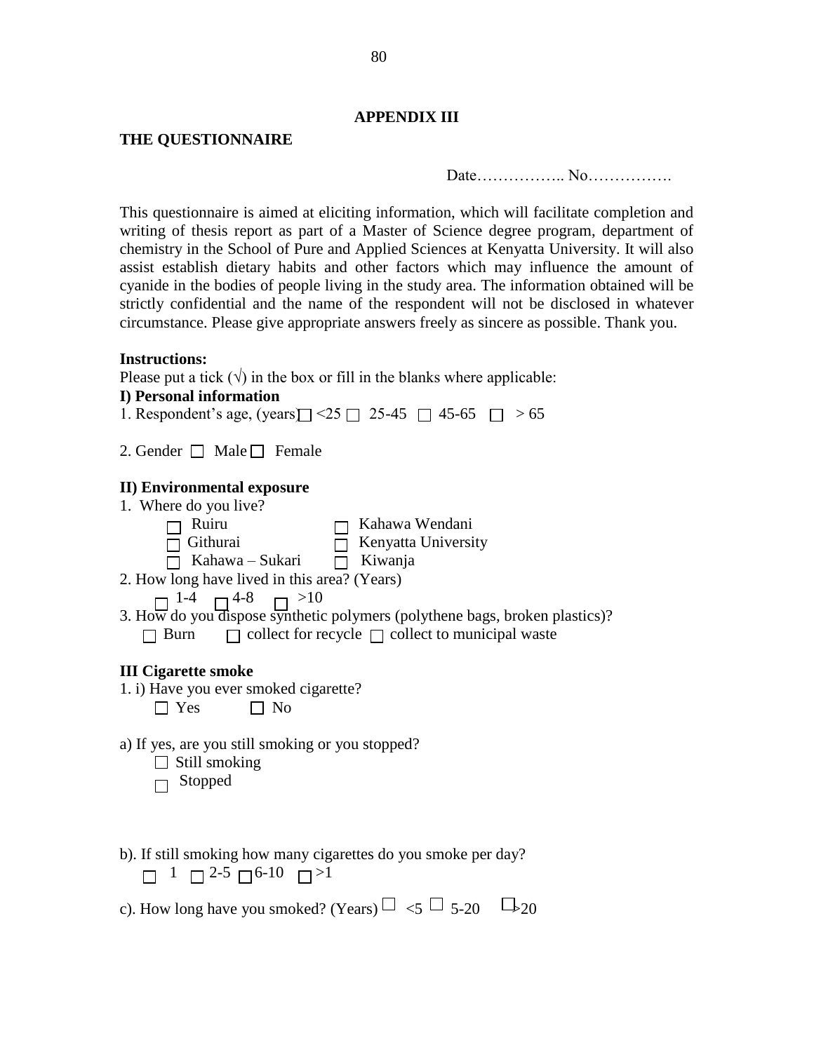## APPENDIX III

**THE QUESTIONNAIRE**

Date…………….. No…………….

This questionnaire is aimed at eliciting information, which will facilitate completion and writing of thesis report as part of a Master of Science degree program, department of chemistry in the School of Pure and Applied Sciences at Kenyatta University. It will also assist establish dietary habits and other factors which may influence the amount of cyanide in the bodies of people living in the study area. The information obtained will be strictly confidential and the name of the respondent will not be disclosed in whatever circumstance. Please give appropriate answers freely as sincere as possible. Thank you.

**Instructions:**

Please put a tick (√) in the box or fill in the blanks where applicable:

**I) Personal information**

1. Respondent's age, (years) ☐ <25 ☐ 25-45 ☐ 45-65 ☐ > 65

2. Gender ☐ Male ☐ Female

**II) Environmental exposure**

1. Where do you live?

   ☐ Ruiru ☐ Kahawa Wendani
   ☐ Githurai ☐ Kenyatta University
   ☐ Kahawa – Sukari ☐ Kiwanja

2. How long have lived in this area? (Years)

   ☐ 1-4 ☐ 4-8 ☐ >10

3. How do you dispose synthetic polymers (polythene bags, broken plastics)?

   ☐ Burn ☐ collect for recycle ☐ collect to municipal waste

**III Cigarette smoke**

1. i) Have you ever smoked cigarette?

   ☐ Yes ☐ No

a) If yes, are you still smoking or you stopped?

   ☐ Still smoking
   ☐ Stopped

b). If still smoking how many cigarettes do you smoke per day?

   ☐ 1 ☐ 2-5 ☐ 6-10 ☐ >1

c). How long have you smoked? (Years) ☐ <5 ☐ 5-20 ☐ >20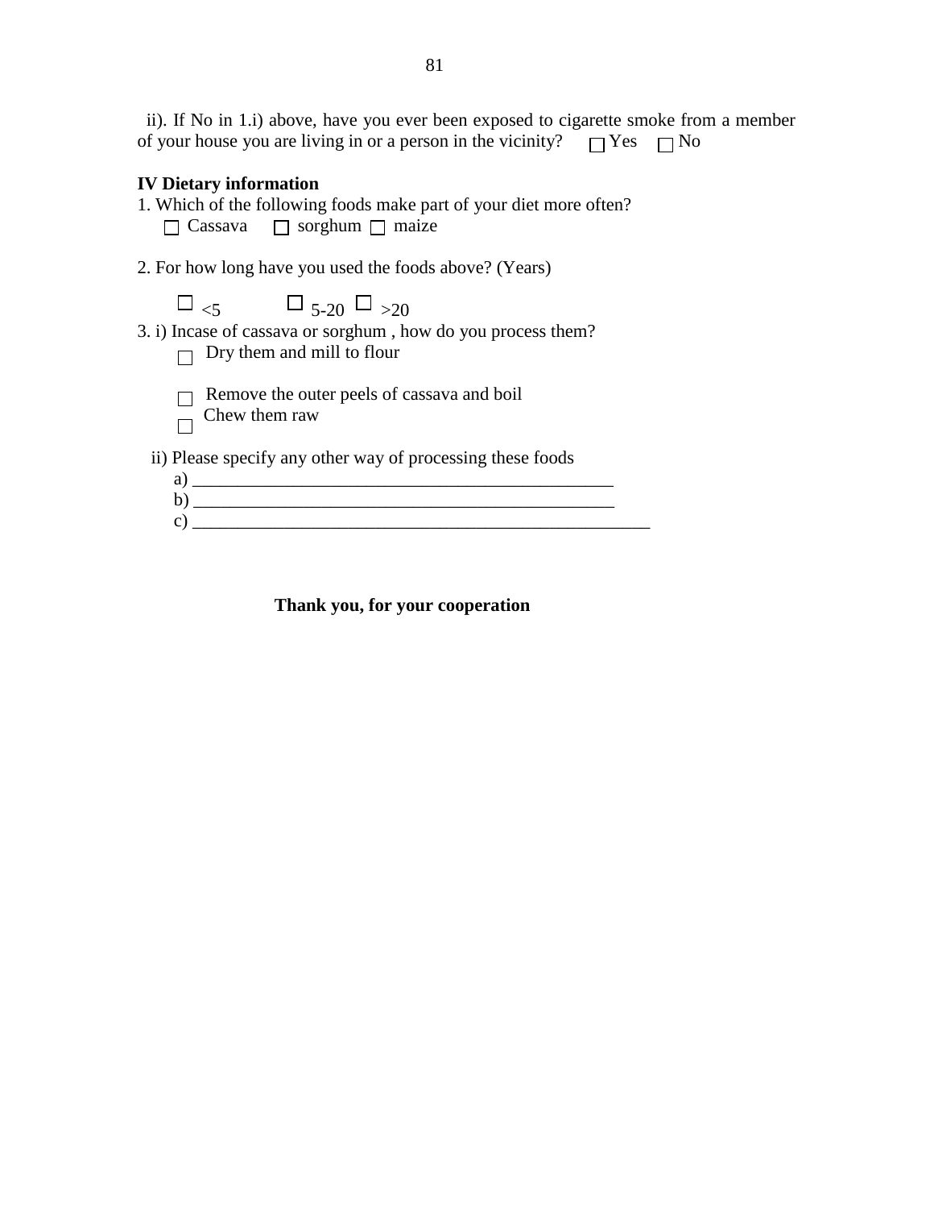ii). If No in 1.i) above, have you ever been exposed to cigarette smoke from a member of your house you are living in or a person in the vicinity? ☐ Yes ☐ No

**IV Dietary information**

1. Which of the following foods make part of your diet more often?

   ☐ Cassava ☐ sorghum ☐ maize

2. For how long have you used the foods above? (Years)

   ☐ <5 ☐ 5-20 ☐ >20

3. i) Incase of cassava or sorghum , how do you process them?

   ☐ Dry them and mill to flour

   ☐ Remove the outer peels of cassava and boil

   ☐ Chew them raw

   ii) Please specify any other way of processing these foods

   a) _______________________________________________

   b) _______________________________________________

   c) ___________________________________________________

**Thank you, for your cooperation**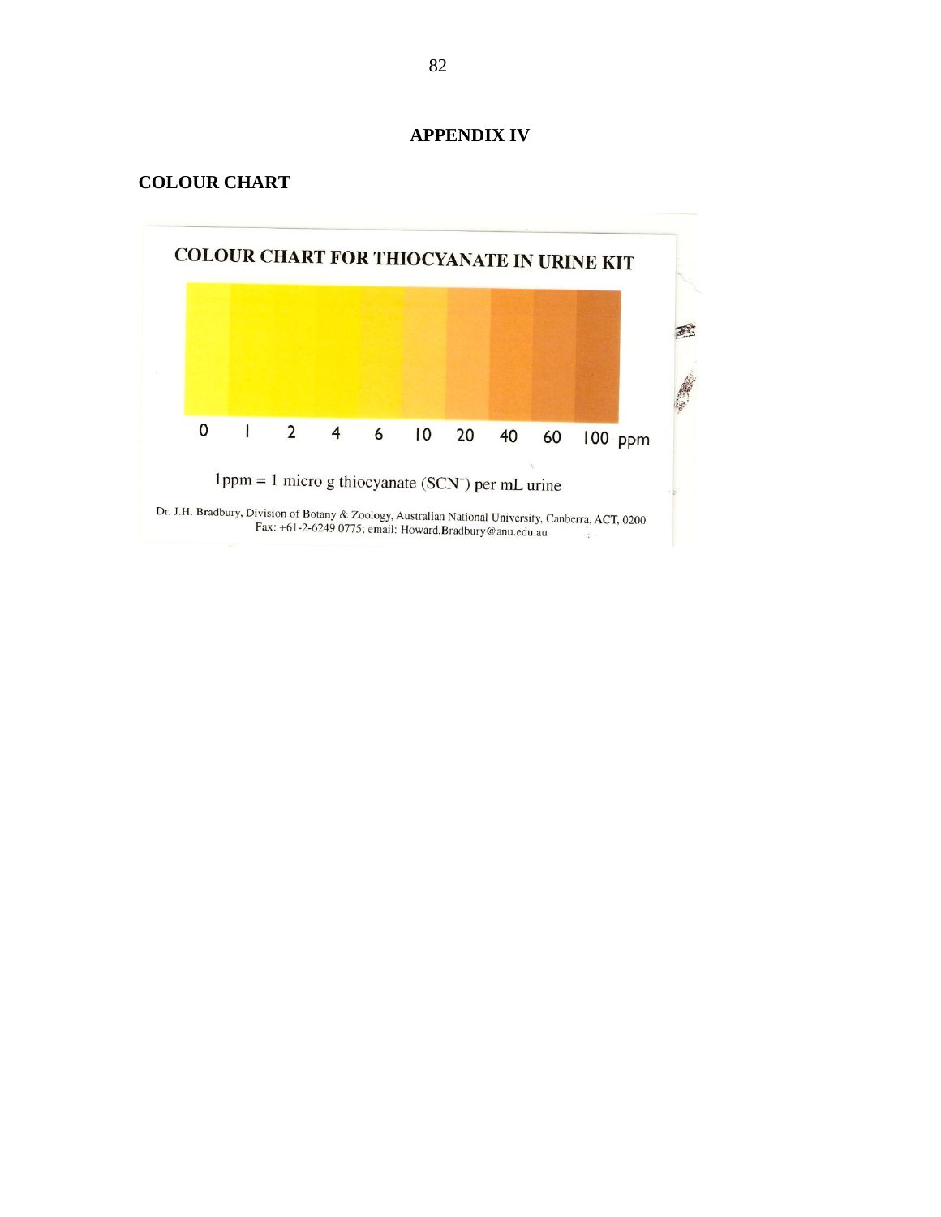# APPENDIX IV

## COLOUR CHART

COLOUR CHART FOR THIOCYANATE IN URINE KIT

0 1 2 4 6 10 20 40 60 100 ppm

1ppm = 1 micro g thiocyanate ($SCN^-$) per mL urine

Dr. J.H. Bradbury, Division of Botany & Zoology, Australian National University, Canberra, ACT, 0200
Fax: +61-2-6249 0775; email: Howard.Bradbury@anu.edu.au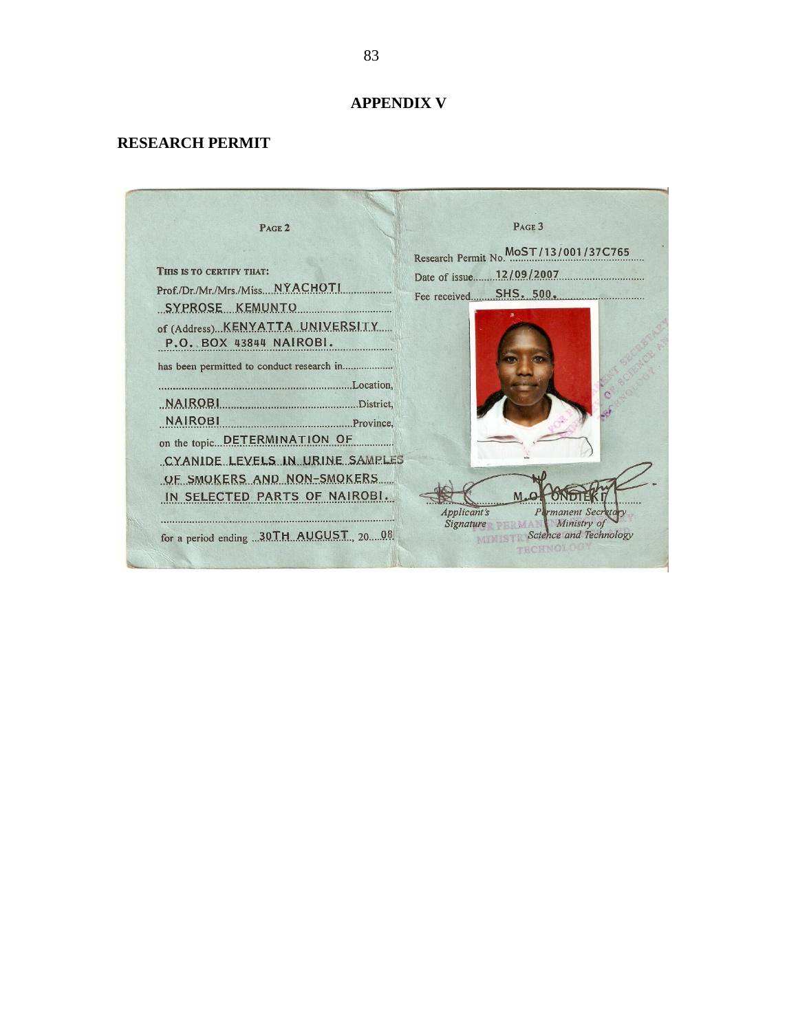# APPENDIX V

## RESEARCH PERMIT

PAGE 2

THIS IS TO CERTIFY THAT:

Prof./Dr./Mr./Mrs./Miss... NYACHOTI SYPROSE KEMUNTO

of (Address)... KENYATTA UNIVERSITY P.O. BOX 43844 NAIROBI.

has been permitted to conduct research in...

...Location,

NAIROBI ...District,

NAIROBI ...Province,

on the topic... DETERMINATION OF CYANIDE LEVELS IN URINE SAMPLES OF SMOKERS AND NON-SMOKERS IN SELECTED PARTS OF NAIROBI.

for a period ending ...30TH AUGUST, 20...08.

PAGE 3

Research Permit No. MoST/13/001/37C765

Date of issue... 12/09/2007

Fee received... SHS. 500.

Applicant's Signature

M.O. ONDIEKI
Permanent Secretary
Ministry of
Science and Technology